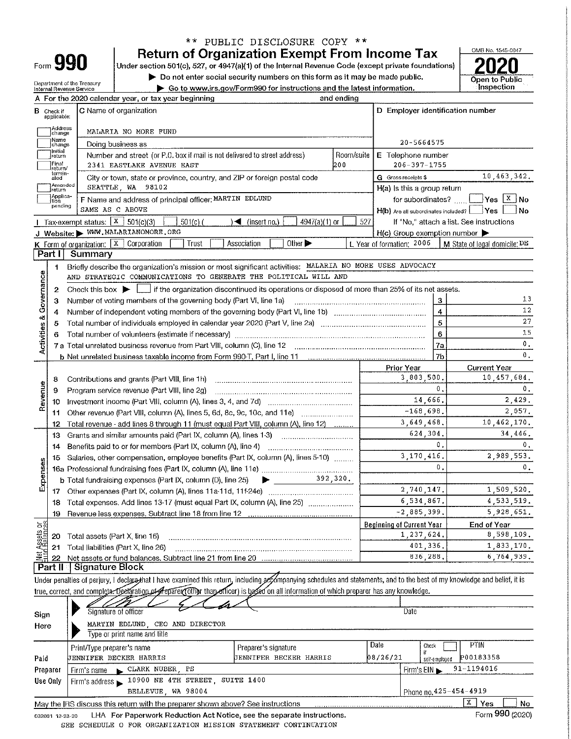** PUBLIC DISCLOSURE COPY **

# Form 990 — Return of Organization Exempt From Income Tax — 2020

Under section 501(c), 527, or 4947(a)(1) of the Internal Revenue Code (except private foundations)

▶ Do not enter social security numbers on this form as it may be made public.

▶ Go to www.irs.gov/Form990 for instructions and the latest information.

Department of the Treasury
Internal Revenue Service

OMB No. 1545-0047

Open to Public Inspection

**A** For the 2020 calendar year, or tax year beginning and ending

**B** Check if applicable: Address change, Name change, Initial return, Final return/terminated, Amended return, Application pending

**C** Name of organization: MALARIA NO MORE FUND

Doing business as

Number and street (or P.O. box if mail is not delivered to street address): 2341 EASTLAKE AVENUE EAST — Room/suite: 200

City or town, state or province, country, and ZIP or foreign postal code: SEATTLE, WA 98102

**D** Employer identification number: 20-5664575

**E** Telephone number: 206-397-1755

**G** Gross receipts $ 10,463,342.

**F** Name and address of principal officer: MARTIN EDLUND, SAME AS C ABOVE

**H(a)** Is this a group return for subordinates? ☐ Yes ☒ No

**H(b)** Are all subordinates included? ☐ Yes ☐ No — If "No," attach a list. See instructions

**H(c)** Group exemption number ▶

**I** Tax-exempt status: ☒ 501(c)(3) ☐ 501(c) ( ) ◀ (insert no.) ☐ 4947(a)(1) or ☐ 527

**J** Website: ▶ WWW.MALARIANOMORE.ORG

**K** Form of organization: ☒ Corporation ☐ Trust ☐ Association ☐ Other ▶

**L** Year of formation: 2006 **M** State of legal domicile: DE

## Part I Summary

**Activities & Governance**

1 Briefly describe the organization's mission or most significant activities: MALARIA NO MORE USES ADVOCACY AND STRATEGIC COMMUNICATIONS TO GENERATE THE POLITICAL WILL AND

2 Check this box ▶ ☐ if the organization discontinued its operations or disposed of more than 25% of its net assets.

| | | Line | Value |
|---|---|---|---|
| 3 | Number of voting members of the governing body (Part VI, line 1a) | 3 | 13 |
| 4 | Number of independent voting members of the governing body (Part VI, line 1b) | 4 | 12 |
| 5 | Total number of individuals employed in calendar year 2020 (Part V, line 2a) | 5 | 27 |
| 6 | Total number of volunteers (estimate if necessary) | 6 | 15 |
| 7a | Total unrelated business revenue from Part VIII, column (C), line 12 | 7a | 0. |
| b | Net unrelated business taxable income from Form 990-T, Part I, line 11 | 7b | 0. |

| | | Prior Year | Current Year |
|---|---|---|---|
| **Revenue** | | | |
| 8 | Contributions and grants (Part VIII, line 1h) | 3,803,500. | 10,457,684. |
| 9 | Program service revenue (Part VIII, line 2g) | 0. | 0. |
| 10 | Investment income (Part VIII, column (A), lines 3, 4, and 7d) | 14,666. | 2,429. |
| 11 | Other revenue (Part VIII, column (A), lines 5, 6d, 8c, 9c, 10c, and 11e) | -168,698. | 2,057. |
| 12 | Total revenue - add lines 8 through 11 (must equal Part VIII, column (A), line 12) | 3,649,468. | 10,462,170. |
| **Expenses** | | | |
| 13 | Grants and similar amounts paid (Part IX, column (A), lines 1-3) | 624,304. | 34,446. |
| 14 | Benefits paid to or for members (Part IX, column (A), line 4) | 0. | 0. |
| 15 | Salaries, other compensation, employee benefits (Part IX, column (A), lines 5-10) | 3,170,416. | 2,989,553. |
| 16a | Professional fundraising fees (Part IX, column (A), line 11e) | 0. | 0. |
| b | Total fundraising expenses (Part IX, column (D), line 25) ▶ 392,320. | | |
| 17 | Other expenses (Part IX, column (A), lines 11a-11d, 11f-24e) | 2,740,147. | 1,509,520. |
| 18 | Total expenses. Add lines 13-17 (must equal Part IX, column (A), line 25) | 6,534,867. | 4,533,519. |
| 19 | Revenue less expenses. Subtract line 18 from line 12 | -2,885,399. | 5,928,651. |
| **Net Assets or Fund Balances** | | **Beginning of Current Year** | **End of Year** |
| 20 | Total assets (Part X, line 16) | 1,237,624. | 8,598,109. |
| 21 | Total liabilities (Part X, line 26) | 401,336. | 1,833,170. |
| 22 | Net assets or fund balances. Subtract line 21 from line 20 | 836,288. | 6,764,939. |

## Part II Signature Block

Under penalties of perjury, I declare that I have examined this return, including accompanying schedules and statements, and to the best of my knowledge and belief, it is true, correct, and complete. Declaration of preparer (other than officer) is based on all information of which preparer has any knowledge.

**Sign Here**

Signature of officer — Date

MARTIN EDLUND, CEO AND DIRECTOR

Type or print name and title

| **Paid Preparer Use Only** | | | | |
|---|---|---|---|---|
| Print/Type preparer's name: JENNIFER BECKER HARRIS | Preparer's signature: JENNIFER BECKER HARRIS | Date: 08/26/21 | Check ☐ if self-employed | PTIN: P00183358 |
| Firm's name ▶ CLARK NUBER, PS | | | Firm's EIN ▶ 91-1194016 | |
| Firm's address ▶ 10900 NE 4TH STREET, SUITE 1400, BELLEVUE, WA 98004 | | | Phone no. 425-454-4919 | |

May the IRS discuss this return with the preparer shown above? See instructions ☒ Yes ☐ No

032001 12-23-20 LHA For Paperwork Reduction Act Notice, see the separate instructions. Form **990** (2020)

SEE SCHEDULE O FOR ORGANIZATION MISSION STATEMENT CONTINUATION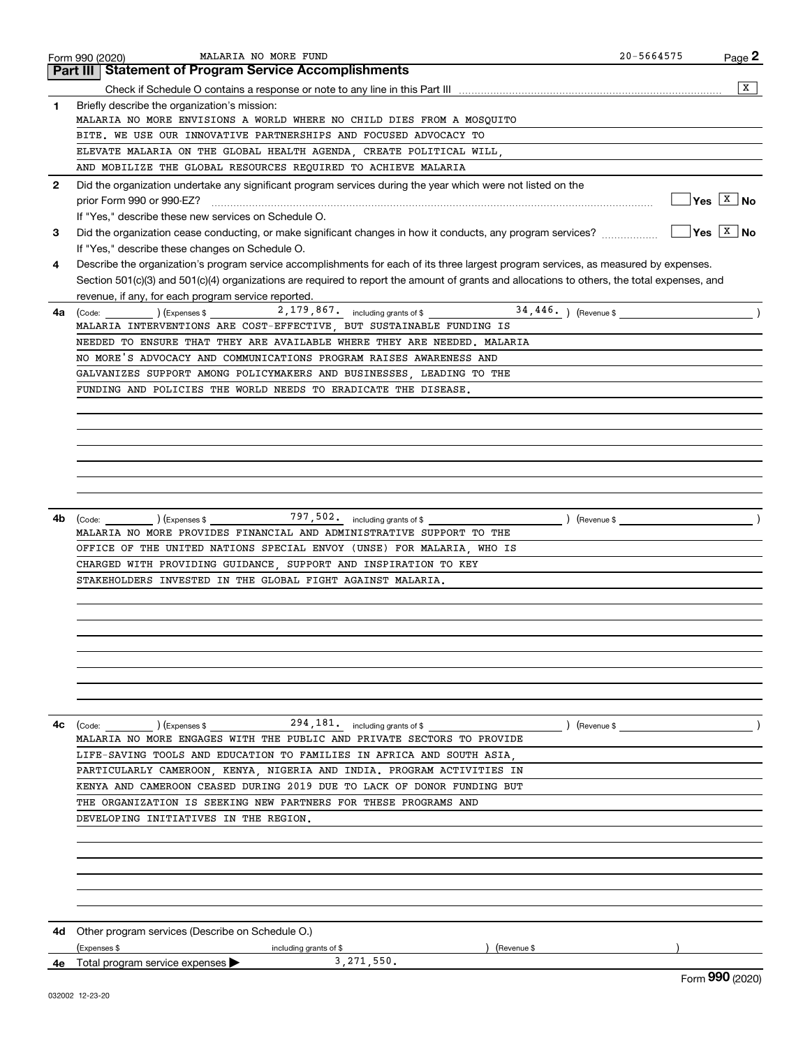Form 990 (2020) MALARIA NO MORE FUND 20-5664575

## Part III Statement of Program Service Accomplishments

Check if Schedule O contains a response or note to any line in this Part III [X]

**1** Briefly describe the organization's mission:

MALARIA NO MORE ENVISIONS A WORLD WHERE NO CHILD DIES FROM A MOSQUITO BITE. WE USE OUR INNOVATIVE PARTNERSHIPS AND FOCUSED ADVOCACY TO ELEVATE MALARIA ON THE GLOBAL HEALTH AGENDA, CREATE POLITICAL WILL, AND MOBILIZE THE GLOBAL RESOURCES REQUIRED TO ACHIEVE MALARIA

**2** Did the organization undertake any significant program services during the year which were not listed on the prior Form 990 or 990-EZ? [ ] Yes [X] No

If "Yes," describe these new services on Schedule O.

**3** Did the organization cease conducting, or make significant changes in how it conducts, any program services? [ ] Yes [X] No

If "Yes," describe these changes on Schedule O.

**4** Describe the organization's program service accomplishments for each of its three largest program services, as measured by expenses. Section 501(c)(3) and 501(c)(4) organizations are required to report the amount of grants and allocations to others, the total expenses, and revenue, if any, for each program service reported.

**4a** (Code: ) (Expenses $ 2,179,867. including grants of $ 34,446. ) (Revenue $ )

MALARIA INTERVENTIONS ARE COST-EFFECTIVE, BUT SUSTAINABLE FUNDING IS NEEDED TO ENSURE THAT THEY ARE AVAILABLE WHERE THEY ARE NEEDED. MALARIA NO MORE'S ADVOCACY AND COMMUNICATIONS PROGRAM RAISES AWARENESS AND GALVANIZES SUPPORT AMONG POLICYMAKERS AND BUSINESSES, LEADING TO THE FUNDING AND POLICIES THE WORLD NEEDS TO ERADICATE THE DISEASE.

**4b** (Code: ) (Expenses $ 797,502. including grants of $ ) (Revenue $ )

MALARIA NO MORE PROVIDES FINANCIAL AND ADMINISTRATIVE SUPPORT TO THE OFFICE OF THE UNITED NATIONS SPECIAL ENVOY (UNSE) FOR MALARIA, WHO IS CHARGED WITH PROVIDING GUIDANCE, SUPPORT AND INSPIRATION TO KEY STAKEHOLDERS INVESTED IN THE GLOBAL FIGHT AGAINST MALARIA.

**4c** (Code: ) (Expenses $ 294,181. including grants of $ ) (Revenue $ )

MALARIA NO MORE ENGAGES WITH THE PUBLIC AND PRIVATE SECTORS TO PROVIDE LIFE-SAVING TOOLS AND EDUCATION TO FAMILIES IN AFRICA AND SOUTH ASIA, PARTICULARLY CAMEROON, KENYA, NIGERIA AND INDIA. PROGRAM ACTIVITIES IN KENYA AND CAMEROON CEASED DURING 2019 DUE TO LACK OF DONOR FUNDING BUT THE ORGANIZATION IS SEEKING NEW PARTNERS FOR THESE PROGRAMS AND DEVELOPING INITIATIVES IN THE REGION.

**4d** Other program services (Describe on Schedule O.)

(Expenses $ including grants of $ ) (Revenue $ )

**4e** Total program service expenses ▶ 3,271,550.

Form **990** (2020)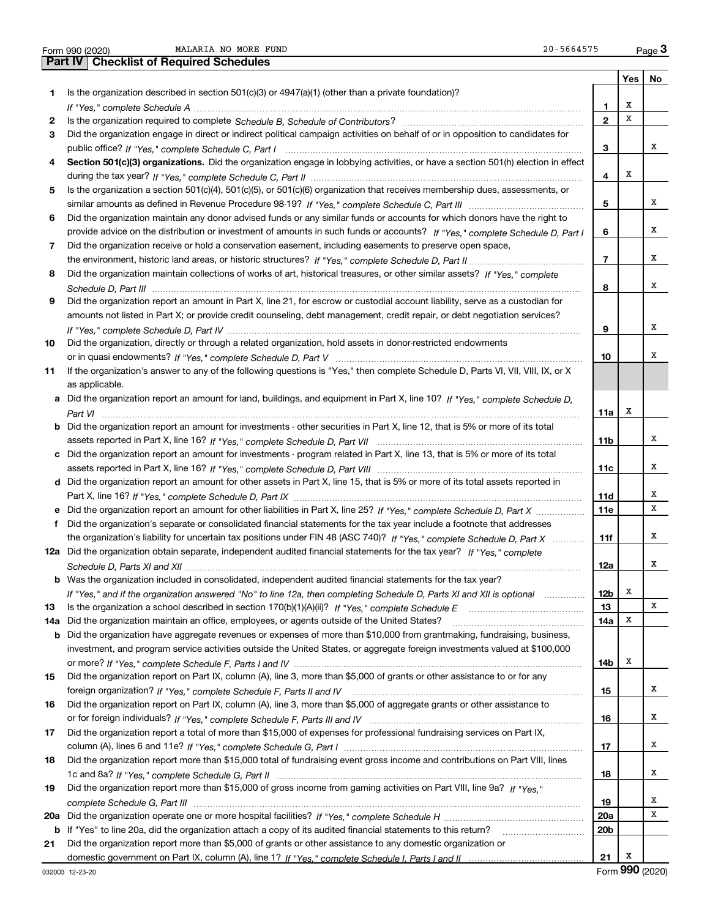Form 990 (2020) MALARIA NO MORE FUND 20-5664575

## Part IV | Checklist of Required Schedules

| | | | Yes | No |
|---|---|---|---|---|
| 1 | Is the organization described in section 501(c)(3) or 4947(a)(1) (other than a private foundation)? *If "Yes," complete Schedule A* | 1 | X | |
| 2 | Is the organization required to complete *Schedule B, Schedule of Contributors*? | 2 | X | |
| 3 | Did the organization engage in direct or indirect political campaign activities on behalf of or in opposition to candidates for public office? *If "Yes," complete Schedule C, Part I* | 3 | | X |
| 4 | **Section 501(c)(3) organizations.** Did the organization engage in lobbying activities, or have a section 501(h) election in effect during the tax year? *If "Yes," complete Schedule C, Part II* | 4 | X | |
| 5 | Is the organization a section 501(c)(4), 501(c)(5), or 501(c)(6) organization that receives membership dues, assessments, or similar amounts as defined in Revenue Procedure 98-19? *If "Yes," complete Schedule C, Part III* | 5 | | X |
| 6 | Did the organization maintain any donor advised funds or any similar funds or accounts for which donors have the right to provide advice on the distribution or investment of amounts in such funds or accounts? *If "Yes," complete Schedule D, Part I* | 6 | | X |
| 7 | Did the organization receive or hold a conservation easement, including easements to preserve open space, the environment, historic land areas, or historic structures? *If "Yes," complete Schedule D, Part II* | 7 | | X |
| 8 | Did the organization maintain collections of works of art, historical treasures, or other similar assets? *If "Yes," complete Schedule D, Part III* | 8 | | X |
| 9 | Did the organization report an amount in Part X, line 21, for escrow or custodial account liability, serve as a custodian for amounts not listed in Part X; or provide credit counseling, debt management, credit repair, or debt negotiation services? *If "Yes," complete Schedule D, Part IV* | 9 | | X |
| 10 | Did the organization, directly or through a related organization, hold assets in donor-restricted endowments or in quasi endowments? *If "Yes," complete Schedule D, Part V* | 10 | | X |
| 11 | If the organization's answer to any of the following questions is "Yes," then complete Schedule D, Parts VI, VII, VIII, IX, or X as applicable. | | | |
| a | Did the organization report an amount for land, buildings, and equipment in Part X, line 10? *If "Yes," complete Schedule D, Part VI* | 11a | X | |
| b | Did the organization report an amount for investments - other securities in Part X, line 12, that is 5% or more of its total assets reported in Part X, line 16? *If "Yes," complete Schedule D, Part VII* | 11b | | X |
| c | Did the organization report an amount for investments - program related in Part X, line 13, that is 5% or more of its total assets reported in Part X, line 16? *If "Yes," complete Schedule D, Part VIII* | 11c | | X |
| d | Did the organization report an amount for other assets in Part X, line 15, that is 5% or more of its total assets reported in Part X, line 16? *If "Yes," complete Schedule D, Part IX* | 11d | | X |
| e | Did the organization report an amount for other liabilities in Part X, line 25? *If "Yes," complete Schedule D, Part X* | 11e | | X |
| f | Did the organization's separate or consolidated financial statements for the tax year include a footnote that addresses the organization's liability for uncertain tax positions under FIN 48 (ASC 740)? *If "Yes," complete Schedule D, Part X* | 11f | | X |
| 12a | Did the organization obtain separate, independent audited financial statements for the tax year? *If "Yes," complete Schedule D, Parts XI and XII* | 12a | | X |
| b | Was the organization included in consolidated, independent audited financial statements for the tax year? *If "Yes," and if the organization answered "No" to line 12a, then completing Schedule D, Parts XI and XII is optional* | 12b | X | |
| 13 | Is the organization a school described in section 170(b)(1)(A)(ii)? *If "Yes," complete Schedule E* | 13 | | X |
| 14a | Did the organization maintain an office, employees, or agents outside of the United States? | 14a | X | |
| b | Did the organization have aggregate revenues or expenses of more than $10,000 from grantmaking, fundraising, business, investment, and program service activities outside the United States, or aggregate foreign investments valued at $100,000 or more? *If "Yes," complete Schedule F, Parts I and IV* | 14b | X | |
| 15 | Did the organization report on Part IX, column (A), line 3, more than $5,000 of grants or other assistance to or for any foreign organization? *If "Yes," complete Schedule F, Parts II and IV* | 15 | | X |
| 16 | Did the organization report on Part IX, column (A), line 3, more than $5,000 of aggregate grants or other assistance to or for foreign individuals? *If "Yes," complete Schedule F, Parts III and IV* | 16 | | X |
| 17 | Did the organization report a total of more than $15,000 of expenses for professional fundraising services on Part IX, column (A), lines 6 and 11e? *If "Yes," complete Schedule G, Part I* | 17 | | X |
| 18 | Did the organization report more than $15,000 total of fundraising event gross income and contributions on Part VIII, lines 1c and 8a? *If "Yes," complete Schedule G, Part II* | 18 | | X |
| 19 | Did the organization report more than $15,000 of gross income from gaming activities on Part VIII, line 9a? *If "Yes," complete Schedule G, Part III* | 19 | | X |
| 20a | Did the organization operate one or more hospital facilities? *If "Yes," complete Schedule H* | 20a | | X |
| b | If "Yes" to line 20a, did the organization attach a copy of its audited financial statements to this return? | 20b | | |
| 21 | Did the organization report more than $5,000 of grants or other assistance to any domestic organization or domestic government on Part IX, column (A), line 1? *If "Yes," complete Schedule I, Parts I and II* | 21 | X | |

032003 12-23-20 Form **990** (2020)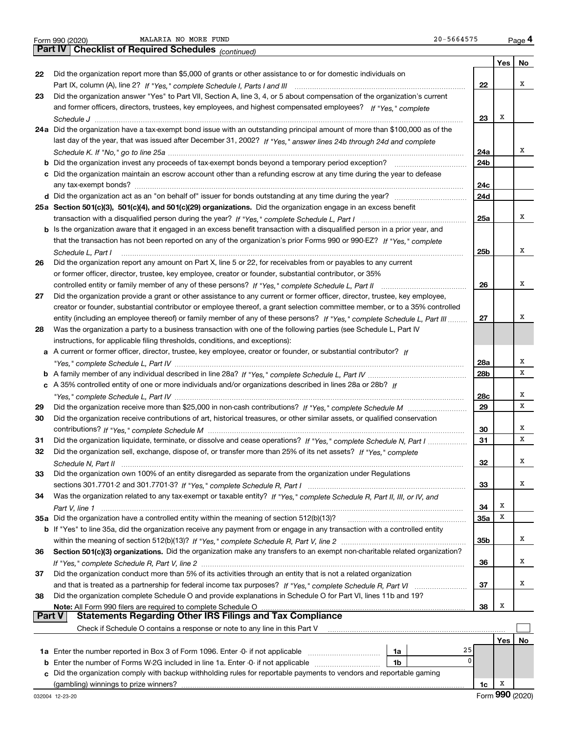Form 990 (2020) MALARIA NO MORE FUND 20-5664575

## Part IV Checklist of Required Schedules *(continued)*

| | | | Yes | No |
|---|---|---|---|---|
| 22 | Did the organization report more than $5,000 of grants or other assistance to or for domestic individuals on Part IX, column (A), line 2? *If "Yes," complete Schedule I, Parts I and III* | 22 | | X |
| 23 | Did the organization answer "Yes" to Part VII, Section A, line 3, 4, or 5 about compensation of the organization's current and former officers, directors, trustees, key employees, and highest compensated employees? *If "Yes," complete Schedule J* | 23 | X | |
| 24a | Did the organization have a tax-exempt bond issue with an outstanding principal amount of more than $100,000 as of the last day of the year, that was issued after December 31, 2002? *If "Yes," answer lines 24b through 24d and complete Schedule K. If "No," go to line 25a* | 24a | | X |
| b | Did the organization invest any proceeds of tax-exempt bonds beyond a temporary period exception? | 24b | | |
| c | Did the organization maintain an escrow account other than a refunding escrow at any time during the year to defease any tax-exempt bonds? | 24c | | |
| d | Did the organization act as an "on behalf of" issuer for bonds outstanding at any time during the year? | 24d | | |
| 25a | **Section 501(c)(3), 501(c)(4), and 501(c)(29) organizations.** Did the organization engage in an excess benefit transaction with a disqualified person during the year? *If "Yes," complete Schedule L, Part I* | 25a | | X |
| b | Is the organization aware that it engaged in an excess benefit transaction with a disqualified person in a prior year, and that the transaction has not been reported on any of the organization's prior Forms 990 or 990-EZ? *If "Yes," complete Schedule L, Part I* | 25b | | X |
| 26 | Did the organization report any amount on Part X, line 5 or 22, for receivables from or payables to any current or former officer, director, trustee, key employee, creator or founder, substantial contributor, or 35% controlled entity or family member of any of these persons? *If "Yes," complete Schedule L, Part II* | 26 | | X |
| 27 | Did the organization provide a grant or other assistance to any current or former officer, director, trustee, key employee, creator or founder, substantial contributor or employee thereof, a grant selection committee member, or to a 35% controlled entity (including an employee thereof) or family member of any of these persons? *If "Yes," complete Schedule L, Part III* | 27 | | X |
| 28 | Was the organization a party to a business transaction with one of the following parties (see Schedule L, Part IV instructions, for applicable filing thresholds, conditions, and exceptions): | | | |
| a | A current or former officer, director, trustee, key employee, creator or founder, or substantial contributor? *If "Yes," complete Schedule L, Part IV* | 28a | | X |
| b | A family member of any individual described in line 28a? *If "Yes," complete Schedule L, Part IV* | 28b | | X |
| c | A 35% controlled entity of one or more individuals and/or organizations described in lines 28a or 28b? *If "Yes," complete Schedule L, Part IV* | 28c | | X |
| 29 | Did the organization receive more than $25,000 in non-cash contributions? *If "Yes," complete Schedule M* | 29 | | X |
| 30 | Did the organization receive contributions of art, historical treasures, or other similar assets, or qualified conservation contributions? *If "Yes," complete Schedule M* | 30 | | X |
| 31 | Did the organization liquidate, terminate, or dissolve and cease operations? *If "Yes," complete Schedule N, Part I* | 31 | | X |
| 32 | Did the organization sell, exchange, dispose of, or transfer more than 25% of its net assets? *If "Yes," complete Schedule N, Part II* | 32 | | X |
| 33 | Did the organization own 100% of an entity disregarded as separate from the organization under Regulations sections 301.7701-2 and 301.7701-3? *If "Yes," complete Schedule R, Part I* | 33 | | X |
| 34 | Was the organization related to any tax-exempt or taxable entity? *If "Yes," complete Schedule R, Part II, III, or IV, and Part V, line 1* | 34 | X | |
| 35a | Did the organization have a controlled entity within the meaning of section 512(b)(13)? | 35a | X | |
| b | If "Yes" to line 35a, did the organization receive any payment from or engage in any transaction with a controlled entity within the meaning of section 512(b)(13)? *If "Yes," complete Schedule R, Part V, line 2* | 35b | | X |
| 36 | **Section 501(c)(3) organizations.** Did the organization make any transfers to an exempt non-charitable related organization? *If "Yes," complete Schedule R, Part V, line 2* | 36 | | X |
| 37 | Did the organization conduct more than 5% of its activities through an entity that is not a related organization and that is treated as a partnership for federal income tax purposes? *If "Yes," complete Schedule R, Part VI* | 37 | | X |
| 38 | Did the organization complete Schedule O and provide explanations in Schedule O for Part VI, lines 11b and 19? **Note:** All Form 990 filers are required to complete Schedule O | 38 | X | |

## Part V Statements Regarding Other IRS Filings and Tax Compliance

Check if Schedule O contains a response or note to any line in this Part V ☐

| | | | | | Yes | No |
|---|---|---|---|---|---|---|
| 1a | Enter the number reported in Box 3 of Form 1096. Enter -0- if not applicable | 1a | 25 | | | |
| b | Enter the number of Forms W-2G included in line 1a. Enter -0- if not applicable | 1b | 0 | | | |
| c | Did the organization comply with backup withholding rules for reportable payments to vendors and reportable gaming (gambling) winnings to prize winners? | | | 1c | X | |

032004 12-23-20 Form 990 (2020)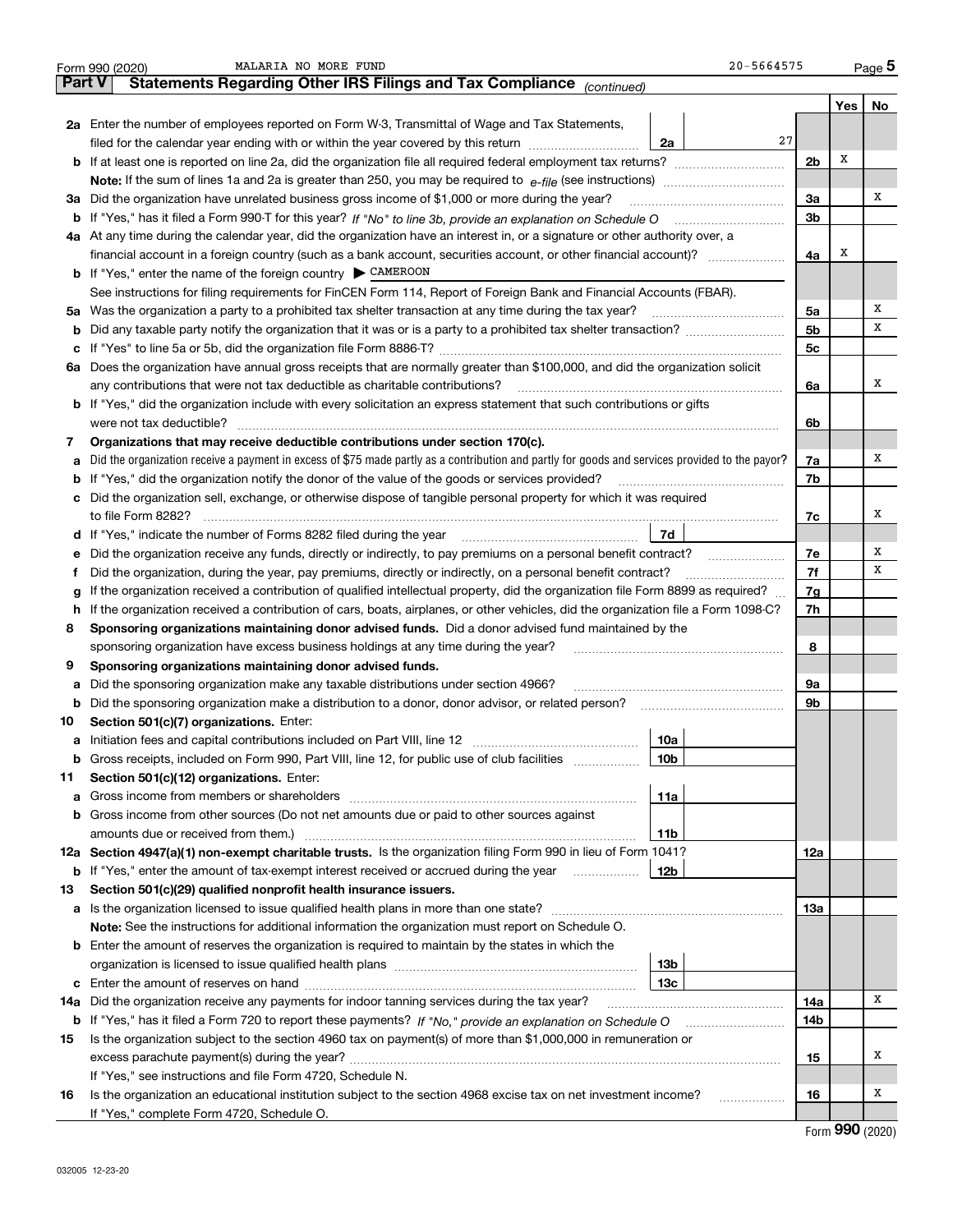Form 990 (2020) MALARIA NO MORE FUND 20-5664575

## Part V Statements Regarding Other IRS Filings and Tax Compliance *(continued)*

| | | | | Yes | No |
|---|---|---|---|---|---|
| **2a** | Enter the number of employees reported on Form W-3, Transmittal of Wage and Tax Statements, filed for the calendar year ending with or within the year covered by this return | 2a | 27 | | |
| **b** | If at least one is reported on line 2a, did the organization file all required federal employment tax returns? | | 2b | X | |
| | **Note:** If the sum of lines 1a and 2a is greater than 250, you may be required to *e-file* (see instructions) | | | | |
| **3a** | Did the organization have unrelated business gross income of $1,000 or more during the year? | | 3a | | X |
| **b** | If "Yes," has it filed a Form 990-T for this year? *If "No" to line 3b, provide an explanation on Schedule O* | | 3b | | |
| **4a** | At any time during the calendar year, did the organization have an interest in, or a signature or other authority over, a financial account in a foreign country (such as a bank account, securities account, or other financial account)? | | 4a | X | |
| **b** | If "Yes," enter the name of the foreign country ▶ CAMEROON | | | | |
| | See instructions for filing requirements for FinCEN Form 114, Report of Foreign Bank and Financial Accounts (FBAR). | | | | |
| **5a** | Was the organization a party to a prohibited tax shelter transaction at any time during the tax year? | | 5a | | X |
| **b** | Did any taxable party notify the organization that it was or is a party to a prohibited tax shelter transaction? | | 5b | | X |
| **c** | If "Yes" to line 5a or 5b, did the organization file Form 8886-T? | | 5c | | |
| **6a** | Does the organization have annual gross receipts that are normally greater than $100,000, and did the organization solicit any contributions that were not tax deductible as charitable contributions? | | 6a | | X |
| **b** | If "Yes," did the organization include with every solicitation an express statement that such contributions or gifts were not tax deductible? | | 6b | | |
| **7** | **Organizations that may receive deductible contributions under section 170(c).** | | | | |
| **a** | Did the organization receive a payment in excess of $75 made partly as a contribution and partly for goods and services provided to the payor? | | 7a | | X |
| **b** | If "Yes," did the organization notify the donor of the value of the goods or services provided? | | 7b | | |
| **c** | Did the organization sell, exchange, or otherwise dispose of tangible personal property for which it was required to file Form 8282? | | 7c | | X |
| **d** | If "Yes," indicate the number of Forms 8282 filed during the year | 7d | | | |
| **e** | Did the organization receive any funds, directly or indirectly, to pay premiums on a personal benefit contract? | | 7e | | X |
| **f** | Did the organization, during the year, pay premiums, directly or indirectly, on a personal benefit contract? | | 7f | | X |
| **g** | If the organization received a contribution of qualified intellectual property, did the organization file Form 8899 as required? | | 7g | | |
| **h** | If the organization received a contribution of cars, boats, airplanes, or other vehicles, did the organization file a Form 1098-C? | | 7h | | |
| **8** | **Sponsoring organizations maintaining donor advised funds.** Did a donor advised fund maintained by the sponsoring organization have excess business holdings at any time during the year? | | 8 | | |
| **9** | **Sponsoring organizations maintaining donor advised funds.** | | | | |
| **a** | Did the sponsoring organization make any taxable distributions under section 4966? | | 9a | | |
| **b** | Did the sponsoring organization make a distribution to a donor, donor advisor, or related person? | | 9b | | |
| **10** | **Section 501(c)(7) organizations.** Enter: | | | | |
| **a** | Initiation fees and capital contributions included on Part VIII, line 12 | 10a | | | |
| **b** | Gross receipts, included on Form 990, Part VIII, line 12, for public use of club facilities | 10b | | | |
| **11** | **Section 501(c)(12) organizations.** Enter: | | | | |
| **a** | Gross income from members or shareholders | 11a | | | |
| **b** | Gross income from other sources (Do not net amounts due or paid to other sources against amounts due or received from them.) | 11b | | | |
| **12a** | **Section 4947(a)(1) non-exempt charitable trusts.** Is the organization filing Form 990 in lieu of Form 1041? | | 12a | | |
| **b** | If "Yes," enter the amount of tax-exempt interest received or accrued during the year | 12b | | | |
| **13** | **Section 501(c)(29) qualified nonprofit health insurance issuers.** | | | | |
| **a** | Is the organization licensed to issue qualified health plans in more than one state? | | 13a | | |
| | **Note:** See the instructions for additional information the organization must report on Schedule O. | | | | |
| **b** | Enter the amount of reserves the organization is required to maintain by the states in which the organization is licensed to issue qualified health plans | 13b | | | |
| **c** | Enter the amount of reserves on hand | 13c | | | |
| **14a** | Did the organization receive any payments for indoor tanning services during the tax year? | | 14a | | X |
| **b** | If "Yes," has it filed a Form 720 to report these payments? *If "No," provide an explanation on Schedule O* | | 14b | | |
| **15** | Is the organization subject to the section 4960 tax on payment(s) of more than $1,000,000 in remuneration or excess parachute payment(s) during the year? | | 15 | | X |
| | If "Yes," see instructions and file Form 4720, Schedule N. | | | | |
| **16** | Is the organization an educational institution subject to the section 4968 excise tax on net investment income? | | 16 | | X |
| | If "Yes," complete Form 4720, Schedule O. | | | | |

032005 12-23-20

Form **990** (2020)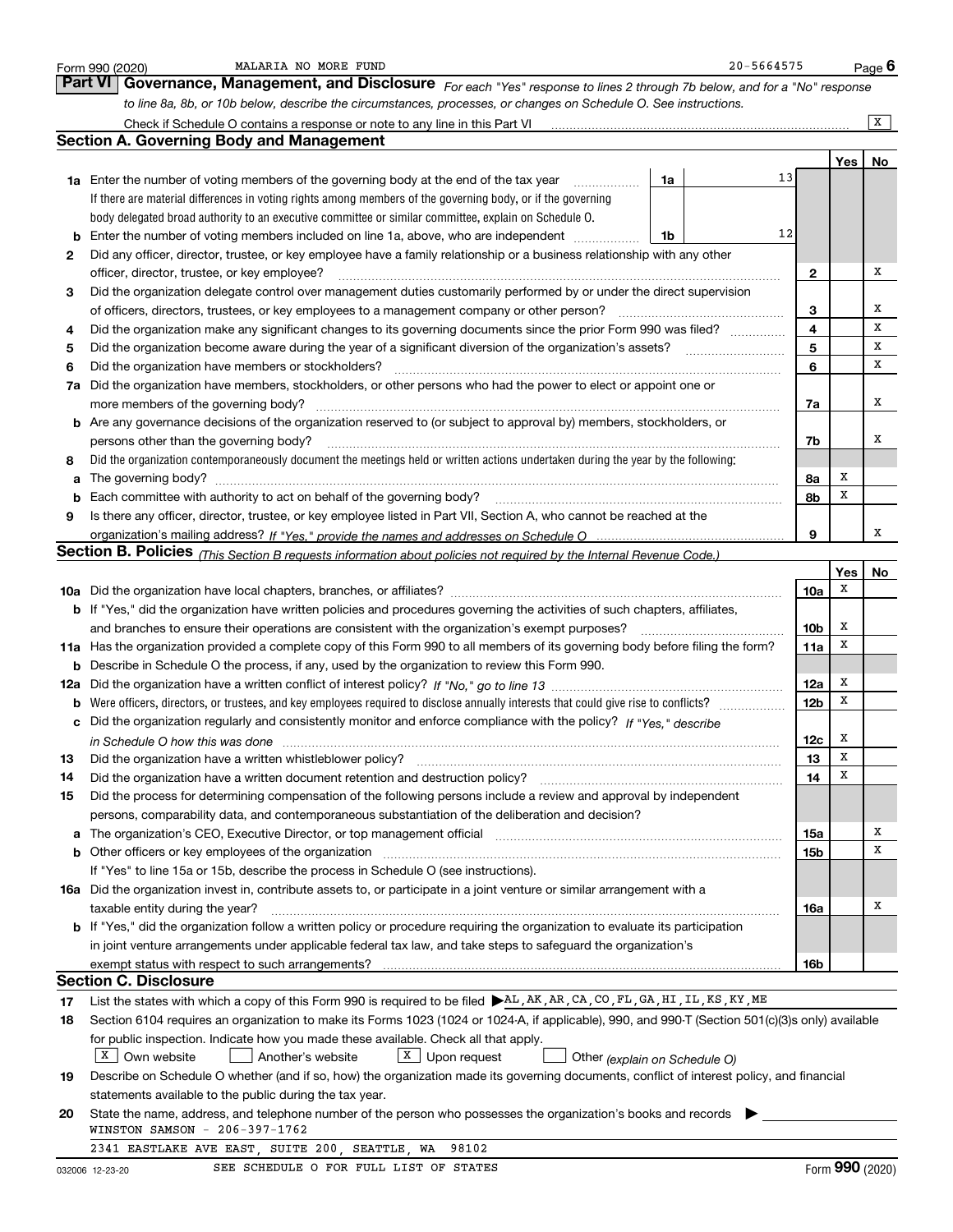Form 990 (2020) MALARIA NO MORE FUND 20-5664575

## Part VI Governance, Management, and Disclosure

*For each "Yes" response to lines 2 through 7b below, and for a "No" response to line 8a, 8b, or 10b below, describe the circumstances, processes, or changes on Schedule O. See instructions.*

Check if Schedule O contains a response or note to any line in this Part VI [X]

### Section A. Governing Body and Management

| | | | | Yes | No |
|---|---|---|---|---|---|
| **1a** | Enter the number of voting members of the governing body at the end of the tax year (1a) | 13 | | | |
| | If there are material differences in voting rights among members of the governing body, or if the governing body delegated broad authority to an executive committee or similar committee, explain on Schedule O. | | | | |
| **b** | Enter the number of voting members included on line 1a, above, who are independent (1b) | 12 | | | |
| **2** | Did any officer, director, trustee, or key employee have a family relationship or a business relationship with any other officer, director, trustee, or key employee? | | 2 | | X |
| **3** | Did the organization delegate control over management duties customarily performed by or under the direct supervision of officers, directors, trustees, or key employees to a management company or other person? | | 3 | | X |
| **4** | Did the organization make any significant changes to its governing documents since the prior Form 990 was filed? | | 4 | | X |
| **5** | Did the organization become aware during the year of a significant diversion of the organization's assets? | | 5 | | X |
| **6** | Did the organization have members or stockholders? | | 6 | | X |
| **7a** | Did the organization have members, stockholders, or other persons who had the power to elect or appoint one or more members of the governing body? | | 7a | | X |
| **b** | Are any governance decisions of the organization reserved to (or subject to approval by) members, stockholders, or persons other than the governing body? | | 7b | | X |
| **8** | Did the organization contemporaneously document the meetings held or written actions undertaken during the year by the following: | | | | |
| **a** | The governing body? | | 8a | X | |
| **b** | Each committee with authority to act on behalf of the governing body? | | 8b | X | |
| **9** | Is there any officer, director, trustee, or key employee listed in Part VII, Section A, who cannot be reached at the organization's mailing address? *If "Yes," provide the names and addresses on Schedule O* | | 9 | | X |

### Section B. Policies *(This Section B requests information about policies not required by the Internal Revenue Code.)*

| | | | Yes | No |
|---|---|---|---|---|
| **10a** | Did the organization have local chapters, branches, or affiliates? | 10a | X | |
| **b** | If "Yes," did the organization have written policies and procedures governing the activities of such chapters, affiliates, and branches to ensure their operations are consistent with the organization's exempt purposes? | 10b | X | |
| **11a** | Has the organization provided a complete copy of this Form 990 to all members of its governing body before filing the form? | 11a | X | |
| **b** | Describe in Schedule O the process, if any, used by the organization to review this Form 990. | | | |
| **12a** | Did the organization have a written conflict of interest policy? *If "No," go to line 13* | 12a | X | |
| **b** | Were officers, directors, or trustees, and key employees required to disclose annually interests that could give rise to conflicts? | 12b | X | |
| **c** | Did the organization regularly and consistently monitor and enforce compliance with the policy? *If "Yes," describe in Schedule O how this was done* | 12c | X | |
| **13** | Did the organization have a written whistleblower policy? | 13 | X | |
| **14** | Did the organization have a written document retention and destruction policy? | 14 | X | |
| **15** | Did the process for determining compensation of the following persons include a review and approval by independent persons, comparability data, and contemporaneous substantiation of the deliberation and decision? | | | |
| **a** | The organization's CEO, Executive Director, or top management official | 15a | | X |
| **b** | Other officers or key employees of the organization | 15b | | X |
| | If "Yes" to line 15a or 15b, describe the process in Schedule O (see instructions). | | | |
| **16a** | Did the organization invest in, contribute assets to, or participate in a joint venture or similar arrangement with a taxable entity during the year? | 16a | | X |
| **b** | If "Yes," did the organization follow a written policy or procedure requiring the organization to evaluate its participation in joint venture arrangements under applicable federal tax law, and take steps to safeguard the organization's exempt status with respect to such arrangements? | 16b | | |

### Section C. Disclosure

**17** List the states with which a copy of this Form 990 is required to be filed ▶ AL,AK,AR,CA,CO,FL,GA,HI,IL,KS,KY,ME

**18** Section 6104 requires an organization to make its Forms 1023 (1024 or 1024-A, if applicable), 990, and 990-T (Section 501(c)(3)s only) available for public inspection. Indicate how you made these available. Check all that apply.

[X] Own website [ ] Another's website [X] Upon request [ ] Other *(explain on Schedule O)*

**19** Describe on Schedule O whether (and if so, how) the organization made its governing documents, conflict of interest policy, and financial statements available to the public during the tax year.

**20** State the name, address, and telephone number of the person who possesses the organization's books and records ▶

WINSTON SAMSON - 206-397-1762

2341 EASTLAKE AVE EAST, SUITE 200, SEATTLE, WA 98102

SEE SCHEDULE O FOR FULL LIST OF STATES

032006 12-23-20 Form **990** (2020)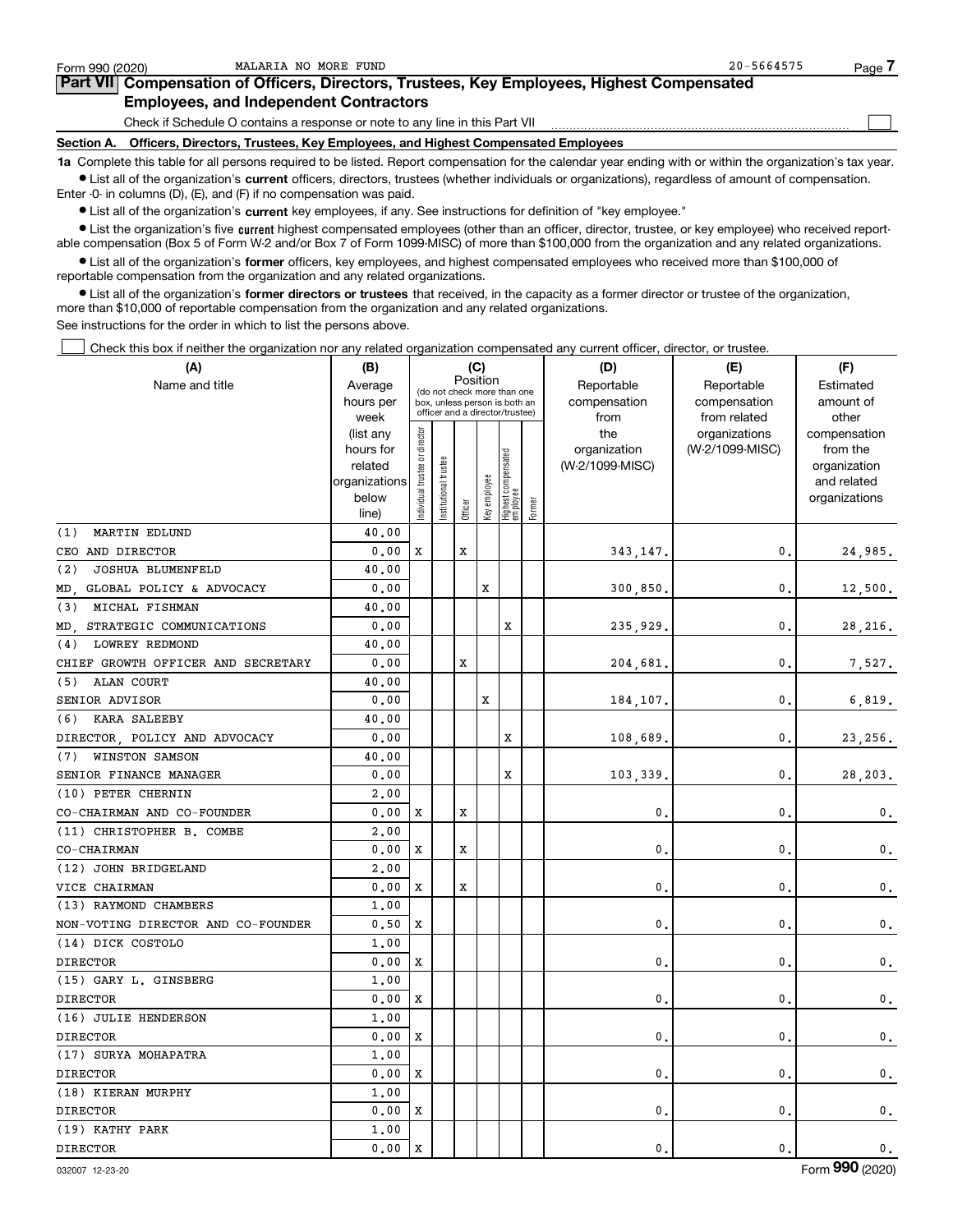Form 990 (2020) MALARIA NO MORE FUND 20-5664575

## Part VII Compensation of Officers, Directors, Trustees, Key Employees, Highest Compensated Employees, and Independent Contractors

Check if Schedule O contains a response or note to any line in this Part VII ☐

### Section A. Officers, Directors, Trustees, Key Employees, and Highest Compensated Employees

**1a** Complete this table for all persons required to be listed. Report compensation for the calendar year ending with or within the organization's tax year.

- List all of the organization's **current** officers, directors, trustees (whether individuals or organizations), regardless of amount of compensation. Enter -0- in columns (D), (E), and (F) if no compensation was paid.
- List all of the organization's **current** key employees, if any. See instructions for definition of "key employee."
- List the organization's five **current** highest compensated employees (other than an officer, director, trustee, or key employee) who received reportable compensation (Box 5 of Form W-2 and/or Box 7 of Form 1099-MISC) of more than $100,000 from the organization and any related organizations.
- List all of the organization's **former** officers, key employees, and highest compensated employees who received more than $100,000 of reportable compensation from the organization and any related organizations.
- List all of the organization's **former directors or trustees** that received, in the capacity as a former director or trustee of the organization, more than $10,000 of reportable compensation from the organization and any related organizations.

See instructions for the order in which to list the persons above.

☐ Check this box if neither the organization nor any related organization compensated any current officer, director, or trustee.

| (A) Name and title | (B) Average hours per week (list any hours for related organizations below line) | (C) Position: Individual trustee or director | Institutional trustee | Officer | Key employee | Highest compensated employee | Former | (D) Reportable compensation from the organization (W-2/1099-MISC) | (E) Reportable compensation from related organizations (W-2/1099-MISC) | (F) Estimated amount of other compensation from the organization and related organizations |
|---|---|---|---|---|---|---|---|---|---|---|
| (1) MARTIN EDLUND<br>CEO AND DIRECTOR | 40.00<br>0.00 | X | | X | | | | 343,147. | 0. | 24,985. |
| (2) JOSHUA BLUMENFELD<br>MD, GLOBAL POLICY & ADVOCACY | 40.00<br>0.00 | | | | X | | | 300,850. | 0. | 12,500. |
| (3) MICHAL FISHMAN<br>MD, STRATEGIC COMMUNICATIONS | 40.00<br>0.00 | | | | | X | | 235,929. | 0. | 28,216. |
| (4) LOWREY REDMOND<br>CHIEF GROWTH OFFICER AND SECRETARY | 40.00<br>0.00 | | | X | | | | 204,681. | 0. | 7,527. |
| (5) ALAN COURT<br>SENIOR ADVISOR | 40.00<br>0.00 | | | | X | | | 184,107. | 0. | 6,819. |
| (6) KARA SALEEBY<br>DIRECTOR, POLICY AND ADVOCACY | 40.00<br>0.00 | | | | | X | | 108,689. | 0. | 23,256. |
| (7) WINSTON SAMSON<br>SENIOR FINANCE MANAGER | 40.00<br>0.00 | | | | | X | | 103,339. | 0. | 28,203. |
| (10) PETER CHERNIN<br>CO-CHAIRMAN AND CO-FOUNDER | 2.00<br>0.00 | X | | X | | | | 0. | 0. | 0. |
| (11) CHRISTOPHER B. COMBE<br>CO-CHAIRMAN | 2.00<br>0.00 | X | | X | | | | 0. | 0. | 0. |
| (12) JOHN BRIDGELAND<br>VICE CHAIRMAN | 2.00<br>0.00 | X | | X | | | | 0. | 0. | 0. |
| (13) RAYMOND CHAMBERS<br>NON-VOTING DIRECTOR AND CO-FOUNDER | 1.00<br>0.50 | X | | | | | | 0. | 0. | 0. |
| (14) DICK COSTOLO<br>DIRECTOR | 1.00<br>0.00 | X | | | | | | 0. | 0. | 0. |
| (15) GARY L. GINSBERG<br>DIRECTOR | 1.00<br>0.00 | X | | | | | | 0. | 0. | 0. |
| (16) JULIE HENDERSON<br>DIRECTOR | 1.00<br>0.00 | X | | | | | | 0. | 0. | 0. |
| (17) SURYA MOHAPATRA<br>DIRECTOR | 1.00<br>0.00 | X | | | | | | 0. | 0. | 0. |
| (18) KIERAN MURPHY<br>DIRECTOR | 1.00<br>0.00 | X | | | | | | 0. | 0. | 0. |
| (19) KATHY PARK<br>DIRECTOR | 1.00<br>0.00 | X | | | | | | 0. | 0. | 0. |

032007 12-23-20 Form **990** (2020)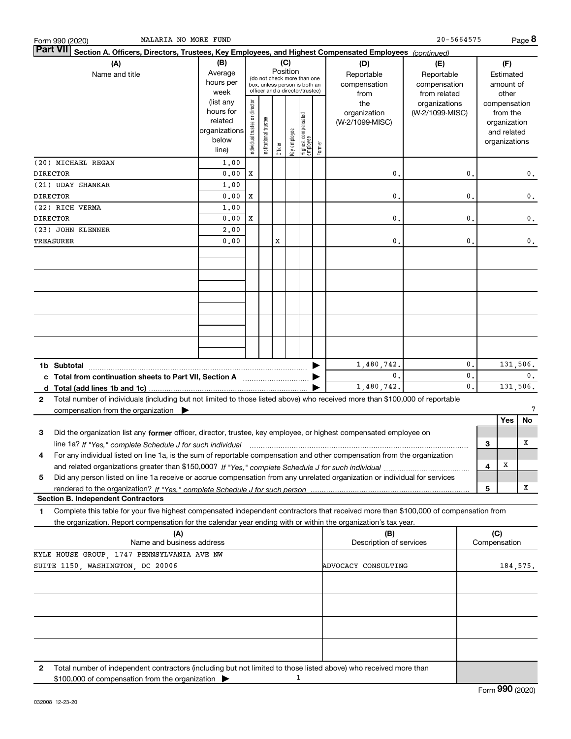Form 990 (2020) MALARIA NO MORE FUND 20-5664575

## Part VII Section A. Officers, Directors, Trustees, Key Employees, and Highest Compensated Employees *(continued)*

| (A) Name and title | (B) Average hours per week (list any hours for related organizations below line) | (C) Position: Individual trustee or director | Institutional trustee | Officer | Key employee | Highest compensated employee | Former | (D) Reportable compensation from the organization (W-2/1099-MISC) | (E) Reportable compensation from related organizations (W-2/1099-MISC) | (F) Estimated amount of other compensation from the organization and related organizations |
|---|---|---|---|---|---|---|---|---|---|---|
| (20) MICHAEL REGAN<br>DIRECTOR | 1.00<br>0.00 | X | | | | | | 0. | 0. | 0. |
| (21) UDAY SHANKAR<br>DIRECTOR | 1.00<br>0.00 | X | | | | | | 0. | 0. | 0. |
| (22) RICH VERMA<br>DIRECTOR | 1.00<br>0.00 | X | | | | | | 0. | 0. | 0. |
| (23) JOHN KLENNER<br>TREASURER | 2.00<br>0.00 | | | X | | | | 0. | 0. | 0. |
| | | | | | | | | | | |
| | | | | | | | | | | |
| | | | | | | | | | | |
| | | | | | | | | | | |
| | | | | | | | | | | |
| 1b Subtotal | | | | | | | | 1,480,742. | 0. | 131,506. |
| c Total from continuation sheets to Part VII, Section A | | | | | | | | 0. | 0. | 0. |
| d Total (add lines 1b and 1c) | | | | | | | | 1,480,742. | 0. | 131,506. |

2 Total number of individuals (including but not limited to those listed above) who received more than $100,000 of reportable compensation from the organization ▶ 7

| | | Yes | No |
|---|---|---|---|
| 3 Did the organization list any **former** officer, director, trustee, key employee, or highest compensated employee on line 1a? *If "Yes," complete Schedule J for such individual* | 3 | | X |
| 4 For any individual listed on line 1a, is the sum of reportable compensation and other compensation from the organization and related organizations greater than $150,000? *If "Yes," complete Schedule J for such individual* | 4 | X | |
| 5 Did any person listed on line 1a receive or accrue compensation from any unrelated organization or individual for services rendered to the organization? *If "Yes," complete Schedule J for such person* | 5 | | X |

### Section B. Independent Contractors

1 Complete this table for your five highest compensated independent contractors that received more than $100,000 of compensation from the organization. Report compensation for the calendar year ending with or within the organization's tax year.

| (A) Name and business address | (B) Description of services | (C) Compensation |
|---|---|---|
| KYLE HOUSE GROUP, 1747 PENNSYLVANIA AVE NW<br>SUITE 1150, WASHINGTON, DC 20006 | ADVOCACY CONSULTING | 184,575. |
| | | |
| | | |
| | | |
| | | |

2 Total number of independent contractors (including but not limited to those listed above) who received more than $100,000 of compensation from the organization ▶ 1

032008 12-23-20 Form **990** (2020)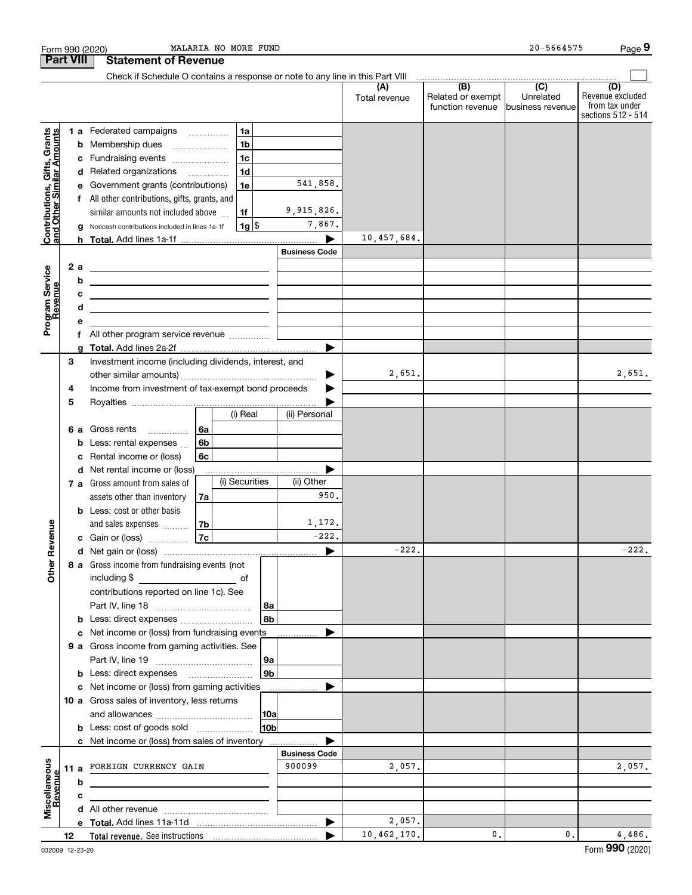Form 990 (2020) MALARIA NO MORE FUND 20-5664575

## Part VIII Statement of Revenue

Check if Schedule O contains a response or note to any line in this Part VIII

| | | | | (A) Total revenue | (B) Related or exempt function revenue | (C) Unrelated business revenue | (D) Revenue excluded from tax under sections 512 - 514 |
|---|---|---|---|---|---|---|---|
| **Contributions, Gifts, Grants and Other Similar Amounts** | 1a Federated campaigns | 1a | | | | | |
| | b Membership dues | 1b | | | | | |
| | c Fundraising events | 1c | | | | | |
| | d Related organizations | 1d | | | | | |
| | e Government grants (contributions) | 1e | 541,858. | | | | |
| | f All other contributions, gifts, grants, and similar amounts not included above | 1f | 9,915,826. | | | | |
| | g Noncash contributions included in lines 1a-1f | 1g $ | 7,867. | | | | |
| | h **Total.** Add lines 1a-1f | | | 10,457,684. | | | |
| **Program Service Revenue** | | | Business Code | | | | |
| | 2a | | | | | | |
| | b | | | | | | |
| | c | | | | | | |
| | d | | | | | | |
| | e | | | | | | |
| | f All other program service revenue | | | | | | |
| | g **Total.** Add lines 2a-2f | | | | | | |
| **Other Revenue** | 3 Investment income (including dividends, interest, and other similar amounts) | | | 2,651. | | | 2,651. |
| | 4 Income from investment of tax-exempt bond proceeds | | | | | | |
| | 5 Royalties | | | | | | |
| | | | (i) Real / (ii) Personal | | | | |
| | 6a Gross rents | 6a | | | | | |
| | b Less: rental expenses | 6b | | | | | |
| | c Rental income or (loss) | 6c | | | | | |
| | d Net rental income or (loss) | | | | | | |
| | | | (i) Securities / (ii) Other | | | | |
| | 7a Gross amount from sales of assets other than inventory | 7a | (ii) 950. | | | | |
| | b Less: cost or other basis and sales expenses | 7b | (ii) 1,172. | | | | |
| | c Gain or (loss) | 7c | (ii) -222. | | | | |
| | d Net gain or (loss) | | | -222. | | | -222. |
| | 8a Gross income from fundraising events (not including $ of contributions reported on line 1c). See Part IV, line 18 | 8a | | | | | |
| | b Less: direct expenses | 8b | | | | | |
| | c Net income or (loss) from fundraising events | | | | | | |
| | 9a Gross income from gaming activities. See Part IV, line 19 | 9a | | | | | |
| | b Less: direct expenses | 9b | | | | | |
| | c Net income or (loss) from gaming activities | | | | | | |
| | 10a Gross sales of inventory, less returns and allowances | 10a | | | | | |
| | b Less: cost of goods sold | 10b | | | | | |
| | c Net income or (loss) from sales of inventory | | | | | | |
| **Miscellaneous Revenue** | | | Business Code | | | | |
| | 11a FOREIGN CURRENCY GAIN | | 900099 | 2,057. | | | 2,057. |
| | b | | | | | | |
| | c | | | | | | |
| | d All other revenue | | | | | | |
| | e **Total.** Add lines 11a-11d | | | 2,057. | | | |
| | 12 **Total revenue.** See instructions | | | 10,462,170. | 0. | 0. | 4,486. |

032009 12-23-20 Form **990** (2020)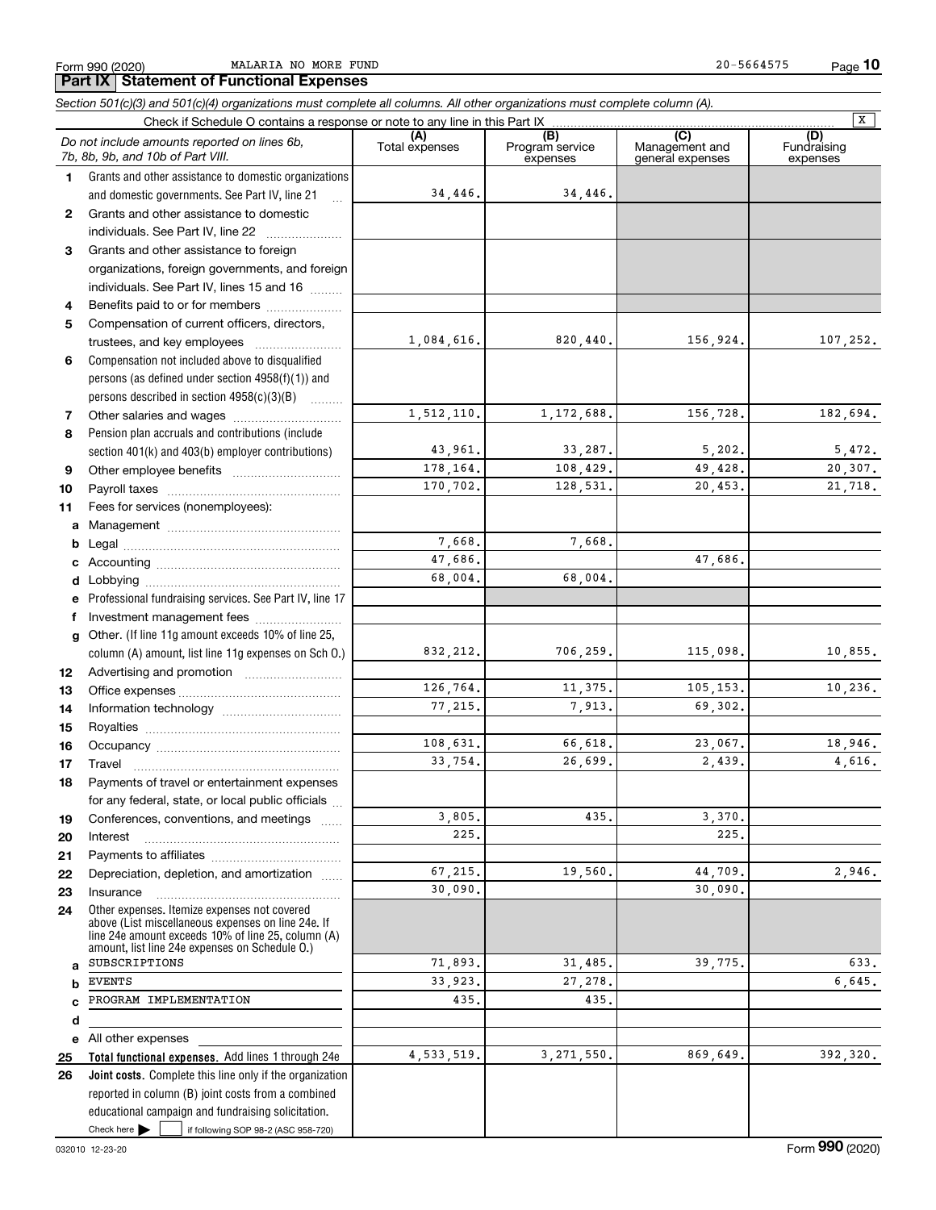Form 990 (2020) MALARIA NO MORE FUND 20-5664575

## Part IX Statement of Functional Expenses

*Section 501(c)(3) and 501(c)(4) organizations must complete all columns. All other organizations must complete column (A).*

Check if Schedule O contains a response or note to any line in this Part IX [X]

| *Do not include amounts reported on lines 6b, 7b, 8b, 9b, and 10b of Part VIII.* | (A) Total expenses | (B) Program service expenses | (C) Management and general expenses | (D) Fundraising expenses |
|---|---|---|---|---|
| 1 Grants and other assistance to domestic organizations and domestic governments. See Part IV, line 21 | 34,446. | 34,446. | | |
| 2 Grants and other assistance to domestic individuals. See Part IV, line 22 | | | | |
| 3 Grants and other assistance to foreign organizations, foreign governments, and foreign individuals. See Part IV, lines 15 and 16 | | | | |
| 4 Benefits paid to or for members | | | | |
| 5 Compensation of current officers, directors, trustees, and key employees | 1,084,616. | 820,440. | 156,924. | 107,252. |
| 6 Compensation not included above to disqualified persons (as defined under section 4958(f)(1)) and persons described in section 4958(c)(3)(B) | | | | |
| 7 Other salaries and wages | 1,512,110. | 1,172,688. | 156,728. | 182,694. |
| 8 Pension plan accruals and contributions (include section 401(k) and 403(b) employer contributions) | 43,961. | 33,287. | 5,202. | 5,472. |
| 9 Other employee benefits | 178,164. | 108,429. | 49,428. | 20,307. |
| 10 Payroll taxes | 170,702. | 128,531. | 20,453. | 21,718. |
| 11 Fees for services (nonemployees): | | | | |
| a Management | | | | |
| b Legal | 7,668. | 7,668. | | |
| c Accounting | 47,686. | | 47,686. | |
| d Lobbying | 68,004. | 68,004. | | |
| e Professional fundraising services. See Part IV, line 17 | | | | |
| f Investment management fees | | | | |
| g Other. (If line 11g amount exceeds 10% of line 25, column (A) amount, list line 11g expenses on Sch O.) | 832,212. | 706,259. | 115,098. | 10,855. |
| 12 Advertising and promotion | | | | |
| 13 Office expenses | 126,764. | 11,375. | 105,153. | 10,236. |
| 14 Information technology | 77,215. | 7,913. | 69,302. | |
| 15 Royalties | | | | |
| 16 Occupancy | 108,631. | 66,618. | 23,067. | 18,946. |
| 17 Travel | 33,754. | 26,699. | 2,439. | 4,616. |
| 18 Payments of travel or entertainment expenses for any federal, state, or local public officials | | | | |
| 19 Conferences, conventions, and meetings | 3,805. | 435. | 3,370. | |
| 20 Interest | 225. | | 225. | |
| 21 Payments to affiliates | | | | |
| 22 Depreciation, depletion, and amortization | 67,215. | 19,560. | 44,709. | 2,946. |
| 23 Insurance | 30,090. | | 30,090. | |
| 24 Other expenses. Itemize expenses not covered above (List miscellaneous expenses on line 24e. If line 24e amount exceeds 10% of line 25, column (A) amount, list line 24e expenses on Schedule O.) | | | | |
| a SUBSCRIPTIONS | 71,893. | 31,485. | 39,775. | 633. |
| b EVENTS | 33,923. | 27,278. | | 6,645. |
| c PROGRAM IMPLEMENTATION | 435. | 435. | | |
| d | | | | |
| e All other expenses | | | | |
| 25 **Total functional expenses.** Add lines 1 through 24e | 4,533,519. | 3,271,550. | 869,649. | 392,320. |
| 26 **Joint costs.** Complete this line only if the organization reported in column (B) joint costs from a combined educational campaign and fundraising solicitation. Check here [ ] if following SOP 98-2 (ASC 958-720) | | | | |

032010 12-23-20 Form **990** (2020)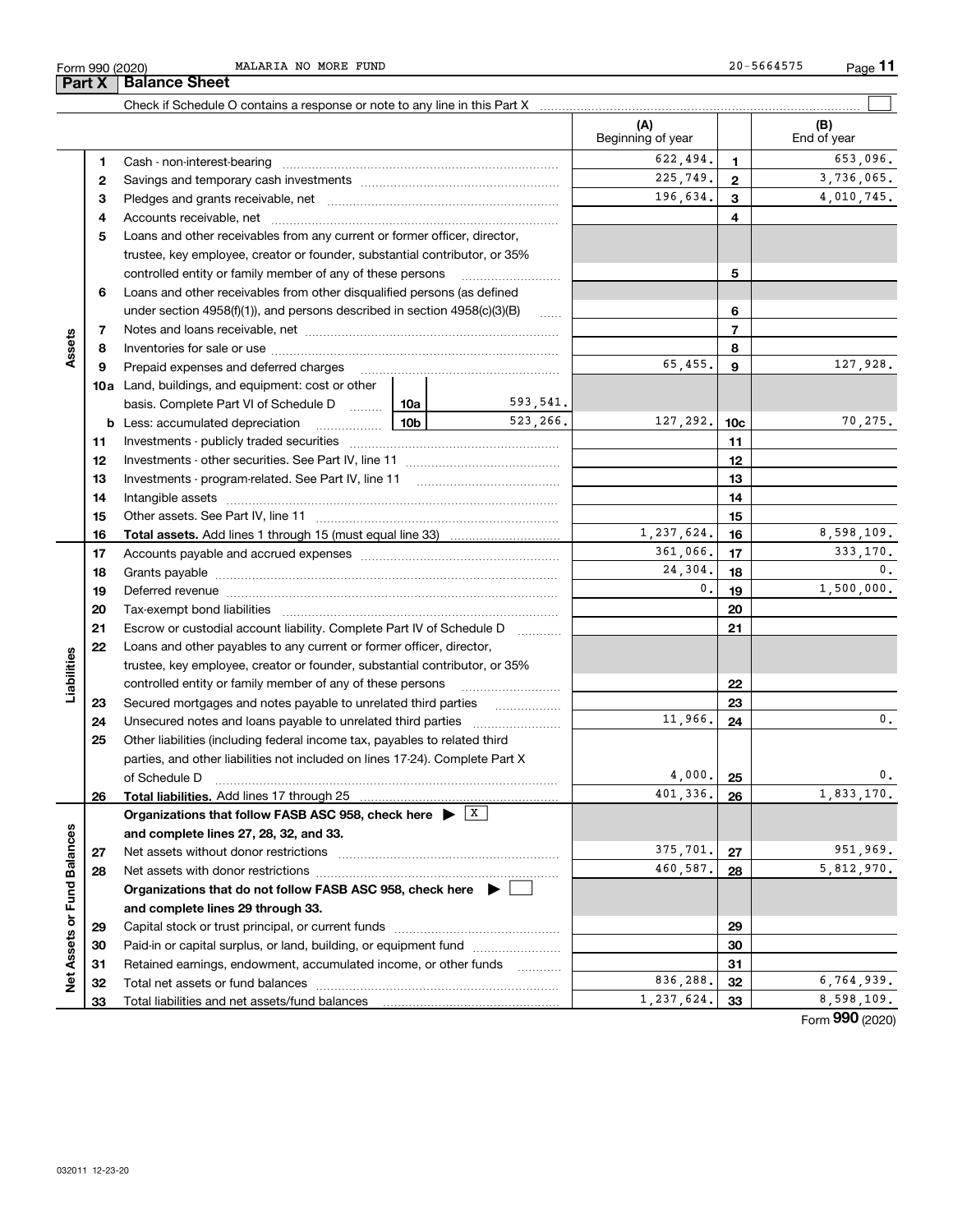Form 990 (2020) MALARIA NO MORE FUND 20-5664575

## Part X | Balance Sheet

Check if Schedule O contains a response or note to any line in this Part X ☐

| | | | | (A) Beginning of year | | (B) End of year |
|---|---|---|---|---|---|---|
| Assets | 1 | Cash - non-interest-bearing | | 622,494. | 1 | 653,096. |
| | 2 | Savings and temporary cash investments | | 225,749. | 2 | 3,736,065. |
| | 3 | Pledges and grants receivable, net | | 196,634. | 3 | 4,010,745. |
| | 4 | Accounts receivable, net | | | 4 | |
| | 5 | Loans and other receivables from any current or former officer, director, trustee, key employee, creator or founder, substantial contributor, or 35% controlled entity or family member of any of these persons | | | 5 | |
| | 6 | Loans and other receivables from other disqualified persons (as defined under section 4958(f)(1)), and persons described in section 4958(c)(3)(B) | | | 6 | |
| | 7 | Notes and loans receivable, net | | | 7 | |
| | 8 | Inventories for sale or use | | | 8 | |
| | 9 | Prepaid expenses and deferred charges | | 65,455. | 9 | 127,928. |
| | 10a | Land, buildings, and equipment: cost or other basis. Complete Part VI of Schedule D | 10a 593,541. | | | |
| | b | Less: accumulated depreciation | 10b 523,266. | 127,292. | 10c | 70,275. |
| | 11 | Investments - publicly traded securities | | | 11 | |
| | 12 | Investments - other securities. See Part IV, line 11 | | | 12 | |
| | 13 | Investments - program-related. See Part IV, line 11 | | | 13 | |
| | 14 | Intangible assets | | | 14 | |
| | 15 | Other assets. See Part IV, line 11 | | | 15 | |
| | 16 | **Total assets.** Add lines 1 through 15 (must equal line 33) | | 1,237,624. | 16 | 8,598,109. |
| Liabilities | 17 | Accounts payable and accrued expenses | | 361,066. | 17 | 333,170. |
| | 18 | Grants payable | | 24,304. | 18 | 0. |
| | 19 | Deferred revenue | | 0. | 19 | 1,500,000. |
| | 20 | Tax-exempt bond liabilities | | | 20 | |
| | 21 | Escrow or custodial account liability. Complete Part IV of Schedule D | | | 21 | |
| | 22 | Loans and other payables to any current or former officer, director, trustee, key employee, creator or founder, substantial contributor, or 35% controlled entity or family member of any of these persons | | | 22 | |
| | 23 | Secured mortgages and notes payable to unrelated third parties | | | 23 | |
| | 24 | Unsecured notes and loans payable to unrelated third parties | | 11,966. | 24 | 0. |
| | 25 | Other liabilities (including federal income tax, payables to related third parties, and other liabilities not included on lines 17-24). Complete Part X of Schedule D | | 4,000. | 25 | 0. |
| | 26 | **Total liabilities.** Add lines 17 through 25 | | 401,336. | 26 | 1,833,170. |
| Net Assets or Fund Balances | | **Organizations that follow FASB ASC 958, check here** ▶ [X] **and complete lines 27, 28, 32, and 33.** | | | | |
| | 27 | Net assets without donor restrictions | | 375,701. | 27 | 951,969. |
| | 28 | Net assets with donor restrictions | | 460,587. | 28 | 5,812,970. |
| | | **Organizations that do not follow FASB ASC 958, check here** ▶ ☐ **and complete lines 29 through 33.** | | | | |
| | 29 | Capital stock or trust principal, or current funds | | | 29 | |
| | 30 | Paid-in or capital surplus, or land, building, or equipment fund | | | 30 | |
| | 31 | Retained earnings, endowment, accumulated income, or other funds | | | 31 | |
| | 32 | Total net assets or fund balances | | 836,288. | 32 | 6,764,939. |
| | 33 | Total liabilities and net assets/fund balances | | 1,237,624. | 33 | 8,598,109. |

Form **990** (2020)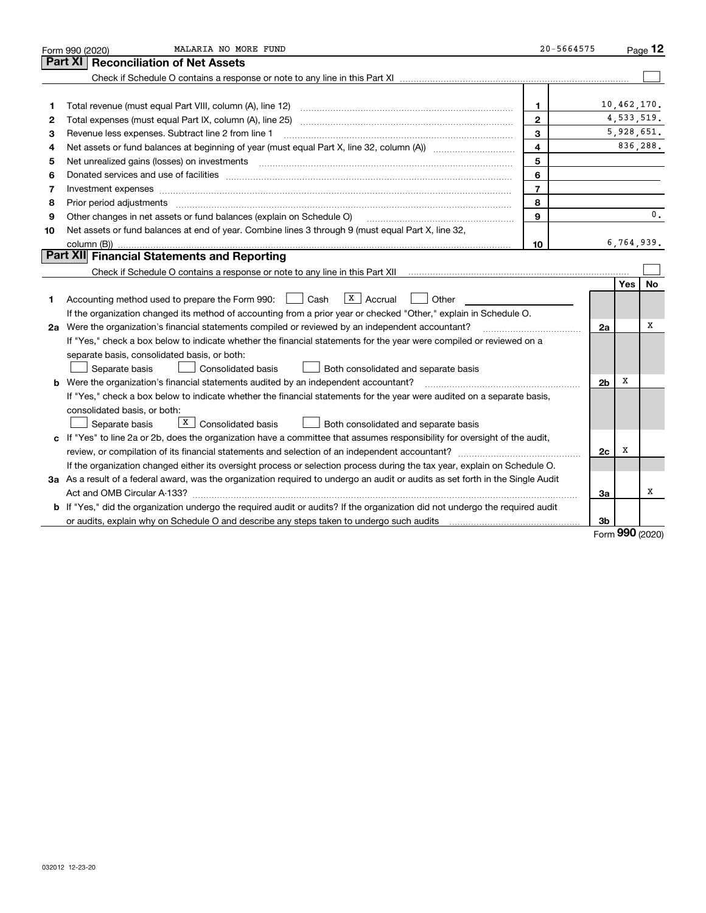Form 990 (2020) MALARIA NO MORE FUND 20-5664575

## Part XI Reconciliation of Net Assets

Check if Schedule O contains a response or note to any line in this Part XI ☐

| | | | |
|---|---|---|---|
| 1 | Total revenue (must equal Part VIII, column (A), line 12) | 1 | 10,462,170. |
| 2 | Total expenses (must equal Part IX, column (A), line 25) | 2 | 4,533,519. |
| 3 | Revenue less expenses. Subtract line 2 from line 1 | 3 | 5,928,651. |
| 4 | Net assets or fund balances at beginning of year (must equal Part X, line 32, column (A)) | 4 | 836,288. |
| 5 | Net unrealized gains (losses) on investments | 5 | |
| 6 | Donated services and use of facilities | 6 | |
| 7 | Investment expenses | 7 | |
| 8 | Prior period adjustments | 8 | |
| 9 | Other changes in net assets or fund balances (explain on Schedule O) | 9 | 0. |
| 10 | Net assets or fund balances at end of year. Combine lines 3 through 9 (must equal Part X, line 32, column (B)) | 10 | 6,764,939. |

## Part XII Financial Statements and Reporting

Check if Schedule O contains a response or note to any line in this Part XII ☐

| | | | Yes | No |
|---|---|---|---|---|
| 1 | Accounting method used to prepare the Form 990: ☐ Cash ☒ Accrual ☐ Other<br>If the organization changed its method of accounting from a prior year or checked "Other," explain in Schedule O. | | | |
| 2a | Were the organization's financial statements compiled or reviewed by an independent accountant?<br>If "Yes," check a box below to indicate whether the financial statements for the year were compiled or reviewed on a separate basis, consolidated basis, or both:<br>☐ Separate basis ☐ Consolidated basis ☐ Both consolidated and separate basis | 2a | | X |
| b | Were the organization's financial statements audited by an independent accountant?<br>If "Yes," check a box below to indicate whether the financial statements for the year were audited on a separate basis, consolidated basis, or both:<br>☐ Separate basis ☒ Consolidated basis ☐ Both consolidated and separate basis | 2b | X | |
| c | If "Yes" to line 2a or 2b, does the organization have a committee that assumes responsibility for oversight of the audit, review, or compilation of its financial statements and selection of an independent accountant?<br>If the organization changed either its oversight process or selection process during the tax year, explain on Schedule O. | 2c | X | |
| 3a | As a result of a federal award, was the organization required to undergo an audit or audits as set forth in the Single Audit Act and OMB Circular A-133? | 3a | | X |
| b | If "Yes," did the organization undergo the required audit or audits? If the organization did not undergo the required audit or audits, explain why on Schedule O and describe any steps taken to undergo such audits | 3b | | |

Form 990 (2020)

032012 12-23-20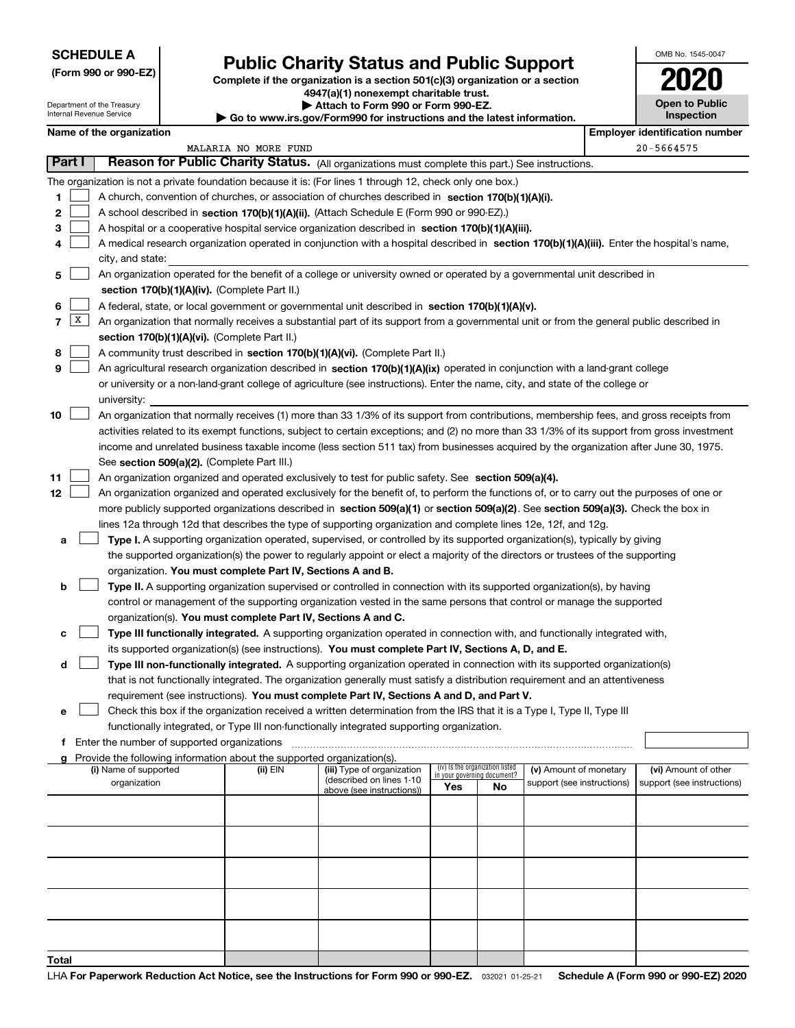**SCHEDULE A**
**(Form 990 or 990-EZ)**

Department of the Treasury
Internal Revenue Service

# Public Charity Status and Public Support

**Complete if the organization is a section 501(c)(3) organization or a section 4947(a)(1) nonexempt charitable trust.**
**▶ Attach to Form 990 or Form 990-EZ.**
**▶ Go to www.irs.gov/Form990 for instructions and the latest information.**

OMB No. 1545-0047
**2020**
**Open to Public Inspection**

**Name of the organization**: MALARIA NO MORE FUND
**Employer identification number**: 20-5664575

## Part I Reason for Public Charity Status. (All organizations must complete this part.) See instructions.

The organization is not a private foundation because it is: (For lines 1 through 12, check only one box.)

1 ☐ A church, convention of churches, or association of churches described in **section 170(b)(1)(A)(i).**

2 ☐ A school described in **section 170(b)(1)(A)(ii).** (Attach Schedule E (Form 990 or 990-EZ).)

3 ☐ A hospital or a cooperative hospital service organization described in **section 170(b)(1)(A)(iii).**

4 ☐ A medical research organization operated in conjunction with a hospital described in **section 170(b)(1)(A)(iii).** Enter the hospital's name, city, and state:

5 ☐ An organization operated for the benefit of a college or university owned or operated by a governmental unit described in **section 170(b)(1)(A)(iv).** (Complete Part II.)

6 ☐ A federal, state, or local government or governmental unit described in **section 170(b)(1)(A)(v).**

7 ☒ An organization that normally receives a substantial part of its support from a governmental unit or from the general public described in **section 170(b)(1)(A)(vi).** (Complete Part II.)

8 ☐ A community trust described in **section 170(b)(1)(A)(vi).** (Complete Part II.)

9 ☐ An agricultural research organization described in **section 170(b)(1)(A)(ix)** operated in conjunction with a land-grant college or university or a non-land-grant college of agriculture (see instructions). Enter the name, city, and state of the college or university:

10 ☐ An organization that normally receives (1) more than 33 1/3% of its support from contributions, membership fees, and gross receipts from activities related to its exempt functions, subject to certain exceptions; and (2) no more than 33 1/3% of its support from gross investment income and unrelated business taxable income (less section 511 tax) from businesses acquired by the organization after June 30, 1975. See **section 509(a)(2).** (Complete Part III.)

11 ☐ An organization organized and operated exclusively to test for public safety. See **section 509(a)(4).**

12 ☐ An organization organized and operated exclusively for the benefit of, to perform the functions of, or to carry out the purposes of one or more publicly supported organizations described in **section 509(a)(1)** or **section 509(a)(2)**. See **section 509(a)(3).** Check the box in lines 12a through 12d that describes the type of supporting organization and complete lines 12e, 12f, and 12g.

a ☐ **Type I.** A supporting organization operated, supervised, or controlled by its supported organization(s), typically by giving the supported organization(s) the power to regularly appoint or elect a majority of the directors or trustees of the supporting organization. **You must complete Part IV, Sections A and B.**

b ☐ **Type II.** A supporting organization supervised or controlled in connection with its supported organization(s), by having control or management of the supporting organization vested in the same persons that control or manage the supported organization(s). **You must complete Part IV, Sections A and C.**

c ☐ **Type III functionally integrated.** A supporting organization operated in connection with, and functionally integrated with, its supported organization(s) (see instructions). **You must complete Part IV, Sections A, D, and E.**

d ☐ **Type III non-functionally integrated.** A supporting organization operated in connection with its supported organization(s) that is not functionally integrated. The organization generally must satisfy a distribution requirement and an attentiveness requirement (see instructions). **You must complete Part IV, Sections A and D, and Part V.**

e ☐ Check this box if the organization received a written determination from the IRS that it is a Type I, Type II, Type III functionally integrated, or Type III non-functionally integrated supporting organization.

f Enter the number of supported organizations

g Provide the following information about the supported organization(s).

| (i) Name of supported organization | (ii) EIN | (iii) Type of organization (described on lines 1-10 above (see instructions)) | (iv) Is the organization listed in your governing document? Yes | No | (v) Amount of monetary support (see instructions) | (vi) Amount of other support (see instructions) |
|---|---|---|---|---|---|---|
| | | | | | | |
| | | | | | | |
| | | | | | | |
| | | | | | | |
| | | | | | | |
| **Total** | | | | | | |

LHA **For Paperwork Reduction Act Notice, see the Instructions for Form 990 or 990-EZ.** 032021 01-25-21 **Schedule A (Form 990 or 990-EZ) 2020**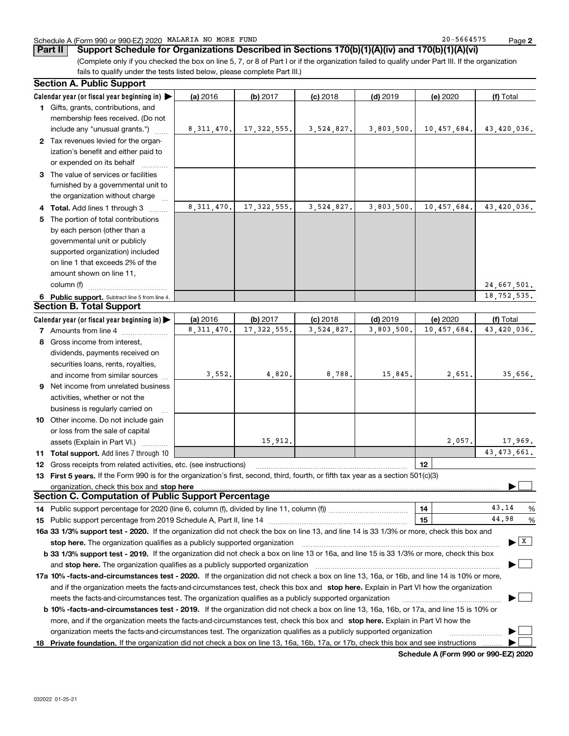Schedule A (Form 990 or 990-EZ) 2020 MALARIA NO MORE FUND 20-5664575

## Part II Support Schedule for Organizations Described in Sections 170(b)(1)(A)(iv) and 170(b)(1)(A)(vi)

(Complete only if you checked the box on line 5, 7, or 8 of Part I or if the organization failed to qualify under Part III. If the organization fails to qualify under the tests listed below, please complete Part III.)

### Section A. Public Support

| Calendar year (or fiscal year beginning in) ▶ | (a) 2016 | (b) 2017 | (c) 2018 | (d) 2019 | (e) 2020 | (f) Total |
|---|---|---|---|---|---|---|
| 1 Gifts, grants, contributions, and membership fees received. (Do not include any "unusual grants.") | 8,311,470. | 17,322,555. | 3,524,827. | 3,803,500. | 10,457,684. | 43,420,036. |
| 2 Tax revenues levied for the organization's benefit and either paid to or expended on its behalf | | | | | | |
| 3 The value of services or facilities furnished by a governmental unit to the organization without charge | | | | | | |
| 4 Total. Add lines 1 through 3 | 8,311,470. | 17,322,555. | 3,524,827. | 3,803,500. | 10,457,684. | 43,420,036. |
| 5 The portion of total contributions by each person (other than a governmental unit or publicly supported organization) included on line 1 that exceeds 2% of the amount shown on line 11, column (f) | | | | | | 24,667,501. |
| 6 Public support. Subtract line 5 from line 4. | | | | | | 18,752,535. |

### Section B. Total Support

| Calendar year (or fiscal year beginning in) ▶ | (a) 2016 | (b) 2017 | (c) 2018 | (d) 2019 | (e) 2020 | (f) Total |
|---|---|---|---|---|---|---|
| 7 Amounts from line 4 | 8,311,470. | 17,322,555. | 3,524,827. | 3,803,500. | 10,457,684. | 43,420,036. |
| 8 Gross income from interest, dividends, payments received on securities loans, rents, royalties, and income from similar sources | 3,552. | 4,820. | 8,788. | 15,845. | 2,651. | 35,656. |
| 9 Net income from unrelated business activities, whether or not the business is regularly carried on | | | | | | |
| 10 Other income. Do not include gain or loss from the sale of capital assets (Explain in Part VI.) | | 15,912. | | | 2,057. | 17,969. |
| 11 Total support. Add lines 7 through 10 | | | | | | 43,473,661. |

12 Gross receipts from related activities, etc. (see instructions) | 12 |

13 **First 5 years.** If the Form 990 is for the organization's first, second, third, fourth, or fifth tax year as a section 501(c)(3) organization, check this box and **stop here** ▶ ☐

### Section C. Computation of Public Support Percentage

14 Public support percentage for 2020 (line 6, column (f), divided by line 11, column (f)) | 14 | 43.14 %

15 Public support percentage from 2019 Schedule A, Part II, line 14 | 15 | 44.98 %

**16a 33 1/3% support test - 2020.** If the organization did not check the box on line 13, and line 14 is 33 1/3% or more, check this box and **stop here.** The organization qualifies as a publicly supported organization ▶ ☒

**b 33 1/3% support test - 2019.** If the organization did not check a box on line 13 or 16a, and line 15 is 33 1/3% or more, check this box and **stop here.** The organization qualifies as a publicly supported organization ▶ ☐

**17a 10% -facts-and-circumstances test - 2020.** If the organization did not check a box on line 13, 16a, or 16b, and line 14 is 10% or more, and if the organization meets the facts-and-circumstances test, check this box and **stop here.** Explain in Part VI how the organization meets the facts-and-circumstances test. The organization qualifies as a publicly supported organization ▶ ☐

**b 10% -facts-and-circumstances test - 2019.** If the organization did not check a box on line 13, 16a, 16b, or 17a, and line 15 is 10% or more, and if the organization meets the facts-and-circumstances test, check this box and **stop here.** Explain in Part VI how the organization meets the facts-and-circumstances test. The organization qualifies as a publicly supported organization ▶ ☐

**18 Private foundation.** If the organization did not check a box on line 13, 16a, 16b, 17a, or 17b, check this box and see instructions ▶ ☐

**Schedule A (Form 990 or 990-EZ) 2020**

032022 01-25-21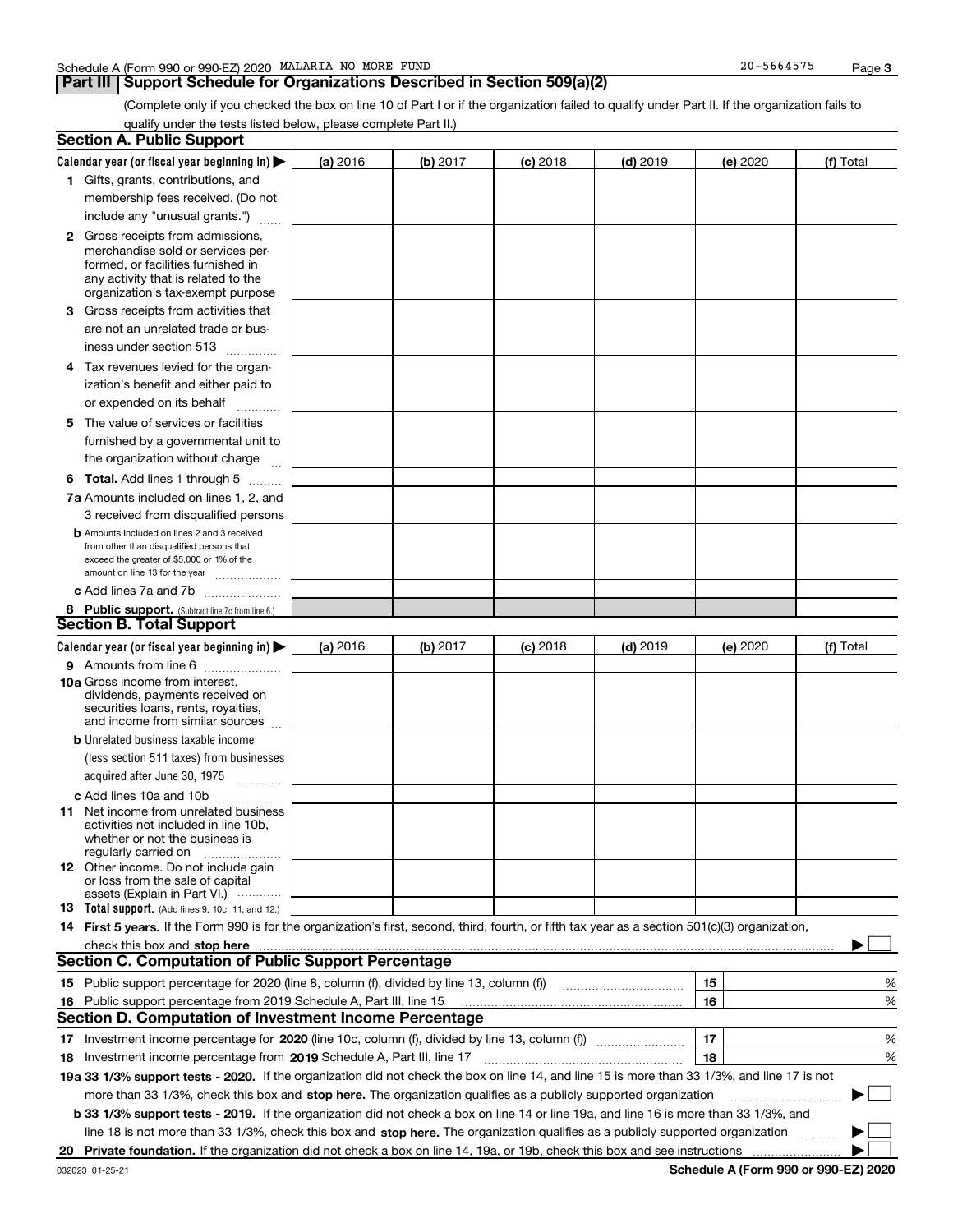Schedule A (Form 990 or 990-EZ) 2020 MALARIA NO MORE FUND 20-5664575

## Part III Support Schedule for Organizations Described in Section 509(a)(2)

(Complete only if you checked the box on line 10 of Part I or if the organization failed to qualify under Part II. If the organization fails to qualify under the tests listed below, please complete Part II.)

### Section A. Public Support

| Calendar year (or fiscal year beginning in) ▶ | (a) 2016 | (b) 2017 | (c) 2018 | (d) 2019 | (e) 2020 | (f) Total |
|---|---|---|---|---|---|---|
| **1** Gifts, grants, contributions, and membership fees received. (Do not include any "unusual grants.") | | | | | | |
| **2** Gross receipts from admissions, merchandise sold or services performed, or facilities furnished in any activity that is related to the organization's tax-exempt purpose | | | | | | |
| **3** Gross receipts from activities that are not an unrelated trade or business under section 513 | | | | | | |
| **4** Tax revenues levied for the organization's benefit and either paid to or expended on its behalf | | | | | | |
| **5** The value of services or facilities furnished by a governmental unit to the organization without charge | | | | | | |
| **6 Total.** Add lines 1 through 5 | | | | | | |
| **7a** Amounts included on lines 1, 2, and 3 received from disqualified persons | | | | | | |
| **b** Amounts included on lines 2 and 3 received from other than disqualified persons that exceed the greater of $5,000 or 1% of the amount on line 13 for the year | | | | | | |
| **c** Add lines 7a and 7b | | | | | | |
| **8 Public support.** (Subtract line 7c from line 6.) | | | | | | |

### Section B. Total Support

| Calendar year (or fiscal year beginning in) ▶ | (a) 2016 | (b) 2017 | (c) 2018 | (d) 2019 | (e) 2020 | (f) Total |
|---|---|---|---|---|---|---|
| **9** Amounts from line 6 | | | | | | |
| **10a** Gross income from interest, dividends, payments received on securities loans, rents, royalties, and income from similar sources | | | | | | |
| **b** Unrelated business taxable income (less section 511 taxes) from businesses acquired after June 30, 1975 | | | | | | |
| **c** Add lines 10a and 10b | | | | | | |
| **11** Net income from unrelated business activities not included in line 10b, whether or not the business is regularly carried on | | | | | | |
| **12** Other income. Do not include gain or loss from the sale of capital assets (Explain in Part VI.) | | | | | | |
| **13 Total support.** (Add lines 9, 10c, 11, and 12.) | | | | | | |

**14 First 5 years.** If the Form 990 is for the organization's first, second, third, fourth, or fifth tax year as a section 501(c)(3) organization, check this box and **stop here** ▶ ☐

### Section C. Computation of Public Support Percentage

| | | | |
|---|---|---|---|
| **15** Public support percentage for 2020 (line 8, column (f), divided by line 13, column (f)) | 15 | | % |
| **16** Public support percentage from 2019 Schedule A, Part III, line 15 | 16 | | % |

### Section D. Computation of Investment Income Percentage

| | | | |
|---|---|---|---|
| **17** Investment income percentage for **2020** (line 10c, column (f), divided by line 13, column (f)) | 17 | | % |
| **18** Investment income percentage from **2019** Schedule A, Part III, line 17 | 18 | | % |

**19a 33 1/3% support tests - 2020.** If the organization did not check the box on line 14, and line 15 is more than 33 1/3%, and line 17 is not more than 33 1/3%, check this box and **stop here.** The organization qualifies as a publicly supported organization ▶ ☐

**b 33 1/3% support tests - 2019.** If the organization did not check a box on line 14 or line 19a, and line 16 is more than 33 1/3%, and line 18 is not more than 33 1/3%, check this box and **stop here.** The organization qualifies as a publicly supported organization ▶ ☐

**20 Private foundation.** If the organization did not check a box on line 14, 19a, or 19b, check this box and see instructions ▶ ☐

032023 01-25-21 **Schedule A (Form 990 or 990-EZ) 2020**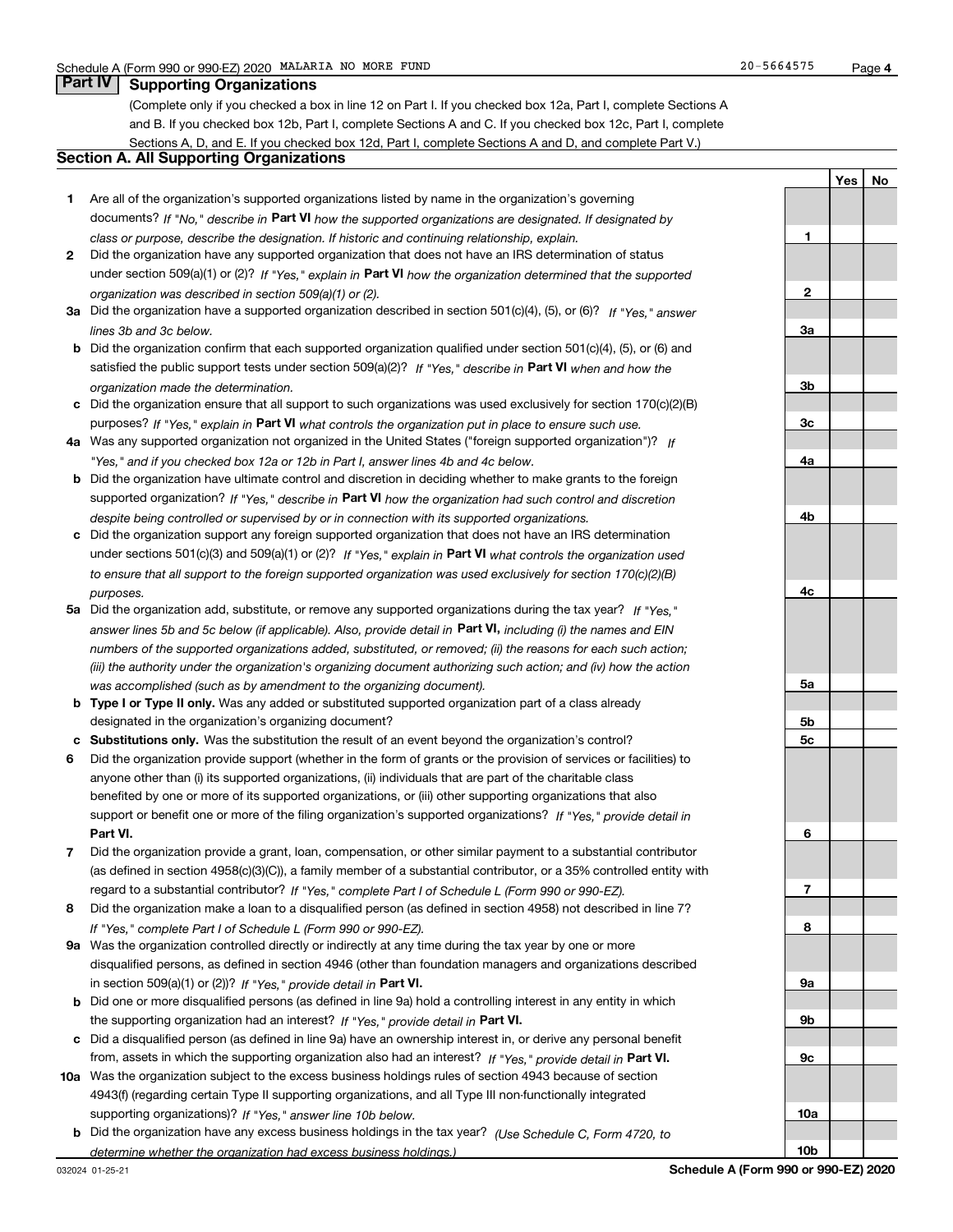Schedule A (Form 990 or 990-EZ) 2020 MALARIA NO MORE FUND 20-5664575

## Part IV Supporting Organizations

(Complete only if you checked a box in line 12 on Part I. If you checked box 12a, Part I, complete Sections A and B. If you checked box 12b, Part I, complete Sections A and C. If you checked box 12c, Part I, complete Sections A, D, and E. If you checked box 12d, Part I, complete Sections A and D, and complete Part V.)

### Section A. All Supporting Organizations

| | | | Yes | No |
|---|---|---|---|---|
| **1** | Are all of the organization's supported organizations listed by name in the organization's governing documents? *If "No," describe in* **Part VI** *how the supported organizations are designated. If designated by class or purpose, describe the designation. If historic and continuing relationship, explain.* | **1** | | |
| **2** | Did the organization have any supported organization that does not have an IRS determination of status under section 509(a)(1) or (2)? *If "Yes," explain in* **Part VI** *how the organization determined that the supported organization was described in section 509(a)(1) or (2).* | **2** | | |
| **3a** | Did the organization have a supported organization described in section 501(c)(4), (5), or (6)? *If "Yes," answer lines 3b and 3c below.* | **3a** | | |
| **b** | Did the organization confirm that each supported organization qualified under section 501(c)(4), (5), or (6) and satisfied the public support tests under section 509(a)(2)? *If "Yes," describe in* **Part VI** *when and how the organization made the determination.* | **3b** | | |
| **c** | Did the organization ensure that all support to such organizations was used exclusively for section 170(c)(2)(B) purposes? *If "Yes," explain in* **Part VI** *what controls the organization put in place to ensure such use.* | **3c** | | |
| **4a** | Was any supported organization not organized in the United States ("foreign supported organization")? *If "Yes," and if you checked box 12a or 12b in Part I, answer lines 4b and 4c below.* | **4a** | | |
| **b** | Did the organization have ultimate control and discretion in deciding whether to make grants to the foreign supported organization? *If "Yes," describe in* **Part VI** *how the organization had such control and discretion despite being controlled or supervised by or in connection with its supported organizations.* | **4b** | | |
| **c** | Did the organization support any foreign supported organization that does not have an IRS determination under sections 501(c)(3) and 509(a)(1) or (2)? *If "Yes," explain in* **Part VI** *what controls the organization used to ensure that all support to the foreign supported organization was used exclusively for section 170(c)(2)(B) purposes.* | **4c** | | |
| **5a** | Did the organization add, substitute, or remove any supported organizations during the tax year? *If "Yes," answer lines 5b and 5c below (if applicable). Also, provide detail in* **Part VI,** *including (i) the names and EIN numbers of the supported organizations added, substituted, or removed; (ii) the reasons for each such action; (iii) the authority under the organization's organizing document authorizing such action; and (iv) how the action was accomplished (such as by amendment to the organizing document).* | **5a** | | |
| **b** | **Type I or Type II only.** Was any added or substituted supported organization part of a class already designated in the organization's organizing document? | **5b** | | |
| **c** | **Substitutions only.** Was the substitution the result of an event beyond the organization's control? | **5c** | | |
| **6** | Did the organization provide support (whether in the form of grants or the provision of services or facilities) to anyone other than (i) its supported organizations, (ii) individuals that are part of the charitable class benefited by one or more of its supported organizations, or (iii) other supporting organizations that also support or benefit one or more of the filing organization's supported organizations? *If "Yes," provide detail in* **Part VI.** | **6** | | |
| **7** | Did the organization provide a grant, loan, compensation, or other similar payment to a substantial contributor (as defined in section 4958(c)(3)(C)), a family member of a substantial contributor, or a 35% controlled entity with regard to a substantial contributor? *If "Yes," complete Part I of Schedule L (Form 990 or 990-EZ).* | **7** | | |
| **8** | Did the organization make a loan to a disqualified person (as defined in section 4958) not described in line 7? *If "Yes," complete Part I of Schedule L (Form 990 or 990-EZ).* | **8** | | |
| **9a** | Was the organization controlled directly or indirectly at any time during the tax year by one or more disqualified persons, as defined in section 4946 (other than foundation managers and organizations described in section 509(a)(1) or (2))? *If "Yes," provide detail in* **Part VI.** | **9a** | | |
| **b** | Did one or more disqualified persons (as defined in line 9a) hold a controlling interest in any entity in which the supporting organization had an interest? *If "Yes," provide detail in* **Part VI.** | **9b** | | |
| **c** | Did a disqualified person (as defined in line 9a) have an ownership interest in, or derive any personal benefit from, assets in which the supporting organization also had an interest? *If "Yes," provide detail in* **Part VI.** | **9c** | | |
| **10a** | Was the organization subject to the excess business holdings rules of section 4943 because of section 4943(f) (regarding certain Type II supporting organizations, and all Type III non-functionally integrated supporting organizations)? *If "Yes," answer line 10b below.* | **10a** | | |
| **b** | Did the organization have any excess business holdings in the tax year? *(Use Schedule C, Form 4720, to determine whether the organization had excess business holdings.)* | **10b** | | |

032024 01-25-21 **Schedule A (Form 990 or 990-EZ) 2020**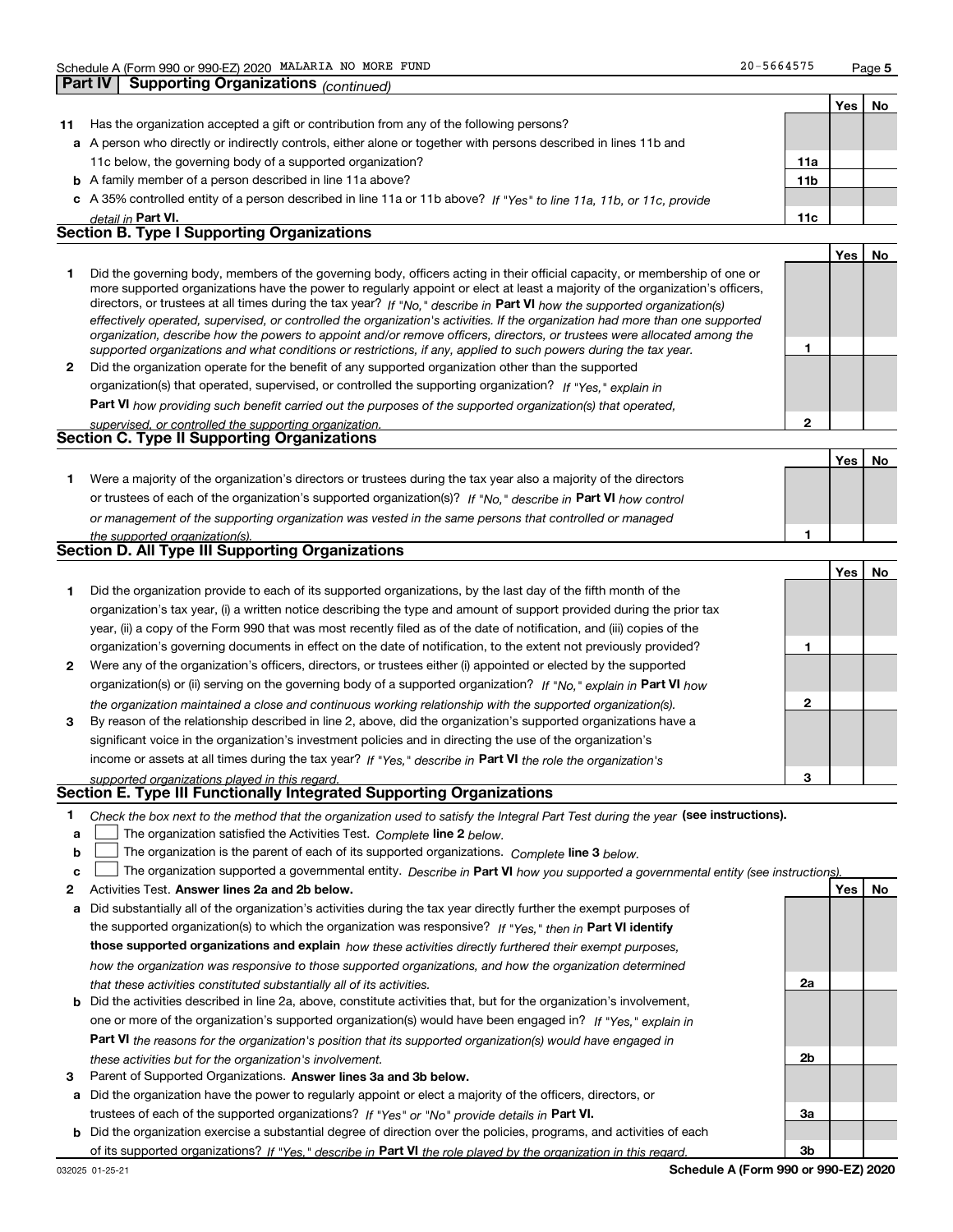Schedule A (Form 990 or 990-EZ) 2020 MALARIA NO MORE FUND 20-5664575

## Part IV Supporting Organizations *(continued)*

| | | | Yes | No |
|---|---|---|---|---|
| **11** | Has the organization accepted a gift or contribution from any of the following persons? | | | |
| **a** | A person who directly or indirectly controls, either alone or together with persons described in lines 11b and 11c below, the governing body of a supported organization? | **11a** | | |
| **b** | A family member of a person described in line 11a above? | **11b** | | |
| **c** | A 35% controlled entity of a person described in line 11a or 11b above? *If "Yes" to line 11a, 11b, or 11c, provide detail in* **Part VI.** | **11c** | | |

### Section B. Type I Supporting Organizations

| | | | Yes | No |
|---|---|---|---|---|
| **1** | Did the governing body, members of the governing body, officers acting in their official capacity, or membership of one or more supported organizations have the power to regularly appoint or elect at least a majority of the organization's officers, directors, or trustees at all times during the tax year? *If "No," describe in* **Part VI** *how the supported organization(s) effectively operated, supervised, or controlled the organization's activities. If the organization had more than one supported organization, describe how the powers to appoint and/or remove officers, directors, or trustees were allocated among the supported organizations and what conditions or restrictions, if any, applied to such powers during the tax year.* | **1** | | |
| **2** | Did the organization operate for the benefit of any supported organization other than the supported organization(s) that operated, supervised, or controlled the supporting organization? *If "Yes," explain in* **Part VI** *how providing such benefit carried out the purposes of the supported organization(s) that operated, supervised, or controlled the supporting organization.* | **2** | | |

### Section C. Type II Supporting Organizations

| | | | Yes | No |
|---|---|---|---|---|
| **1** | Were a majority of the organization's directors or trustees during the tax year also a majority of the directors or trustees of each of the organization's supported organization(s)? *If "No," describe in* **Part VI** *how control or management of the supporting organization was vested in the same persons that controlled or managed the supported organization(s).* | **1** | | |

### Section D. All Type III Supporting Organizations

| | | | Yes | No |
|---|---|---|---|---|
| **1** | Did the organization provide to each of its supported organizations, by the last day of the fifth month of the organization's tax year, (i) a written notice describing the type and amount of support provided during the prior tax year, (ii) a copy of the Form 990 that was most recently filed as of the date of notification, and (iii) copies of the organization's governing documents in effect on the date of notification, to the extent not previously provided? | **1** | | |
| **2** | Were any of the organization's officers, directors, or trustees either (i) appointed or elected by the supported organization(s) or (ii) serving on the governing body of a supported organization? *If "No," explain in* **Part VI** *how the organization maintained a close and continuous working relationship with the supported organization(s).* | **2** | | |
| **3** | By reason of the relationship described in line 2, above, did the organization's supported organizations have a significant voice in the organization's investment policies and in directing the use of the organization's income or assets at all times during the tax year? *If "Yes," describe in* **Part VI** *the role the organization's supported organizations played in this regard.* | **3** | | |

### Section E. Type III Functionally Integrated Supporting Organizations

**1** *Check the box next to the method that the organization used to satisfy the Integral Part Test during the year* **(see instructions).**

- **a** ☐ The organization satisfied the Activities Test. *Complete* **line 2** *below.*
- **b** ☐ The organization is the parent of each of its supported organizations. *Complete* **line 3** *below.*
- **c** ☐ The organization supported a governmental entity. *Describe in* **Part VI** *how you supported a governmental entity (see instructions).*

| | | | Yes | No |
|---|---|---|---|---|
| **2** | Activities Test. **Answer lines 2a and 2b below.** | | | |
| **a** | Did substantially all of the organization's activities during the tax year directly further the exempt purposes of the supported organization(s) to which the organization was responsive? *If "Yes," then in* **Part VI identify those supported organizations and explain** *how these activities directly furthered their exempt purposes, how the organization was responsive to those supported organizations, and how the organization determined that these activities constituted substantially all of its activities.* | **2a** | | |
| **b** | Did the activities described in line 2a, above, constitute activities that, but for the organization's involvement, one or more of the organization's supported organization(s) would have been engaged in? *If "Yes," explain in* **Part VI** *the reasons for the organization's position that its supported organization(s) would have engaged in these activities but for the organization's involvement.* | **2b** | | |
| **3** | Parent of Supported Organizations. **Answer lines 3a and 3b below.** | | | |
| **a** | Did the organization have the power to regularly appoint or elect a majority of the officers, directors, or trustees of each of the supported organizations? *If "Yes" or "No" provide details in* **Part VI.** | **3a** | | |
| **b** | Did the organization exercise a substantial degree of direction over the policies, programs, and activities of each of its supported organizations? *If "Yes," describe in* **Part VI** *the role played by the organization in this regard.* | **3b** | | |

032025 01-25-21 **Schedule A (Form 990 or 990-EZ) 2020**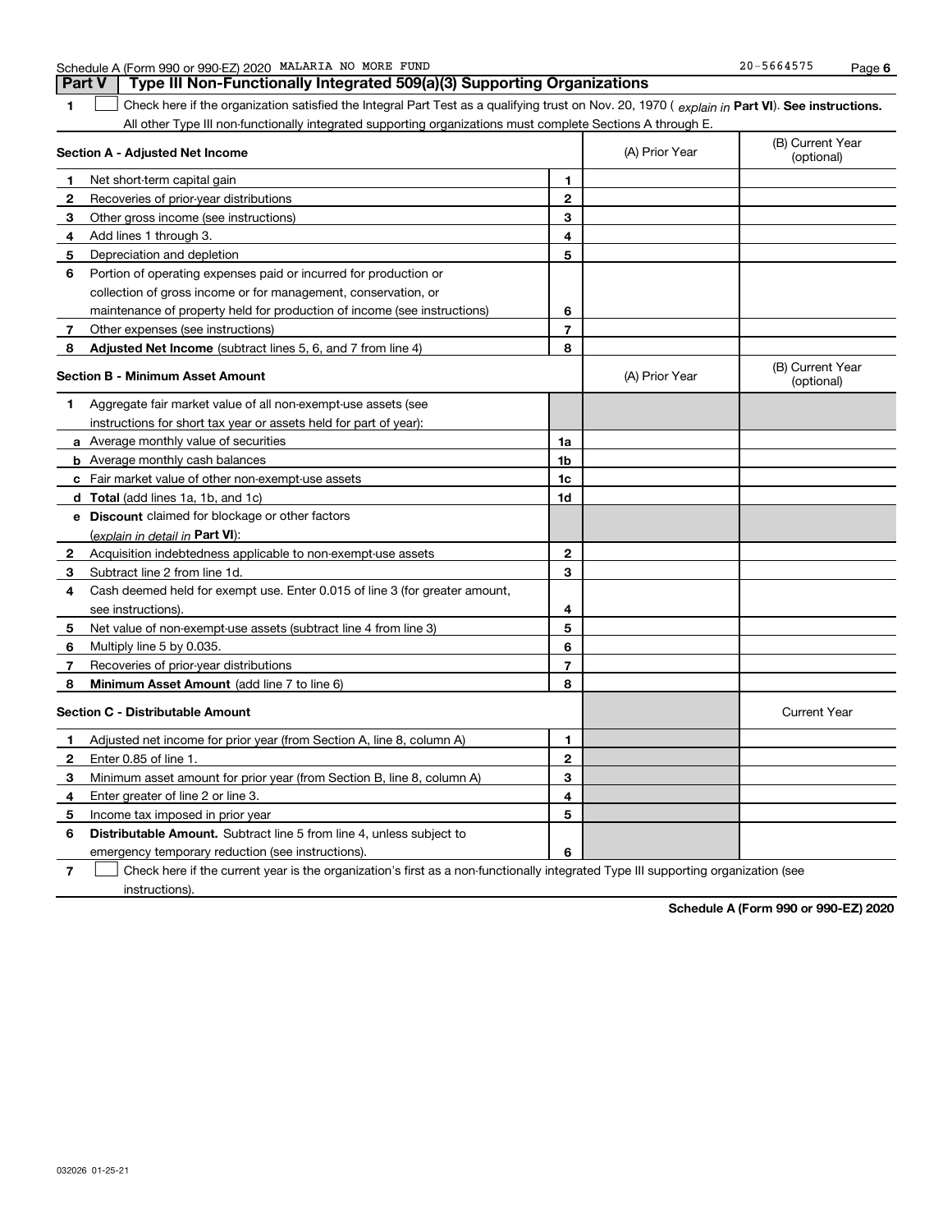Schedule A (Form 990 or 990-EZ) 2020 MALARIA NO MORE FUND 20-5664575

## Part V Type III Non-Functionally Integrated 509(a)(3) Supporting Organizations

1 ☐ Check here if the organization satisfied the Integral Part Test as a qualifying trust on Nov. 20, 1970 ( *explain in* **Part VI**). **See instructions.** All other Type III non-functionally integrated supporting organizations must complete Sections A through E.

| **Section A - Adjusted Net Income** | | | (A) Prior Year | (B) Current Year (optional) |
|---|---|---|---|---|
| 1 | Net short-term capital gain | 1 | | |
| 2 | Recoveries of prior-year distributions | 2 | | |
| 3 | Other gross income (see instructions) | 3 | | |
| 4 | Add lines 1 through 3. | 4 | | |
| 5 | Depreciation and depletion | 5 | | |
| 6 | Portion of operating expenses paid or incurred for production or collection of gross income or for management, conservation, or maintenance of property held for production of income (see instructions) | 6 | | |
| 7 | Other expenses (see instructions) | 7 | | |
| 8 | **Adjusted Net Income** (subtract lines 5, 6, and 7 from line 4) | 8 | | |

| **Section B - Minimum Asset Amount** | | | (A) Prior Year | (B) Current Year (optional) |
|---|---|---|---|---|
| 1 | Aggregate fair market value of all non-exempt-use assets (see instructions for short tax year or assets held for part of year): | | | |
| a | Average monthly value of securities | 1a | | |
| b | Average monthly cash balances | 1b | | |
| c | Fair market value of other non-exempt-use assets | 1c | | |
| d | **Total** (add lines 1a, 1b, and 1c) | 1d | | |
| e | **Discount** claimed for blockage or other factors (*explain in detail in* **Part VI**): | | | |
| 2 | Acquisition indebtedness applicable to non-exempt-use assets | 2 | | |
| 3 | Subtract line 2 from line 1d. | 3 | | |
| 4 | Cash deemed held for exempt use. Enter 0.015 of line 3 (for greater amount, see instructions). | 4 | | |
| 5 | Net value of non-exempt-use assets (subtract line 4 from line 3) | 5 | | |
| 6 | Multiply line 5 by 0.035. | 6 | | |
| 7 | Recoveries of prior-year distributions | 7 | | |
| 8 | **Minimum Asset Amount** (add line 7 to line 6) | 8 | | |

| **Section C - Distributable Amount** | | | | Current Year |
|---|---|---|---|---|
| 1 | Adjusted net income for prior year (from Section A, line 8, column A) | 1 | | |
| 2 | Enter 0.85 of line 1. | 2 | | |
| 3 | Minimum asset amount for prior year (from Section B, line 8, column A) | 3 | | |
| 4 | Enter greater of line 2 or line 3. | 4 | | |
| 5 | Income tax imposed in prior year | 5 | | |
| 6 | **Distributable Amount.** Subtract line 5 from line 4, unless subject to emergency temporary reduction (see instructions). | 6 | | |

7 ☐ Check here if the current year is the organization's first as a non-functionally integrated Type III supporting organization (see instructions).

**Schedule A (Form 990 or 990-EZ) 2020**

032026 01-25-21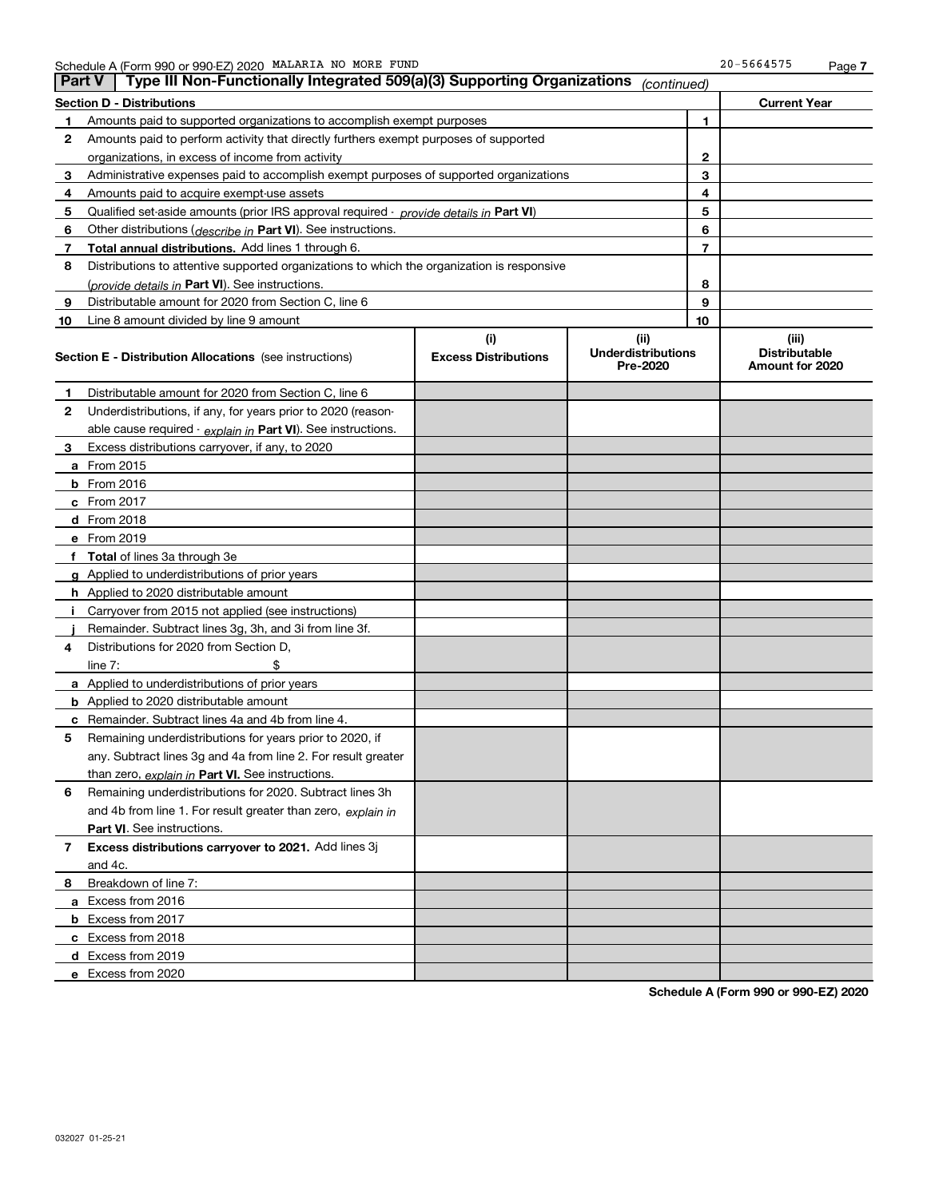Schedule A (Form 990 or 990-EZ) 2020 MALARIA NO MORE FUND 20-5664575

## Part V | Type III Non-Functionally Integrated 509(a)(3) Supporting Organizations *(continued)*

| Section D - Distributions | | | Current Year |
|---|---|---|---|
| 1 | Amounts paid to supported organizations to accomplish exempt purposes | 1 | |
| 2 | Amounts paid to perform activity that directly furthers exempt purposes of supported organizations, in excess of income from activity | 2 | |
| 3 | Administrative expenses paid to accomplish exempt purposes of supported organizations | 3 | |
| 4 | Amounts paid to acquire exempt-use assets | 4 | |
| 5 | Qualified set-aside amounts (prior IRS approval required - *provide details in* **Part VI**) | 5 | |
| 6 | Other distributions (*describe in* **Part VI**). See instructions. | 6 | |
| 7 | **Total annual distributions.** Add lines 1 through 6. | 7 | |
| 8 | Distributions to attentive supported organizations to which the organization is responsive (*provide details in* **Part VI**). See instructions. | 8 | |
| 9 | Distributable amount for 2020 from Section C, line 6 | 9 | |
| 10 | Line 8 amount divided by line 9 amount | 10 | |

| Section E - Distribution Allocations (see instructions) | (i) Excess Distributions | (ii) Underdistributions Pre-2020 | (iii) Distributable Amount for 2020 |
|---|---|---|---|
| 1 Distributable amount for 2020 from Section C, line 6 | | | |
| 2 Underdistributions, if any, for years prior to 2020 (reasonable cause required - *explain in* **Part VI**). See instructions. | | | |
| 3 Excess distributions carryover, if any, to 2020 | | | |
| a From 2015 | | | |
| b From 2016 | | | |
| c From 2017 | | | |
| d From 2018 | | | |
| e From 2019 | | | |
| f **Total** of lines 3a through 3e | | | |
| g Applied to underdistributions of prior years | | | |
| h Applied to 2020 distributable amount | | | |
| i Carryover from 2015 not applied (see instructions) | | | |
| j Remainder. Subtract lines 3g, 3h, and 3i from line 3f. | | | |
| 4 Distributions for 2020 from Section D, line 7: $ | | | |
| a Applied to underdistributions of prior years | | | |
| b Applied to 2020 distributable amount | | | |
| c Remainder. Subtract lines 4a and 4b from line 4. | | | |
| 5 Remaining underdistributions for years prior to 2020, if any. Subtract lines 3g and 4a from line 2. For result greater than zero, *explain in* **Part VI.** See instructions. | | | |
| 6 Remaining underdistributions for 2020. Subtract lines 3h and 4b from line 1. For result greater than zero, *explain in* **Part VI**. See instructions. | | | |
| 7 **Excess distributions carryover to 2021.** Add lines 3j and 4c. | | | |
| 8 Breakdown of line 7: | | | |
| a Excess from 2016 | | | |
| b Excess from 2017 | | | |
| c Excess from 2018 | | | |
| d Excess from 2019 | | | |
| e Excess from 2020 | | | |

**Schedule A (Form 990 or 990-EZ) 2020**

032027 01-25-21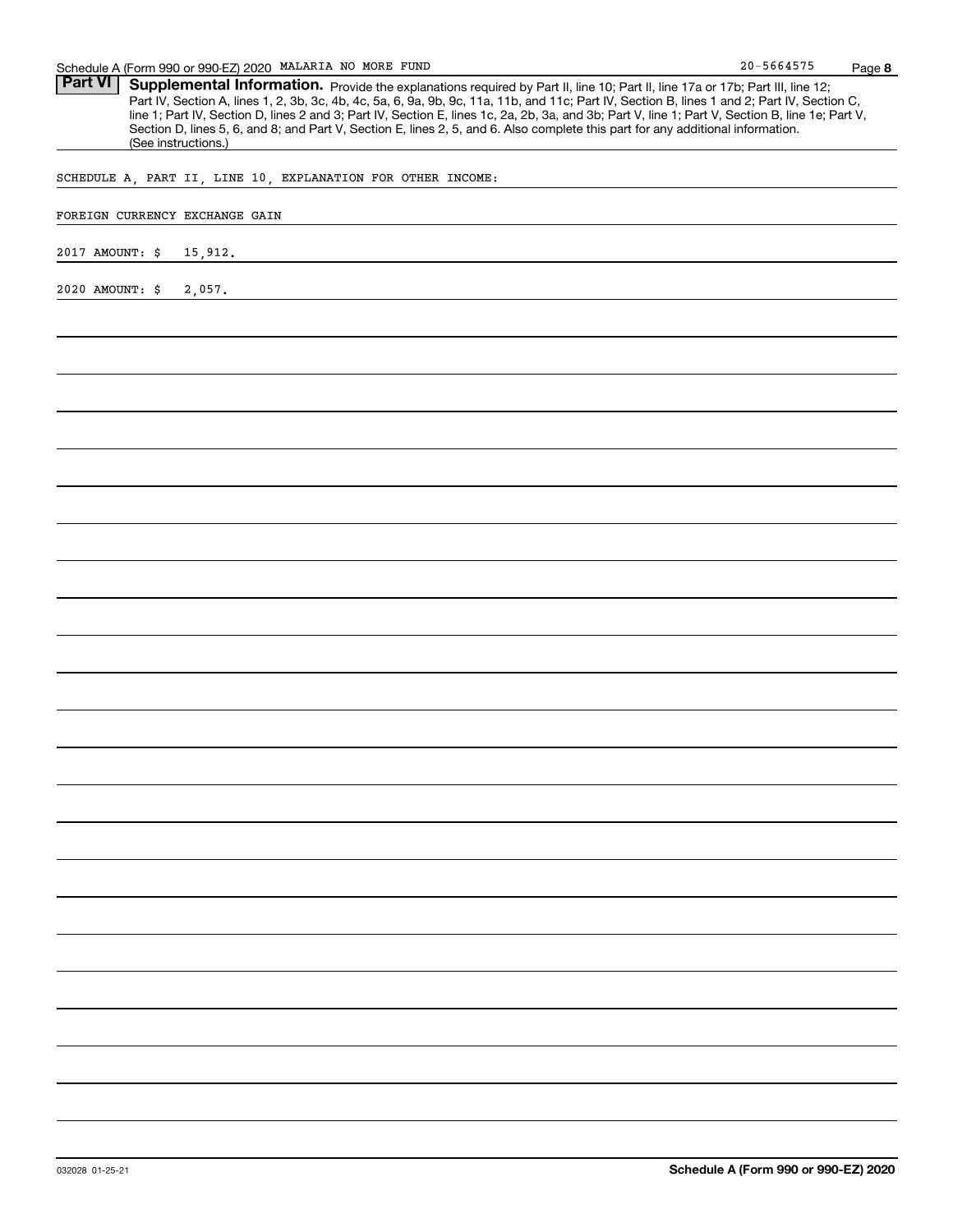Schedule A (Form 990 or 990-EZ) 2020 MALARIA NO MORE FUND 20-5664575 Page **8**

## Part VI Supplemental Information.

Provide the explanations required by Part II, line 10; Part II, line 17a or 17b; Part III, line 12; Part IV, Section A, lines 1, 2, 3b, 3c, 4b, 4c, 5a, 6, 9a, 9b, 9c, 11a, 11b, and 11c; Part IV, Section B, lines 1 and 2; Part IV, Section C, line 1; Part IV, Section D, lines 2 and 3; Part IV, Section E, lines 1c, 2a, 2b, 3a, and 3b; Part V, line 1; Part V, Section B, line 1e; Part V, Section D, lines 5, 6, and 8; and Part V, Section E, lines 2, 5, and 6. Also complete this part for any additional information. (See instructions.)

SCHEDULE A, PART II, LINE 10, EXPLANATION FOR OTHER INCOME:

FOREIGN CURRENCY EXCHANGE GAIN

2017 AMOUNT: $ 15,912.

2020 AMOUNT: $ 2,057.

032028 01-25-21 **Schedule A (Form 990 or 990-EZ) 2020**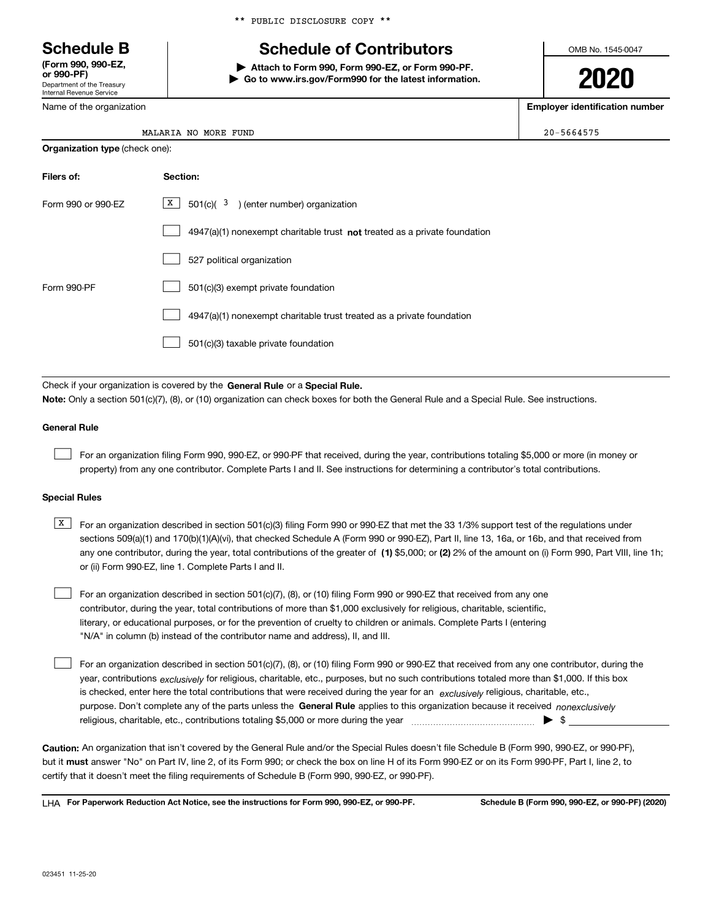** PUBLIC DISCLOSURE COPY **

# Schedule B

**(Form 990, 990-EZ, or 990-PF)**
Department of the Treasury
Internal Revenue Service

## Schedule of Contributors

▶ **Attach to Form 990, Form 990-EZ, or Form 990-PF.**
▶ **Go to www.irs.gov/Form990 for the latest information.**

OMB No. 1545-0047

**2020**

Name of the organization: MALARIA NO MORE FUND

**Employer identification number**: 20-5664575

**Organization type** (check one):

| **Filers of:** | **Section:** |
|---|---|
| Form 990 or 990-EZ | [X] 501(c)( 3 ) (enter number) organization |
| | [ ] 4947(a)(1) nonexempt charitable trust **not** treated as a private foundation |
| | [ ] 527 political organization |
| Form 990-PF | [ ] 501(c)(3) exempt private foundation |
| | [ ] 4947(a)(1) nonexempt charitable trust treated as a private foundation |
| | [ ] 501(c)(3) taxable private foundation |

Check if your organization is covered by the **General Rule** or a **Special Rule.**

**Note:** Only a section 501(c)(7), (8), or (10) organization can check boxes for both the General Rule and a Special Rule. See instructions.

**General Rule**

[ ] For an organization filing Form 990, 990-EZ, or 990-PF that received, during the year, contributions totaling $5,000 or more (in money or property) from any one contributor. Complete Parts I and II. See instructions for determining a contributor's total contributions.

**Special Rules**

[X] For an organization described in section 501(c)(3) filing Form 990 or 990-EZ that met the 33 1/3% support test of the regulations under sections 509(a)(1) and 170(b)(1)(A)(vi), that checked Schedule A (Form 990 or 990-EZ), Part II, line 13, 16a, or 16b, and that received from any one contributor, during the year, total contributions of the greater of **(1)** $5,000; or **(2)** 2% of the amount on (i) Form 990, Part VIII, line 1h; or (ii) Form 990-EZ, line 1. Complete Parts I and II.

[ ] For an organization described in section 501(c)(7), (8), or (10) filing Form 990 or 990-EZ that received from any one contributor, during the year, total contributions of more than $1,000 exclusively for religious, charitable, scientific, literary, or educational purposes, or for the prevention of cruelty to children or animals. Complete Parts I (entering "N/A" in column (b) instead of the contributor name and address), II, and III.

[ ] For an organization described in section 501(c)(7), (8), or (10) filing Form 990 or 990-EZ that received from any one contributor, during the year, contributions *exclusively* for religious, charitable, etc., purposes, but no such contributions totaled more than $1,000. If this box is checked, enter here the total contributions that were received during the year for an *exclusively* religious, charitable, etc., purpose. Don't complete any of the parts unless the **General Rule** applies to this organization because it received *nonexclusively* religious, charitable, etc., contributions totaling $5,000 or more during the year ▶ $ ____________

**Caution:** An organization that isn't covered by the General Rule and/or the Special Rules doesn't file Schedule B (Form 990, 990-EZ, or 990-PF), but it **must** answer "No" on Part IV, line 2, of its Form 990; or check the box on line H of its Form 990-EZ or on its Form 990-PF, Part I, line 2, to certify that it doesn't meet the filing requirements of Schedule B (Form 990, 990-EZ, or 990-PF).

LHA **For Paperwork Reduction Act Notice, see the instructions for Form 990, 990-EZ, or 990-PF.** **Schedule B (Form 990, 990-EZ, or 990-PF) (2020)**

023451 11-25-20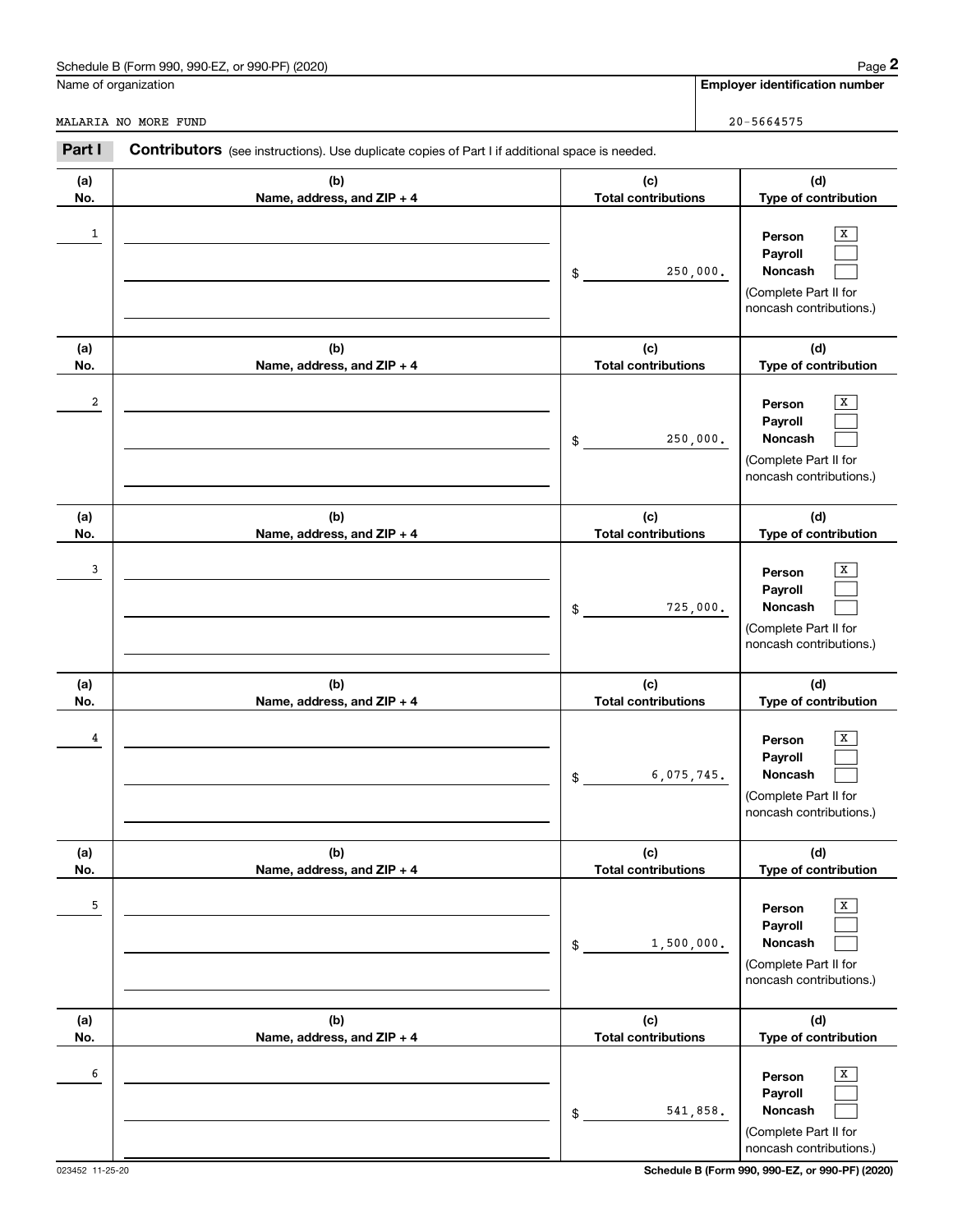Schedule B (Form 990, 990-EZ, or 990-PF) (2020)

| Name of organization | Employer identification number |
| --- | --- |
| MALARIA NO MORE FUND | 20-5664575 |

**Part I** **Contributors** (see instructions). Use duplicate copies of Part I if additional space is needed.

| (a) No. | (b) Name, address, and ZIP + 4 | (c) Total contributions | (d) Type of contribution |
| --- | --- | --- | --- |
| 1 | | $ 250,000. | Person [X] Payroll [ ] Noncash [ ] (Complete Part II for noncash contributions.) |
| 2 | | $ 250,000. | Person [X] Payroll [ ] Noncash [ ] (Complete Part II for noncash contributions.) |
| 3 | | $ 725,000. | Person [X] Payroll [ ] Noncash [ ] (Complete Part II for noncash contributions.) |
| 4 | | $ 6,075,745. | Person [X] Payroll [ ] Noncash [ ] (Complete Part II for noncash contributions.) |
| 5 | | $ 1,500,000. | Person [X] Payroll [ ] Noncash [ ] (Complete Part II for noncash contributions.) |
| 6 | | $ 541,858. | Person [X] Payroll [ ] Noncash [ ] (Complete Part II for noncash contributions.) |

023452 11-25-20

Schedule B (Form 990, 990-EZ, or 990-PF) (2020)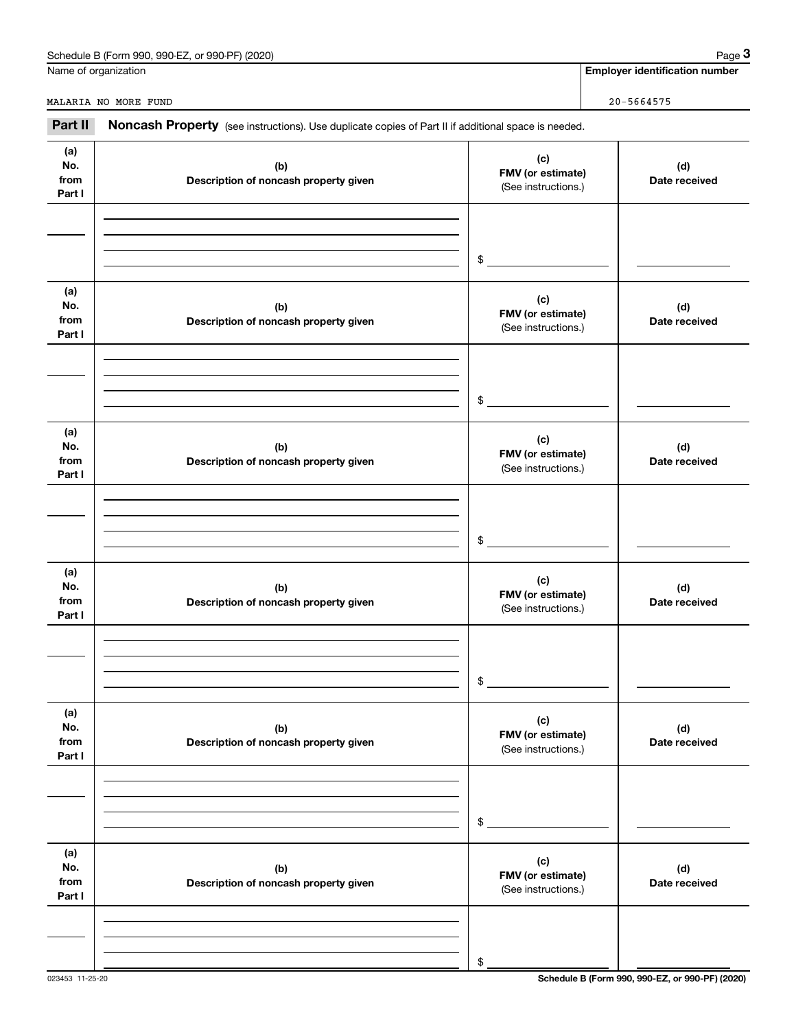Name of organization

MALARIA NO MORE FUND

**Employer identification number**

20-5664575

## Part II Noncash Property (see instructions). Use duplicate copies of Part II if additional space is needed.

| (a) No. from Part I | (b) Description of noncash property given | (c) FMV (or estimate) (See instructions.) | (d) Date received |
|---|---|---|---|
| | | $ | |

| (a) No. from Part I | (b) Description of noncash property given | (c) FMV (or estimate) (See instructions.) | (d) Date received |
|---|---|---|---|
| | | $ | |

| (a) No. from Part I | (b) Description of noncash property given | (c) FMV (or estimate) (See instructions.) | (d) Date received |
|---|---|---|---|
| | | $ | |

| (a) No. from Part I | (b) Description of noncash property given | (c) FMV (or estimate) (See instructions.) | (d) Date received |
|---|---|---|---|
| | | $ | |

| (a) No. from Part I | (b) Description of noncash property given | (c) FMV (or estimate) (See instructions.) | (d) Date received |
|---|---|---|---|
| | | $ | |

| (a) No. from Part I | (b) Description of noncash property given | (c) FMV (or estimate) (See instructions.) | (d) Date received |
|---|---|---|---|
| | | $ | |

023453 11-25-20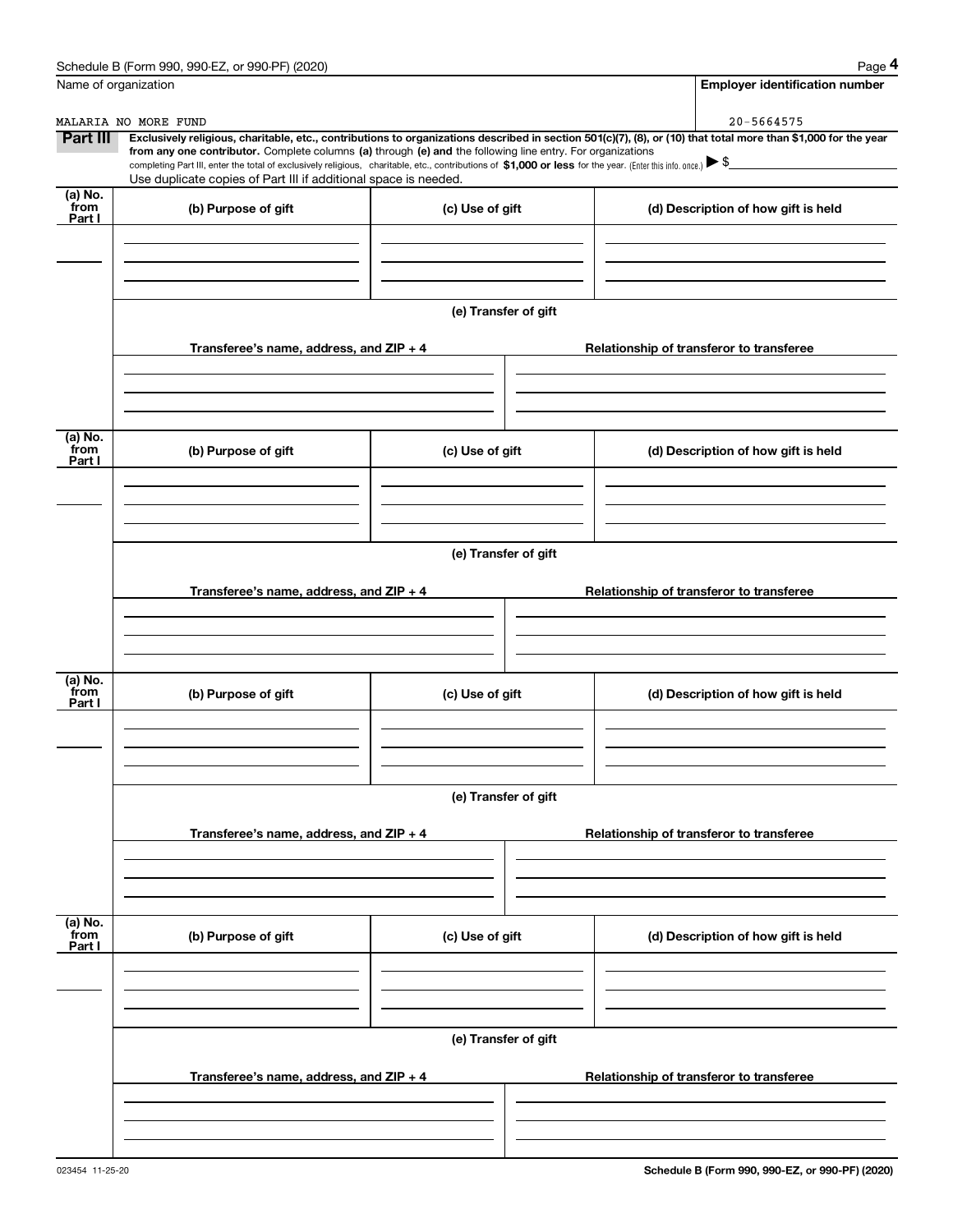Name of organization

MALARIA NO MORE FUND

**Employer identification number**

20-5664575

**Part III** **Exclusively religious, charitable, etc., contributions to organizations described in section 501(c)(7), (8), or (10) that total more than $1,000 for the year from any one contributor.** Complete columns **(a)** through **(e) and** the following line entry. For organizations completing Part III, enter the total of exclusively religious, charitable, etc., contributions of **$1,000 or less** for the year. (Enter this info. once.) ▶ $

Use duplicate copies of Part III if additional space is needed.

| (a) No. from Part I | (b) Purpose of gift | (c) Use of gift | (d) Description of how gift is held |
|---|---|---|---|
| | | | |

**(e) Transfer of gift**

| Transferee's name, address, and ZIP + 4 | Relationship of transferor to transferee |
|---|---|
| | |

| (a) No. from Part I | (b) Purpose of gift | (c) Use of gift | (d) Description of how gift is held |
|---|---|---|---|
| | | | |

**(e) Transfer of gift**

| Transferee's name, address, and ZIP + 4 | Relationship of transferor to transferee |
|---|---|
| | |

| (a) No. from Part I | (b) Purpose of gift | (c) Use of gift | (d) Description of how gift is held |
|---|---|---|---|
| | | | |

**(e) Transfer of gift**

| Transferee's name, address, and ZIP + 4 | Relationship of transferor to transferee |
|---|---|
| | |

| (a) No. from Part I | (b) Purpose of gift | (c) Use of gift | (d) Description of how gift is held |
|---|---|---|---|
| | | | |

**(e) Transfer of gift**

| Transferee's name, address, and ZIP + 4 | Relationship of transferor to transferee |
|---|---|
| | |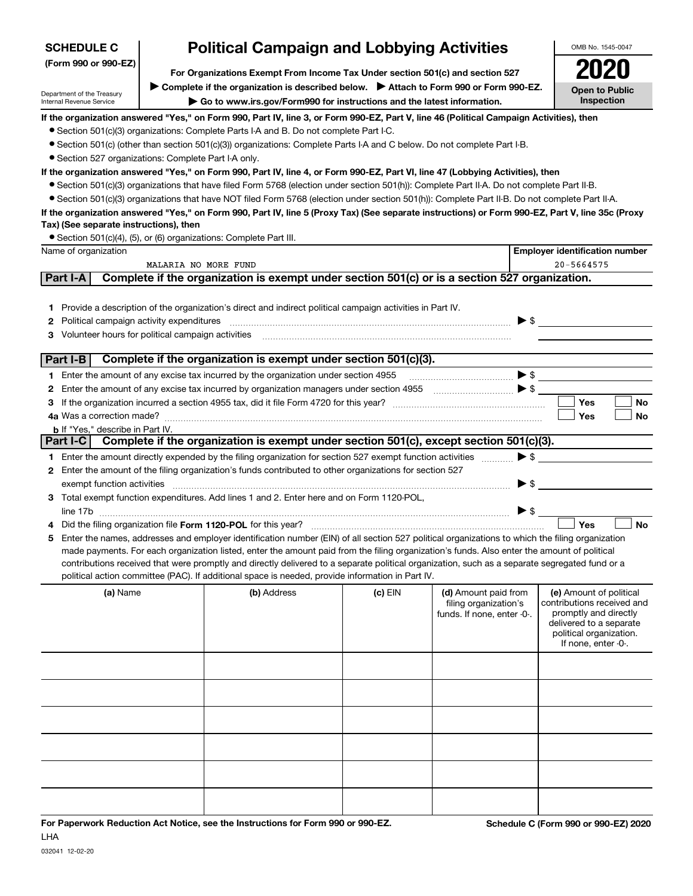**SCHEDULE C**
**(Form 990 or 990-EZ)**

Department of the Treasury
Internal Revenue Service

# Political Campaign and Lobbying Activities

**For Organizations Exempt From Income Tax Under section 501(c) and section 527**

▶ **Complete if the organization is described below.** ▶ **Attach to Form 990 or Form 990-EZ.**

▶ **Go to www.irs.gov/Form990 for instructions and the latest information.**

OMB No. 1545-0047

**2020**

**Open to Public Inspection**

**If the organization answered "Yes," on Form 990, Part IV, line 3, or Form 990-EZ, Part V, line 46 (Political Campaign Activities), then**

- Section 501(c)(3) organizations: Complete Parts I-A and B. Do not complete Part I-C.
- Section 501(c) (other than section 501(c)(3)) organizations: Complete Parts I-A and C below. Do not complete Part I-B.
- Section 527 organizations: Complete Part I-A only.

**If the organization answered "Yes," on Form 990, Part IV, line 4, or Form 990-EZ, Part VI, line 47 (Lobbying Activities), then**

- Section 501(c)(3) organizations that have filed Form 5768 (election under section 501(h)): Complete Part II-A. Do not complete Part II-B.
- Section 501(c)(3) organizations that have NOT filed Form 5768 (election under section 501(h)): Complete Part II-B. Do not complete Part II-A.

**If the organization answered "Yes," on Form 990, Part IV, line 5 (Proxy Tax) (See separate instructions) or Form 990-EZ, Part V, line 35c (Proxy Tax) (See separate instructions), then**

- Section 501(c)(4), (5), or (6) organizations: Complete Part III.

| Name of organization | Employer identification number |
|---|---|
| MALARIA NO MORE FUND | 20-5664575 |

## Part I-A — Complete if the organization is exempt under section 501(c) or is a section 527 organization.

1. Provide a description of the organization's direct and indirect political campaign activities in Part IV.
2. Political campaign activity expenditures ▶ $
3. Volunteer hours for political campaign activities

## Part I-B — Complete if the organization is exempt under section 501(c)(3).

1. Enter the amount of any excise tax incurred by the organization under section 4955 ▶ $
2. Enter the amount of any excise tax incurred by organization managers under section 4955 ▶ $
3. If the organization incurred a section 4955 tax, did it file Form 4720 for this year? ☐ Yes ☐ No

4a. Was a correction made? ☐ Yes ☐ No

b. If "Yes," describe in Part IV.

## Part I-C — Complete if the organization is exempt under section 501(c), except section 501(c)(3).

1. Enter the amount directly expended by the filing organization for section 527 exempt function activities ▶ $
2. Enter the amount of the filing organization's funds contributed to other organizations for section 527 exempt function activities ▶ $
3. Total exempt function expenditures. Add lines 1 and 2. Enter here and on Form 1120-POL, line 17b ▶ $
4. Did the filing organization file **Form 1120-POL** for this year? ☐ Yes ☐ No
5. Enter the names, addresses and employer identification number (EIN) of all section 527 political organizations to which the filing organization made payments. For each organization listed, enter the amount paid from the filing organization's funds. Also enter the amount of political contributions received that were promptly and directly delivered to a separate political organization, such as a separate segregated fund or a political action committee (PAC). If additional space is needed, provide information in Part IV.

| (a) Name | (b) Address | (c) EIN | (d) Amount paid from filing organization's funds. If none, enter -0-. | (e) Amount of political contributions received and promptly and directly delivered to a separate political organization. If none, enter -0-. |
|---|---|---|---|---|
| | | | | |
| | | | | |
| | | | | |
| | | | | |
| | | | | |
| | | | | |

**For Paperwork Reduction Act Notice, see the Instructions for Form 990 or 990-EZ.**

LHA

**Schedule C (Form 990 or 990-EZ) 2020**

032041 12-02-20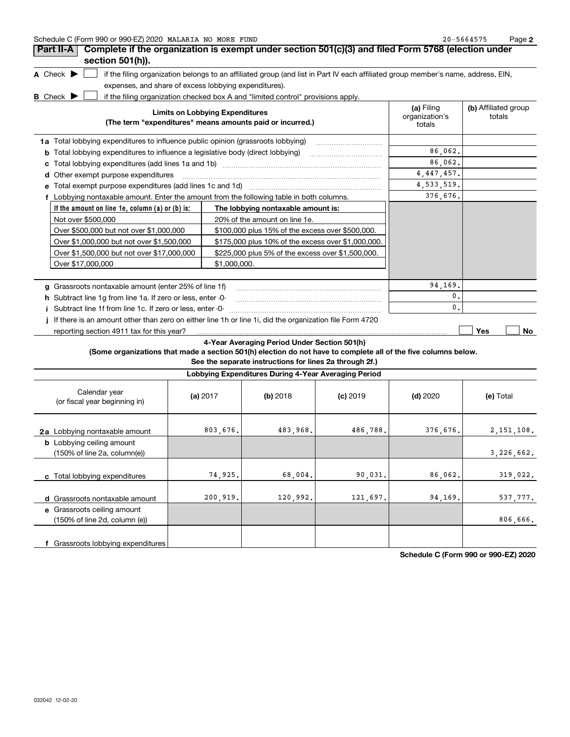Schedule C (Form 990 or 990-EZ) 2020 MALARIA NO MORE FUND 20-5664575

## Part II-A Complete if the organization is exempt under section 501(c)(3) and filed Form 5768 (election under section 501(h)).

**A** Check ▶ ☐ if the filing organization belongs to an affiliated group (and list in Part IV each affiliated group member's name, address, EIN, expenses, and share of excess lobbying expenditures).

**B** Check ▶ ☐ if the filing organization checked box A and "limited control" provisions apply.

| Limits on Lobbying Expenditures (The term "expenditures" means amounts paid or incurred.) | (a) Filing organization's totals | (b) Affiliated group totals |
|---|---|---|
| **1a** Total lobbying expenditures to influence public opinion (grassroots lobbying) | | |
| **b** Total lobbying expenditures to influence a legislative body (direct lobbying) | 86,062. | |
| **c** Total lobbying expenditures (add lines 1a and 1b) | 86,062. | |
| **d** Other exempt purpose expenditures | 4,447,457. | |
| **e** Total exempt purpose expenditures (add lines 1c and 1d) | 4,533,519. | |
| **f** Lobbying nontaxable amount. Enter the amount from the following table in both columns. | 376,676. | |

| If the amount on line 1e, column (a) or (b) is: | The lobbying nontaxable amount is: |
|---|---|
| Not over $500,000 | 20% of the amount on line 1e. |
| Over $500,000 but not over $1,000,000 | $100,000 plus 15% of the excess over $500,000. |
| Over $1,000,000 but not over $1,500,000 | $175,000 plus 10% of the excess over $1,000,000. |
| Over $1,500,000 but not over $17,000,000 | $225,000 plus 5% of the excess over $1,500,000. |
| Over $17,000,000 | $1,000,000. |

| | (a) Filing organization's totals | (b) Affiliated group totals |
|---|---|---|
| **g** Grassroots nontaxable amount (enter 25% of line 1f) | 94,169. | |
| **h** Subtract line 1g from line 1a. If zero or less, enter -0- | 0. | |
| **i** Subtract line 1f from line 1c. If zero or less, enter -0- | 0. | |

**j** If there is an amount other than zero on either line 1h or line 1i, did the organization file Form 4720 reporting section 4911 tax for this year? ☐ Yes ☐ No

### 4-Year Averaging Period Under Section 501(h)

**(Some organizations that made a section 501(h) election do not have to complete all of the five columns below. See the separate instructions for lines 2a through 2f.)**

**Lobbying Expenditures During 4-Year Averaging Period**

| Calendar year (or fiscal year beginning in) | (a) 2017 | (b) 2018 | (c) 2019 | (d) 2020 | (e) Total |
|---|---|---|---|---|---|
| **2a** Lobbying nontaxable amount | 803,676. | 483,968. | 486,788. | 376,676. | 2,151,108. |
| **b** Lobbying ceiling amount (150% of line 2a, column(e)) | | | | | 3,226,662. |
| **c** Total lobbying expenditures | 74,925. | 68,004. | 90,031. | 86,062. | 319,022. |
| **d** Grassroots nontaxable amount | 200,919. | 120,992. | 121,697. | 94,169. | 537,777. |
| **e** Grassroots ceiling amount (150% of line 2d, column (e)) | | | | | 806,666. |
| **f** Grassroots lobbying expenditures | | | | | |

**Schedule C (Form 990 or 990-EZ) 2020**

032042 12-02-20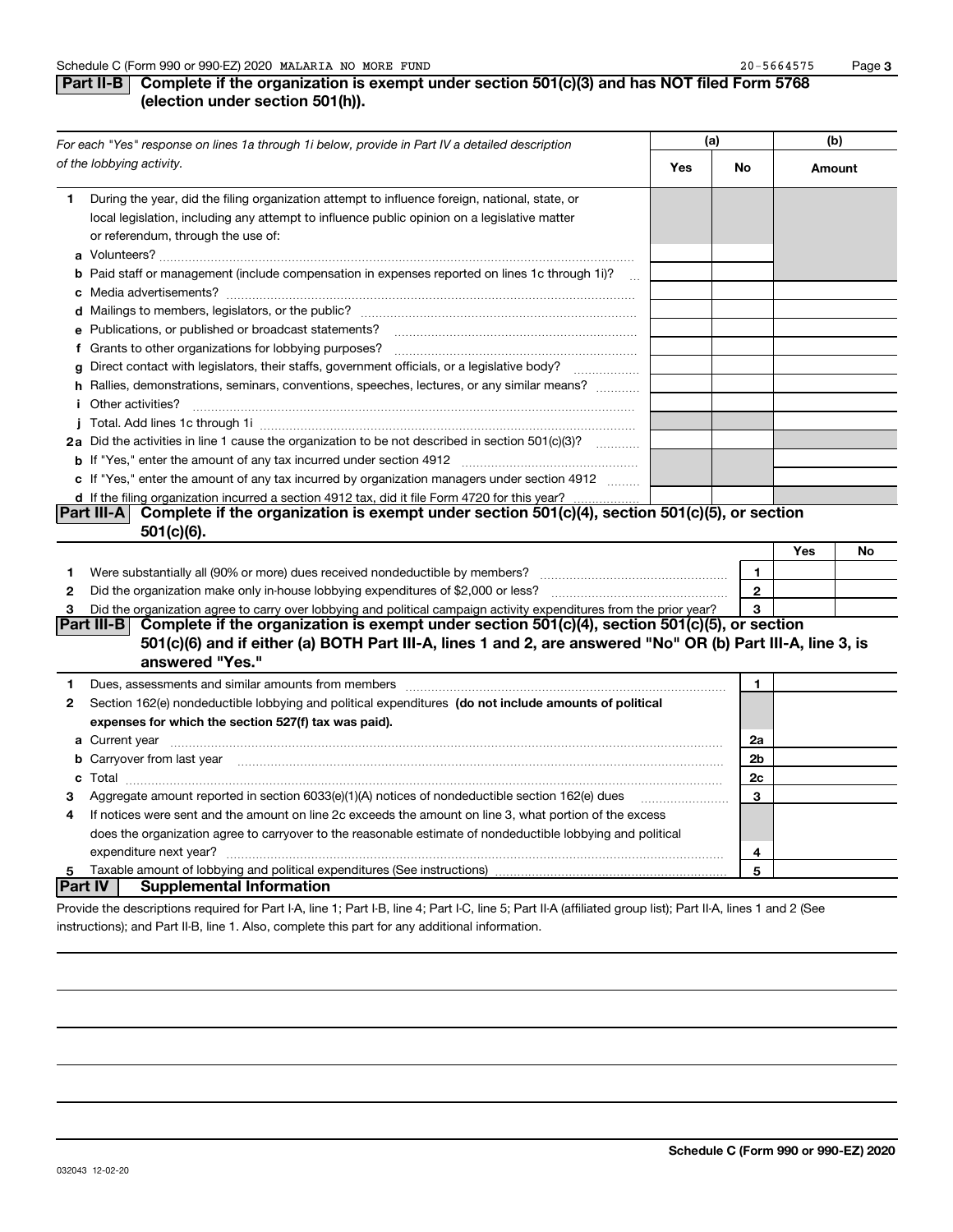Schedule C (Form 990 or 990-EZ) 2020 MALARIA NO MORE FUND 20-5664575

## Part II-B Complete if the organization is exempt under section 501(c)(3) and has NOT filed Form 5768 (election under section 501(h)).

| For each "Yes" response on lines 1a through 1i below, provide in Part IV a detailed description of the lobbying activity. | (a) Yes | (a) No | (b) Amount |
|---|---|---|---|
| **1** During the year, did the filing organization attempt to influence foreign, national, state, or local legislation, including any attempt to influence public opinion on a legislative matter or referendum, through the use of: | | | |
| **a** Volunteers? | | | |
| **b** Paid staff or management (include compensation in expenses reported on lines 1c through 1i)? | | | |
| **c** Media advertisements? | | | |
| **d** Mailings to members, legislators, or the public? | | | |
| **e** Publications, or published or broadcast statements? | | | |
| **f** Grants to other organizations for lobbying purposes? | | | |
| **g** Direct contact with legislators, their staffs, government officials, or a legislative body? | | | |
| **h** Rallies, demonstrations, seminars, conventions, speeches, lectures, or any similar means? | | | |
| **i** Other activities? | | | |
| **j** Total. Add lines 1c through 1i | | | |
| **2a** Did the activities in line 1 cause the organization to be not described in section 501(c)(3)? | | | |
| **b** If "Yes," enter the amount of any tax incurred under section 4912 | | | |
| **c** If "Yes," enter the amount of any tax incurred by organization managers under section 4912 | | | |
| **d** If the filing organization incurred a section 4912 tax, did it file Form 4720 for this year? | | | |

## Part III-A Complete if the organization is exempt under section 501(c)(4), section 501(c)(5), or section 501(c)(6).

| | | | Yes | No |
|---|---|---|---|---|
| **1** | Were substantially all (90% or more) dues received nondeductible by members? | 1 | | |
| **2** | Did the organization make only in-house lobbying expenditures of $2,000 or less? | 2 | | |
| **3** | Did the organization agree to carry over lobbying and political campaign activity expenditures from the prior year? | 3 | | |

## Part III-B Complete if the organization is exempt under section 501(c)(4), section 501(c)(5), or section 501(c)(6) and if either (a) BOTH Part III-A, lines 1 and 2, are answered "No" OR (b) Part III-A, line 3, is answered "Yes."

| | | | |
|---|---|---|---|
| **1** | Dues, assessments and similar amounts from members | 1 | |
| **2** | Section 162(e) nondeductible lobbying and political expenditures **(do not include amounts of political expenses for which the section 527(f) tax was paid).** | | |
| **a** | Current year | 2a | |
| **b** | Carryover from last year | 2b | |
| **c** | Total | 2c | |
| **3** | Aggregate amount reported in section 6033(e)(1)(A) notices of nondeductible section 162(e) dues | 3 | |
| **4** | If notices were sent and the amount on line 2c exceeds the amount on line 3, what portion of the excess does the organization agree to carryover to the reasonable estimate of nondeductible lobbying and political expenditure next year? | 4 | |
| **5** | Taxable amount of lobbying and political expenditures (See instructions) | 5 | |

## Part IV Supplemental Information

Provide the descriptions required for Part I-A, line 1; Part I-B, line 4; Part I-C, line 5; Part II-A (affiliated group list); Part II-A, lines 1 and 2 (See instructions); and Part II-B, line 1. Also, complete this part for any additional information.

032043 12-02-20

Schedule C (Form 990 or 990-EZ) 2020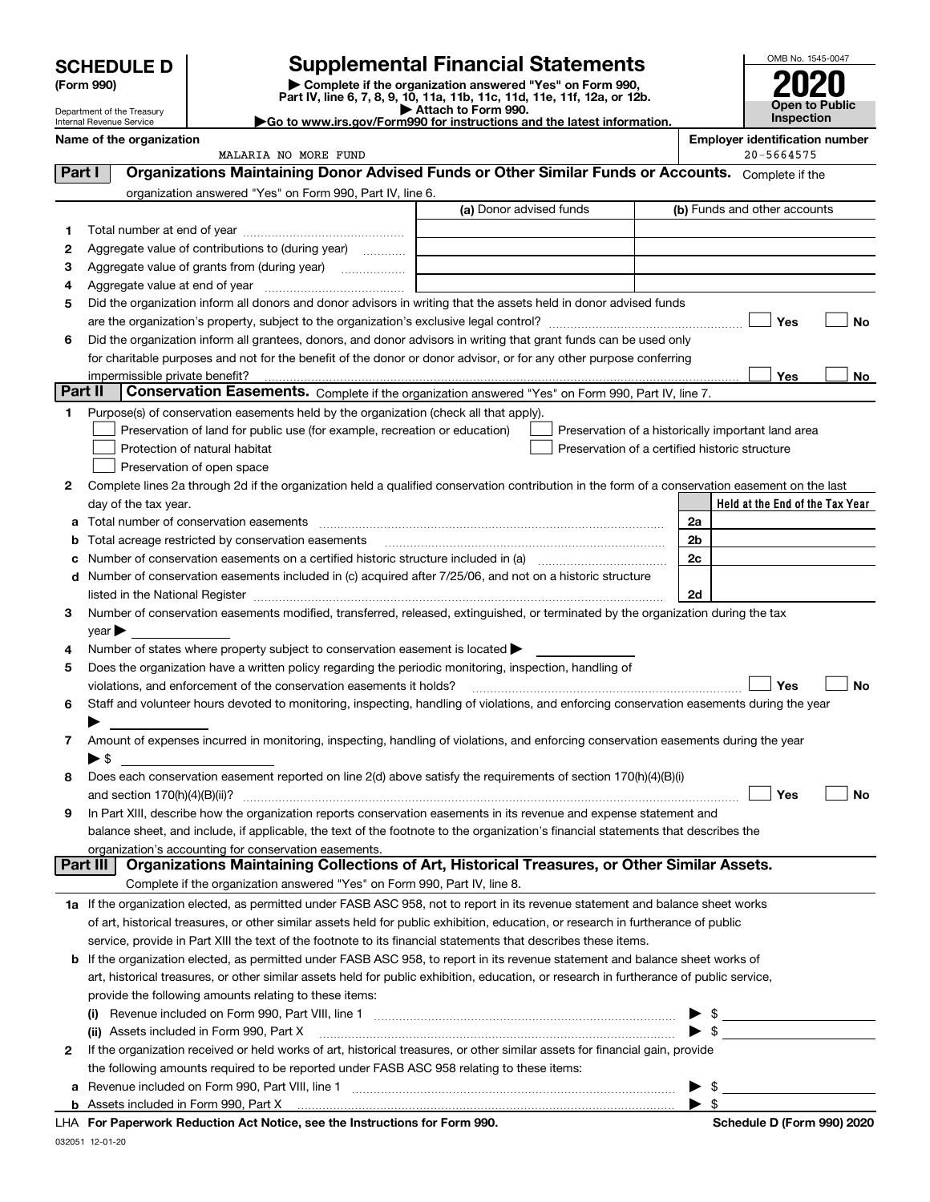# SCHEDULE D (Form 990)

Department of the Treasury
Internal Revenue Service

## Supplemental Financial Statements

▶ Complete if the organization answered "Yes" on Form 990, Part IV, line 6, 7, 8, 9, 10, 11a, 11b, 11c, 11d, 11e, 11f, 12a, or 12b.
▶ Attach to Form 990.
▶Go to www.irs.gov/Form990 for instructions and the latest information.

OMB No. 1545-0047

**2020**

**Open to Public Inspection**

**Name of the organization**
MALARIA NO MORE FUND

**Employer identification number**
20-5664575

### Part I — Organizations Maintaining Donor Advised Funds or Other Similar Funds or Accounts.
Complete if the organization answered "Yes" on Form 990, Part IV, line 6.

| | | (a) Donor advised funds | (b) Funds and other accounts |
|---|---|---|---|
| 1 | Total number at end of year | | |
| 2 | Aggregate value of contributions to (during year) | | |
| 3 | Aggregate value of grants from (during year) | | |
| 4 | Aggregate value at end of year | | |

5 Did the organization inform all donors and donor advisors in writing that the assets held in donor advised funds are the organization's property, subject to the organization's exclusive legal control? ☐ Yes ☐ No

6 Did the organization inform all grantees, donors, and donor advisors in writing that grant funds can be used only for charitable purposes and not for the benefit of the donor or donor advisor, or for any other purpose conferring impermissible private benefit? ☐ Yes ☐ No

### Part II — Conservation Easements.
Complete if the organization answered "Yes" on Form 990, Part IV, line 7.

1 Purpose(s) of conservation easements held by the organization (check all that apply).
- ☐ Preservation of land for public use (for example, recreation or education)
- ☐ Protection of natural habitat
- ☐ Preservation of open space
- ☐ Preservation of a historically important land area
- ☐ Preservation of a certified historic structure

2 Complete lines 2a through 2d if the organization held a qualified conservation contribution in the form of a conservation easement on the last day of the tax year.

| | | | Held at the End of the Tax Year |
|---|---|---|---|
| a | Total number of conservation easements | 2a | |
| b | Total acreage restricted by conservation easements | 2b | |
| c | Number of conservation easements on a certified historic structure included in (a) | 2c | |
| d | Number of conservation easements included in (c) acquired after 7/25/06, and not on a historic structure listed in the National Register | 2d | |

3 Number of conservation easements modified, transferred, released, extinguished, or terminated by the organization during the tax year ▶

4 Number of states where property subject to conservation easement is located ▶

5 Does the organization have a written policy regarding the periodic monitoring, inspection, handling of violations, and enforcement of the conservation easements it holds? ☐ Yes ☐ No

6 Staff and volunteer hours devoted to monitoring, inspecting, handling of violations, and enforcing conservation easements during the year ▶

7 Amount of expenses incurred in monitoring, inspecting, handling of violations, and enforcing conservation easements during the year ▶ $

8 Does each conservation easement reported on line 2(d) above satisfy the requirements of section 170(h)(4)(B)(i) and section 170(h)(4)(B)(ii)? ☐ Yes ☐ No

9 In Part XIII, describe how the organization reports conservation easements in its revenue and expense statement and balance sheet, and include, if applicable, the text of the footnote to the organization's financial statements that describes the organization's accounting for conservation easements.

### Part III — Organizations Maintaining Collections of Art, Historical Treasures, or Other Similar Assets.
Complete if the organization answered "Yes" on Form 990, Part IV, line 8.

1a If the organization elected, as permitted under FASB ASC 958, not to report in its revenue statement and balance sheet works of art, historical treasures, or other similar assets held for public exhibition, education, or research in furtherance of public service, provide in Part XIII the text of the footnote to its financial statements that describes these items.

b If the organization elected, as permitted under FASB ASC 958, to report in its revenue statement and balance sheet works of art, historical treasures, or other similar assets held for public exhibition, education, or research in furtherance of public service, provide the following amounts relating to these items:

(i) Revenue included on Form 990, Part VIII, line 1 ▶ $

(ii) Assets included in Form 990, Part X ▶ $

2 If the organization received or held works of art, historical treasures, or other similar assets for financial gain, provide the following amounts required to be reported under FASB ASC 958 relating to these items:

a Revenue included on Form 990, Part VIII, line 1 ▶ $

b Assets included in Form 990, Part X ▶ $

LHA **For Paperwork Reduction Act Notice, see the Instructions for Form 990.** **Schedule D (Form 990) 2020**

032051 12-01-20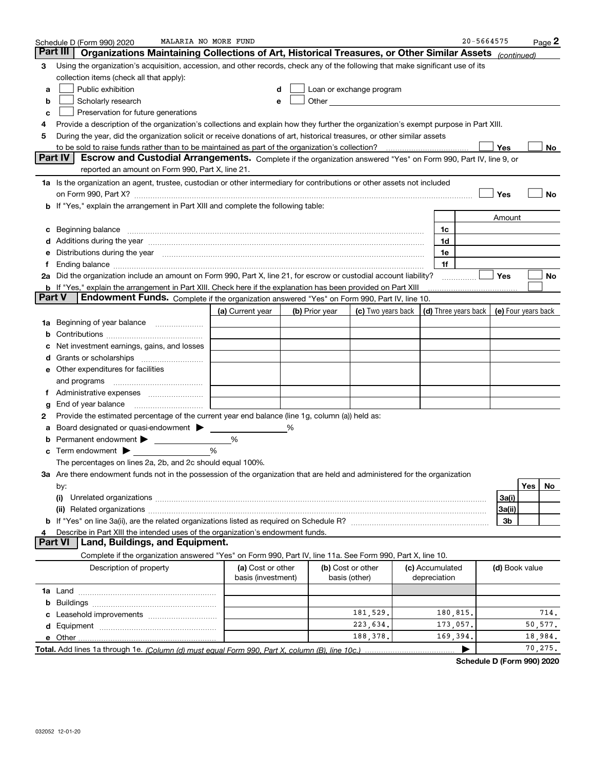Schedule D (Form 990) 2020 MALARIA NO MORE FUND 20-5664575

## Part III Organizations Maintaining Collections of Art, Historical Treasures, or Other Similar Assets *(continued)*

**3** Using the organization's acquisition, accession, and other records, check any of the following that make significant use of its collection items (check all that apply):

- **a** ☐ Public exhibition
- **b** ☐ Scholarly research
- **c** ☐ Preservation for future generations
- **d** ☐ Loan or exchange program
- **e** ☐ Other

**4** Provide a description of the organization's collections and explain how they further the organization's exempt purpose in Part XIII.

**5** During the year, did the organization solicit or receive donations of art, historical treasures, or other similar assets to be sold to raise funds rather than to be maintained as part of the organization's collection? ☐ Yes ☐ No

## Part IV Escrow and Custodial Arrangements.

Complete if the organization answered "Yes" on Form 990, Part IV, line 9, or reported an amount on Form 990, Part X, line 21.

**1a** Is the organization an agent, trustee, custodian or other intermediary for contributions or other assets not included on Form 990, Part X? ☐ Yes ☐ No

**b** If "Yes," explain the arrangement in Part XIII and complete the following table:

| | | Amount |
|---|---|---|
| **c** Beginning balance | 1c | |
| **d** Additions during the year | 1d | |
| **e** Distributions during the year | 1e | |
| **f** Ending balance | 1f | |

**2a** Did the organization include an amount on Form 990, Part X, line 21, for escrow or custodial account liability? ☐ Yes ☐ No

**b** If "Yes," explain the arrangement in Part XIII. Check here if the explanation has been provided on Part XIII ☐

## Part V Endowment Funds.

Complete if the organization answered "Yes" on Form 990, Part IV, line 10.

| | (a) Current year | (b) Prior year | (c) Two years back | (d) Three years back | (e) Four years back |
|---|---|---|---|---|---|
| **1a** Beginning of year balance | | | | | |
| **b** Contributions | | | | | |
| **c** Net investment earnings, gains, and losses | | | | | |
| **d** Grants or scholarships | | | | | |
| **e** Other expenditures for facilities and programs | | | | | |
| **f** Administrative expenses | | | | | |
| **g** End of year balance | | | | | |

**2** Provide the estimated percentage of the current year end balance (line 1g, column (a)) held as:

- **a** Board designated or quasi-endowment ▶ ______ %
- **b** Permanent endowment ▶ ______ %
- **c** Term endowment ▶ ______ %

The percentages on lines 2a, 2b, and 2c should equal 100%.

**3a** Are there endowment funds not in the possession of the organization that are held and administered for the organization by:

| | | Yes | No |
|---|---|---|---|
| **(i)** Unrelated organizations | 3a(i) | | |
| **(ii)** Related organizations | 3a(ii) | | |
| **b** If "Yes" on line 3a(ii), are the related organizations listed as required on Schedule R? | 3b | | |

**4** Describe in Part XIII the intended uses of the organization's endowment funds.

## Part VI Land, Buildings, and Equipment.

Complete if the organization answered "Yes" on Form 990, Part IV, line 11a. See Form 990, Part X, line 10.

| Description of property | (a) Cost or other basis (investment) | (b) Cost or other basis (other) | (c) Accumulated depreciation | (d) Book value |
|---|---|---|---|---|
| **1a** Land | | | | |
| **b** Buildings | | | | |
| **c** Leasehold improvements | | 181,529. | 180,815. | 714. |
| **d** Equipment | | 223,634. | 173,057. | 50,577. |
| **e** Other | | 188,378. | 169,394. | 18,984. |
| **Total.** Add lines 1a through 1e. *(Column (d) must equal Form 990, Part X, column (B), line 10c.)* ▶ | | | | 70,275. |

**Schedule D (Form 990) 2020**

032052 12-01-20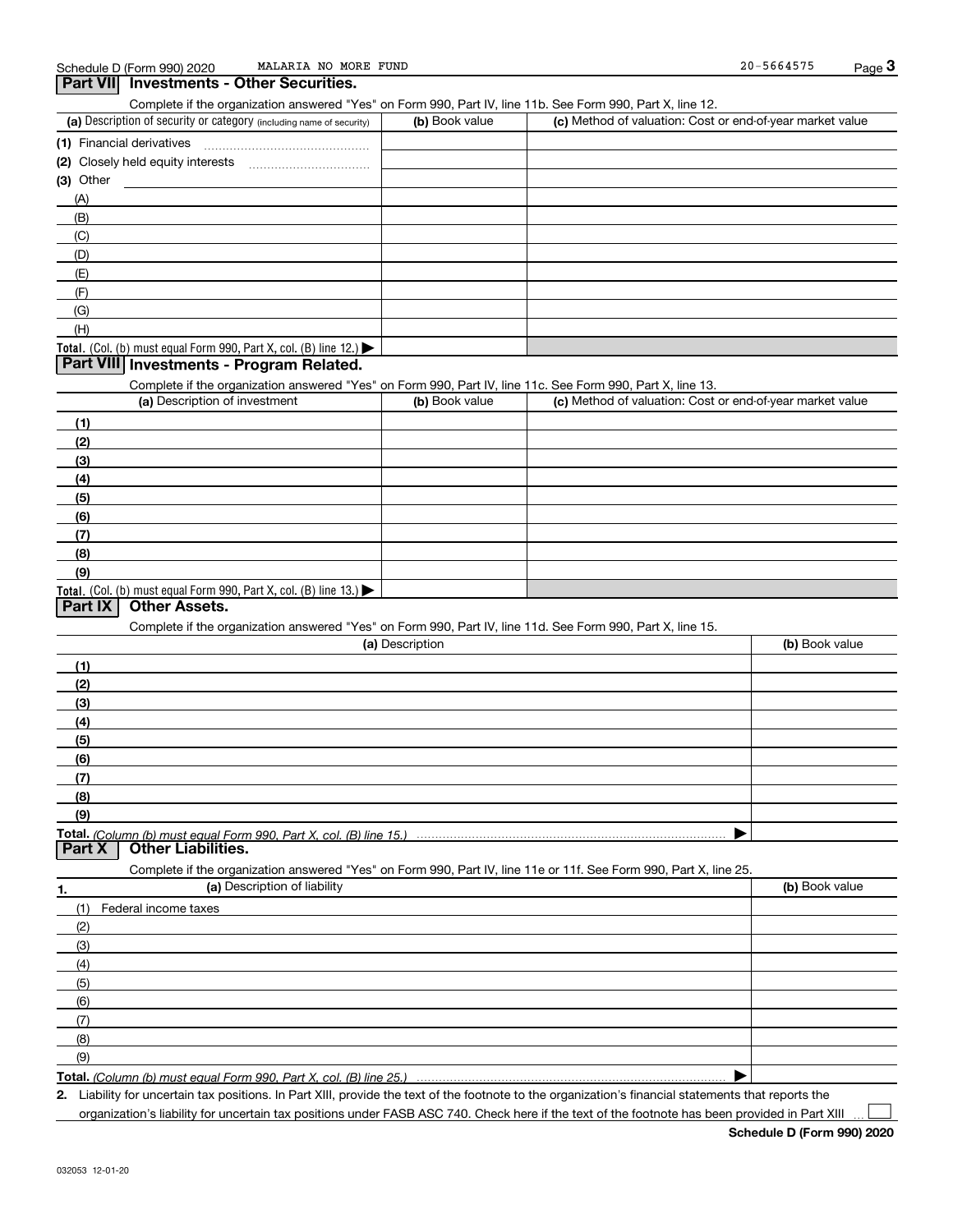Schedule D (Form 990) 2020 MALARIA NO MORE FUND 20-5664575

## Part VII Investments - Other Securities.

Complete if the organization answered "Yes" on Form 990, Part IV, line 11b. See Form 990, Part X, line 12.

| (a) Description of security or category (including name of security) | (b) Book value | (c) Method of valuation: Cost or end-of-year market value |
|---|---|---|
| (1) Financial derivatives | | |
| (2) Closely held equity interests | | |
| (3) Other | | |
| (A) | | |
| (B) | | |
| (C) | | |
| (D) | | |
| (E) | | |
| (F) | | |
| (G) | | |
| (H) | | |
| **Total.** (Col. (b) must equal Form 990, Part X, col. (B) line 12.) ▶ | | |

## Part VIII Investments - Program Related.

Complete if the organization answered "Yes" on Form 990, Part IV, line 11c. See Form 990, Part X, line 13.

| (a) Description of investment | (b) Book value | (c) Method of valuation: Cost or end-of-year market value |
|---|---|---|
| (1) | | |
| (2) | | |
| (3) | | |
| (4) | | |
| (5) | | |
| (6) | | |
| (7) | | |
| (8) | | |
| (9) | | |
| **Total.** (Col. (b) must equal Form 990, Part X, col. (B) line 13.) ▶ | | |

## Part IX Other Assets.

Complete if the organization answered "Yes" on Form 990, Part IV, line 11d. See Form 990, Part X, line 15.

| (a) Description | (b) Book value |
|---|---|
| (1) | |
| (2) | |
| (3) | |
| (4) | |
| (5) | |
| (6) | |
| (7) | |
| (8) | |
| (9) | |
| **Total.** *(Column (b) must equal Form 990, Part X, col. (B) line 15.)* ▶ | |

## Part X Other Liabilities.

Complete if the organization answered "Yes" on Form 990, Part IV, line 11e or 11f. See Form 990, Part X, line 25.

| 1. (a) Description of liability | (b) Book value |
|---|---|
| (1) Federal income taxes | |
| (2) | |
| (3) | |
| (4) | |
| (5) | |
| (6) | |
| (7) | |
| (8) | |
| (9) | |
| **Total.** *(Column (b) must equal Form 990, Part X, col. (B) line 25.)* ▶ | |

2. Liability for uncertain tax positions. In Part XIII, provide the text of the footnote to the organization's financial statements that reports the organization's liability for uncertain tax positions under FASB ASC 740. Check here if the text of the footnote has been provided in Part XIII ☐

**Schedule D (Form 990) 2020**

032053 12-01-20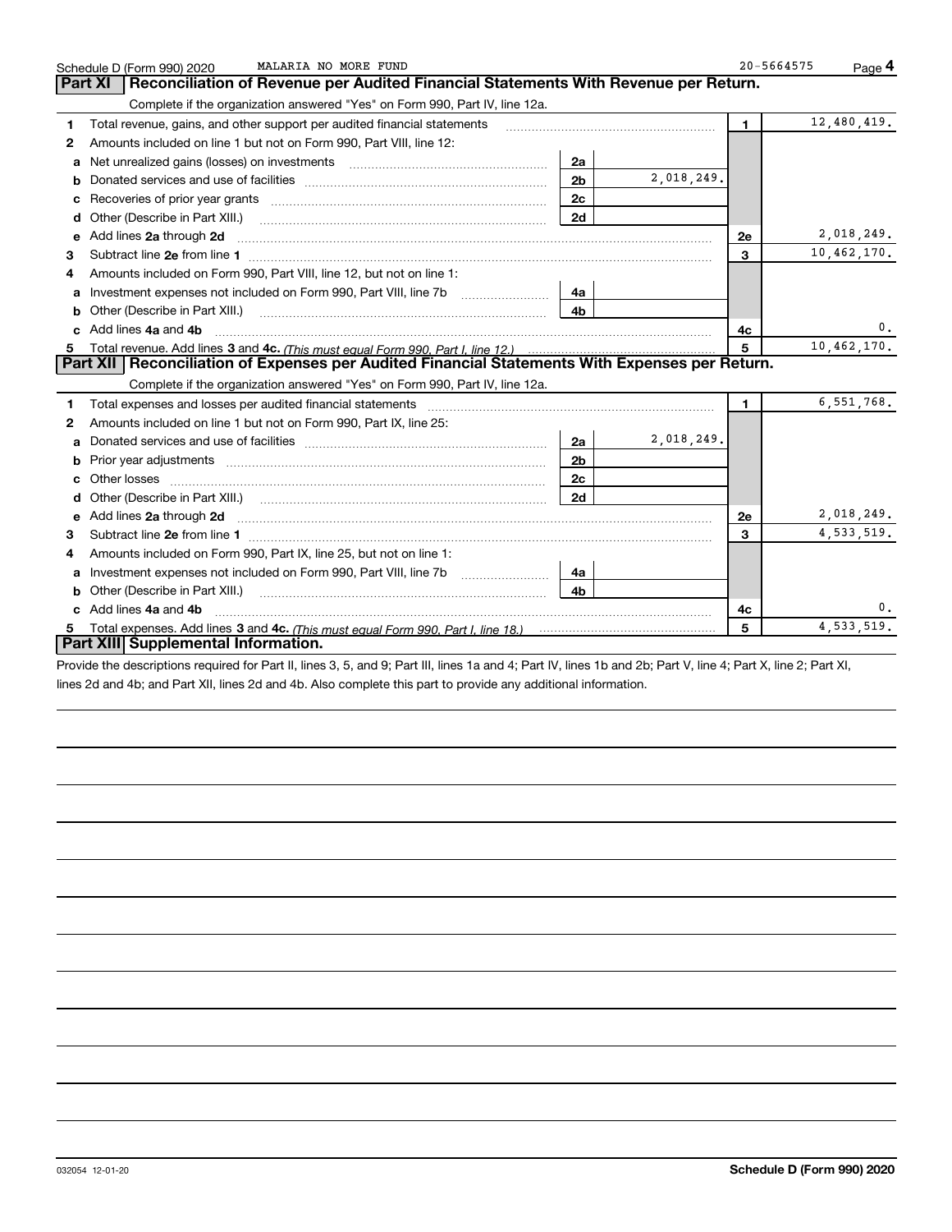Schedule D (Form 990) 2020 MALARIA NO MORE FUND 20-5664575

## Part XI Reconciliation of Revenue per Audited Financial Statements With Revenue per Return.

Complete if the organization answered "Yes" on Form 990, Part IV, line 12a.

| | | | | | |
|---|---|---|---|---|---|
| 1 | Total revenue, gains, and other support per audited financial statements | | | 1 | 12,480,419. |
| 2 | Amounts included on line 1 but not on Form 990, Part VIII, line 12: | | | | |
| a | Net unrealized gains (losses) on investments | 2a | | | |
| b | Donated services and use of facilities | 2b | 2,018,249. | | |
| c | Recoveries of prior year grants | 2c | | | |
| d | Other (Describe in Part XIII.) | 2d | | | |
| e | Add lines **2a** through **2d** | | | 2e | 2,018,249. |
| 3 | Subtract line **2e** from line **1** | | | 3 | 10,462,170. |
| 4 | Amounts included on Form 990, Part VIII, line 12, but not on line 1: | | | | |
| a | Investment expenses not included on Form 990, Part VIII, line 7b | 4a | | | |
| b | Other (Describe in Part XIII.) | 4b | | | |
| c | Add lines **4a** and **4b** | | | 4c | 0. |
| 5 | Total revenue. Add lines **3** and **4c.** *(This must equal Form 990, Part I, line 12.)* | | | 5 | 10,462,170. |

## Part XII Reconciliation of Expenses per Audited Financial Statements With Expenses per Return.

Complete if the organization answered "Yes" on Form 990, Part IV, line 12a.

| | | | | | |
|---|---|---|---|---|---|
| 1 | Total expenses and losses per audited financial statements | | | 1 | 6,551,768. |
| 2 | Amounts included on line 1 but not on Form 990, Part IX, line 25: | | | | |
| a | Donated services and use of facilities | 2a | 2,018,249. | | |
| b | Prior year adjustments | 2b | | | |
| c | Other losses | 2c | | | |
| d | Other (Describe in Part XIII.) | 2d | | | |
| e | Add lines **2a** through **2d** | | | 2e | 2,018,249. |
| 3 | Subtract line **2e** from line **1** | | | 3 | 4,533,519. |
| 4 | Amounts included on Form 990, Part IX, line 25, but not on line 1: | | | | |
| a | Investment expenses not included on Form 990, Part VIII, line 7b | 4a | | | |
| b | Other (Describe in Part XIII.) | 4b | | | |
| c | Add lines **4a** and **4b** | | | 4c | 0. |
| 5 | Total expenses. Add lines **3** and **4c.** *(This must equal Form 990, Part I, line 18.)* | | | 5 | 4,533,519. |

## Part XIII Supplemental Information.

Provide the descriptions required for Part II, lines 3, 5, and 9; Part III, lines 1a and 4; Part IV, lines 1b and 2b; Part V, line 4; Part X, line 2; Part XI, lines 2d and 4b; and Part XII, lines 2d and 4b. Also complete this part to provide any additional information.

032054 12-01-20 **Schedule D (Form 990) 2020**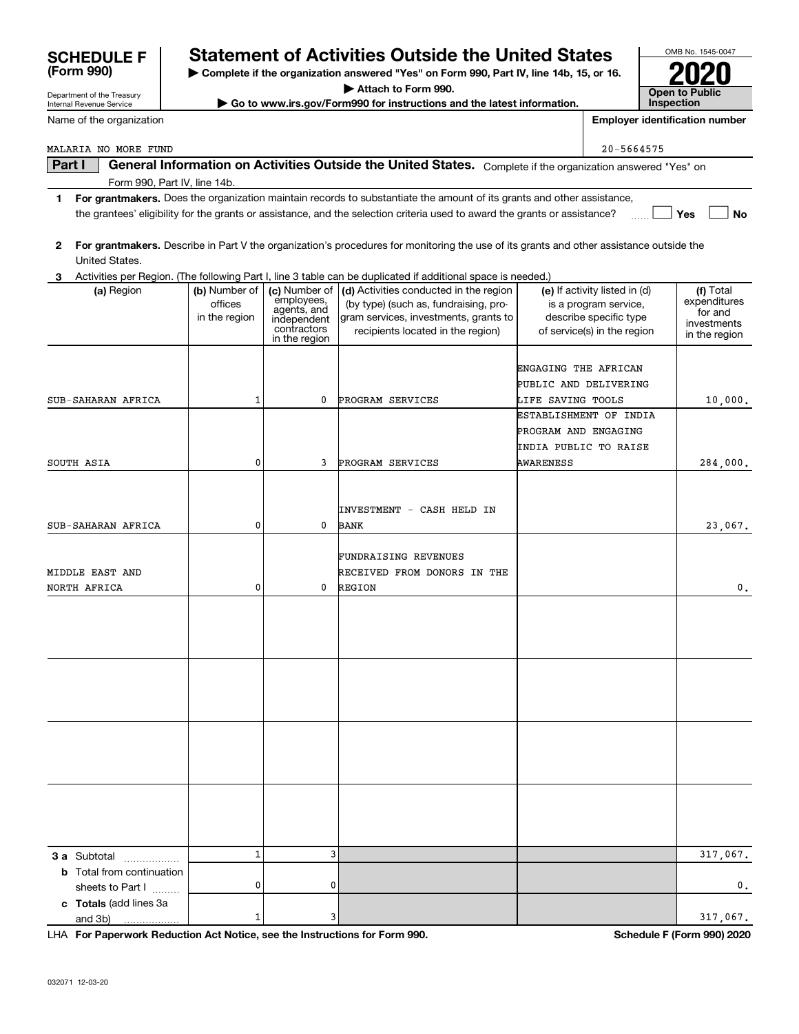# SCHEDULE F (Form 990)

Department of the Treasury
Internal Revenue Service

## Statement of Activities Outside the United States

▶ Complete if the organization answered "Yes" on Form 990, Part IV, line 14b, 15, or 16.

▶ Attach to Form 990.

▶ Go to www.irs.gov/Form990 for instructions and the latest information.

OMB No. 1545-0047

**2020**

**Open to Public Inspection**

Name of the organization: MALARIA NO MORE FUND

Employer identification number: 20-5664575

**Part I** **General Information on Activities Outside the United States.** Complete if the organization answered "Yes" on Form 990, Part IV, line 14b.

**1** **For grantmakers.** Does the organization maintain records to substantiate the amount of its grants and other assistance, the grantees' eligibility for the grants or assistance, and the selection criteria used to award the grants or assistance? ☐ Yes ☐ No

**2** **For grantmakers.** Describe in Part V the organization's procedures for monitoring the use of its grants and other assistance outside the United States.

**3** Activities per Region. (The following Part I, line 3 table can be duplicated if additional space is needed.)

| (a) Region | (b) Number of offices in the region | (c) Number of employees, agents, and independent contractors in the region | (d) Activities conducted in the region (by type) (such as, fundraising, program services, investments, grants to recipients located in the region) | (e) If activity listed in (d) is a program service, describe specific type of service(s) in the region | (f) Total expenditures for and investments in the region |
|---|---|---|---|---|---|
| SUB-SAHARAN AFRICA | 1 | 0 | PROGRAM SERVICES | ENGAGING THE AFRICAN PUBLIC AND DELIVERING LIFE SAVING TOOLS | 10,000. |
| SOUTH ASIA | 0 | 3 | PROGRAM SERVICES | ESTABLISHMENT OF INDIA PROGRAM AND ENGAGING INDIA PUBLIC TO RAISE AWARENESS | 284,000. |
| SUB-SAHARAN AFRICA | 0 | 0 | INVESTMENT - CASH HELD IN BANK | | 23,067. |
| MIDDLE EAST AND NORTH AFRICA | 0 | 0 | FUNDRAISING REVENUES RECEIVED FROM DONORS IN THE REGION | | 0. |
| | | | | | |
| | | | | | |
| | | | | | |
| | | | | | |
| **3 a** Subtotal | 1 | 3 | | | 317,067. |
| **b** Total from continuation sheets to Part I | 0 | 0 | | | 0. |
| **c Totals** (add lines 3a and 3b) | 1 | 3 | | | 317,067. |

LHA **For Paperwork Reduction Act Notice, see the Instructions for Form 990.** **Schedule F (Form 990) 2020**

032071 12-03-20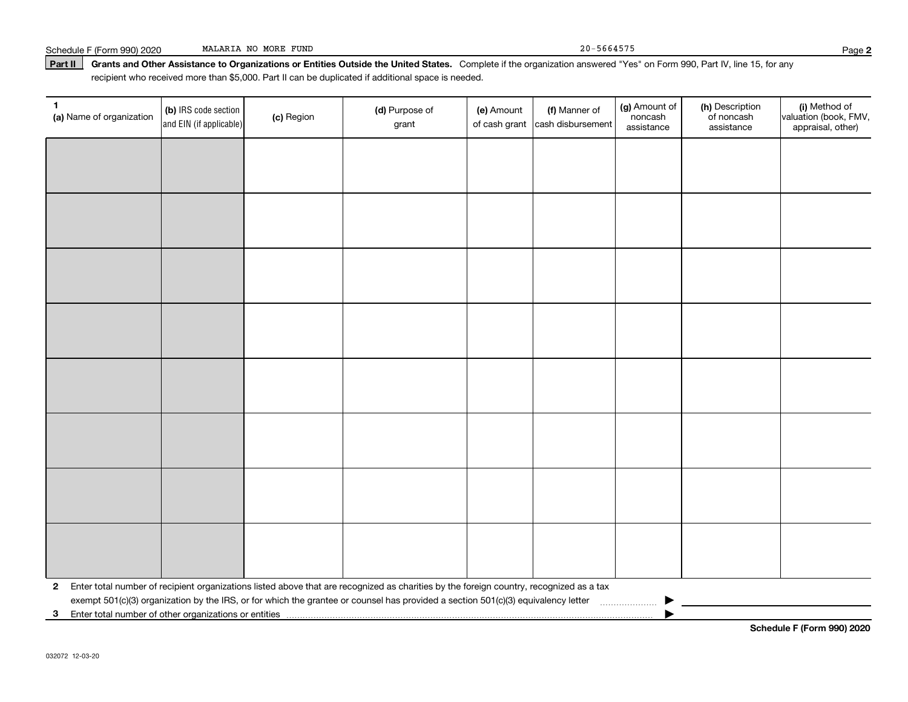Schedule F (Form 990) 2020 MALARIA NO MORE FUND 20-5664575

**Part II** **Grants and Other Assistance to Organizations or Entities Outside the United States.** Complete if the organization answered "Yes" on Form 990, Part IV, line 15, for any recipient who received more than $5,000. Part II can be duplicated if additional space is needed.

| 1 (a) Name of organization | (b) IRS code section and EIN (if applicable) | (c) Region | (d) Purpose of grant | (e) Amount of cash grant | (f) Manner of cash disbursement | (g) Amount of noncash assistance | (h) Description of noncash assistance | (i) Method of valuation (book, FMV, appraisal, other) |
|---|---|---|---|---|---|---|---|---|
| | | | | | | | | |
| | | | | | | | | |
| | | | | | | | | |
| | | | | | | | | |
| | | | | | | | | |
| | | | | | | | | |
| | | | | | | | | |
| | | | | | | | | |

**2** Enter total number of recipient organizations listed above that are recognized as charities by the foreign country, recognized as a tax exempt 501(c)(3) organization by the IRS, or for which the grantee or counsel has provided a section 501(c)(3) equivalency letter ▶

**3** Enter total number of other organizations or entities ▶

**Schedule F (Form 990) 2020**

032072 12-03-20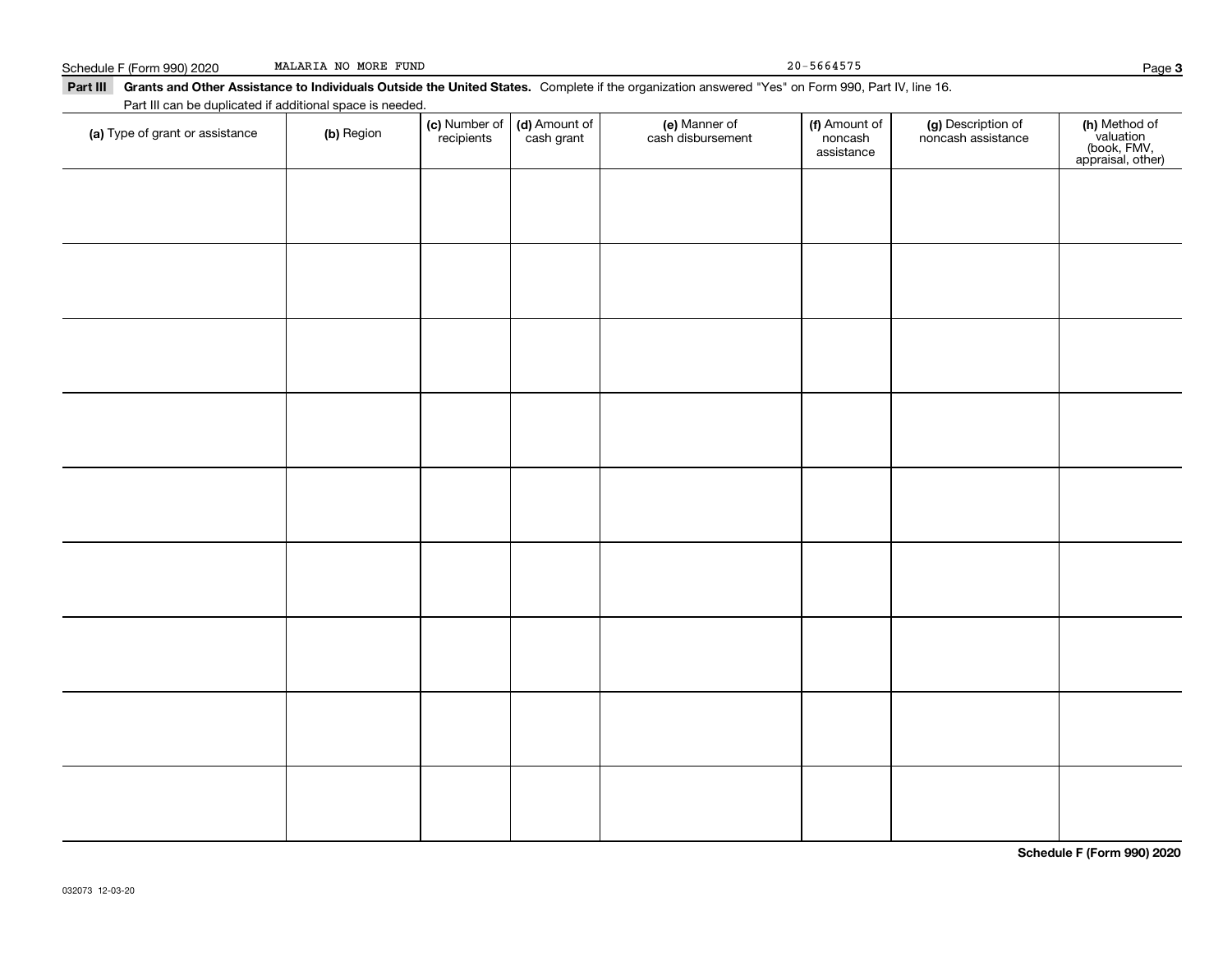Schedule F (Form 990) 2020 MALARIA NO MORE FUND 20-5664575

**Part III** **Grants and Other Assistance to Individuals Outside the United States.** Complete if the organization answered "Yes" on Form 990, Part IV, line 16.
Part III can be duplicated if additional space is needed.

| (a) Type of grant or assistance | (b) Region | (c) Number of recipients | (d) Amount of cash grant | (e) Manner of cash disbursement | (f) Amount of noncash assistance | (g) Description of noncash assistance | (h) Method of valuation (book, FMV, appraisal, other) |
|---|---|---|---|---|---|---|---|
| | | | | | | | |
| | | | | | | | |
| | | | | | | | |
| | | | | | | | |
| | | | | | | | |
| | | | | | | | |
| | | | | | | | |
| | | | | | | | |
| | | | | | | | |

**Schedule F (Form 990) 2020**

032073 12-03-20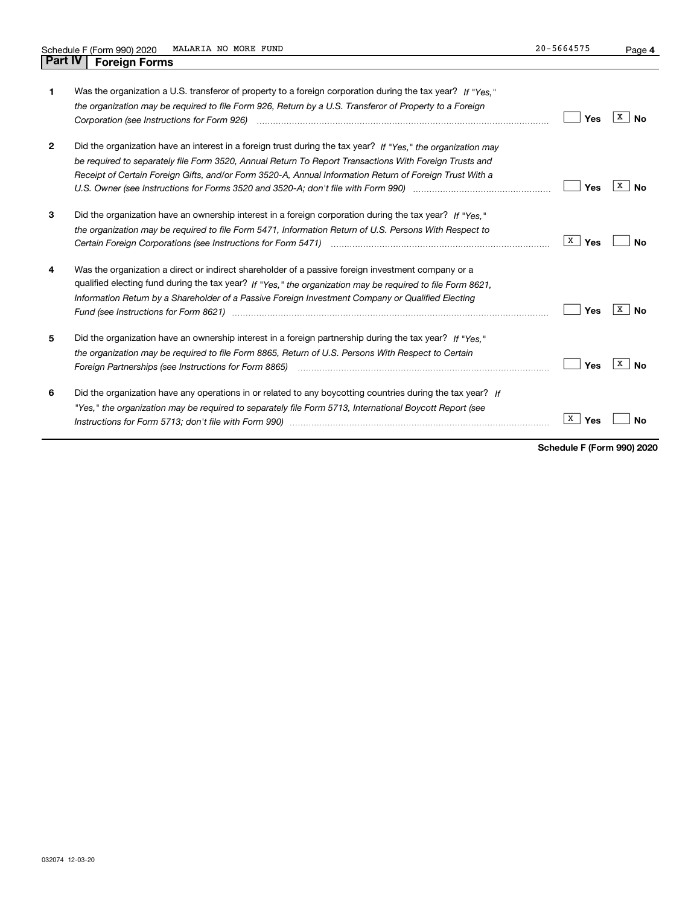Schedule F (Form 990) 2020 MALARIA NO MORE FUND 20-5664575

## Part IV Foreign Forms

| | | Yes | No |
|---|---|---|---|
| **1** | Was the organization a U.S. transferor of property to a foreign corporation during the tax year? *If "Yes," the organization may be required to file Form 926, Return by a U.S. Transferor of Property to a Foreign Corporation (see Instructions for Form 926)* | | X |
| **2** | Did the organization have an interest in a foreign trust during the tax year? *If "Yes," the organization may be required to separately file Form 3520, Annual Return To Report Transactions With Foreign Trusts and Receipt of Certain Foreign Gifts, and/or Form 3520-A, Annual Information Return of Foreign Trust With a U.S. Owner (see Instructions for Forms 3520 and 3520-A; don't file with Form 990)* | | X |
| **3** | Did the organization have an ownership interest in a foreign corporation during the tax year? *If "Yes," the organization may be required to file Form 5471, Information Return of U.S. Persons With Respect to Certain Foreign Corporations (see Instructions for Form 5471)* | X | |
| **4** | Was the organization a direct or indirect shareholder of a passive foreign investment company or a qualified electing fund during the tax year? *If "Yes," the organization may be required to file Form 8621, Information Return by a Shareholder of a Passive Foreign Investment Company or Qualified Electing Fund (see Instructions for Form 8621)* | | X |
| **5** | Did the organization have an ownership interest in a foreign partnership during the tax year? *If "Yes," the organization may be required to file Form 8865, Return of U.S. Persons With Respect to Certain Foreign Partnerships (see Instructions for Form 8865)* | | X |
| **6** | Did the organization have any operations in or related to any boycotting countries during the tax year? *If "Yes," the organization may be required to separately file Form 5713, International Boycott Report (see Instructions for Form 5713; don't file with Form 990)* | X | |

**Schedule F (Form 990) 2020**

032074 12-03-20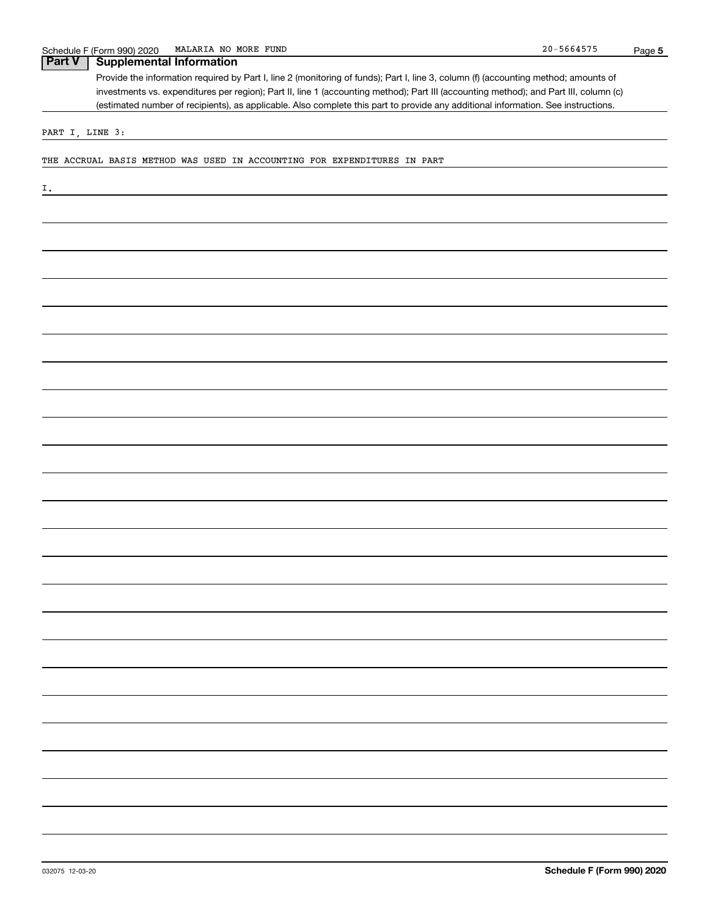## Part V | Supplemental Information

Provide the information required by Part I, line 2 (monitoring of funds); Part I, line 3, column (f) (accounting method; amounts of investments vs. expenditures per region); Part II, line 1 (accounting method); Part III (accounting method); and Part III, column (c) (estimated number of recipients), as applicable. Also complete this part to provide any additional information. See instructions.

PART I, LINE 3:

THE ACCRUAL BASIS METHOD WAS USED IN ACCOUNTING FOR EXPENDITURES IN PART I.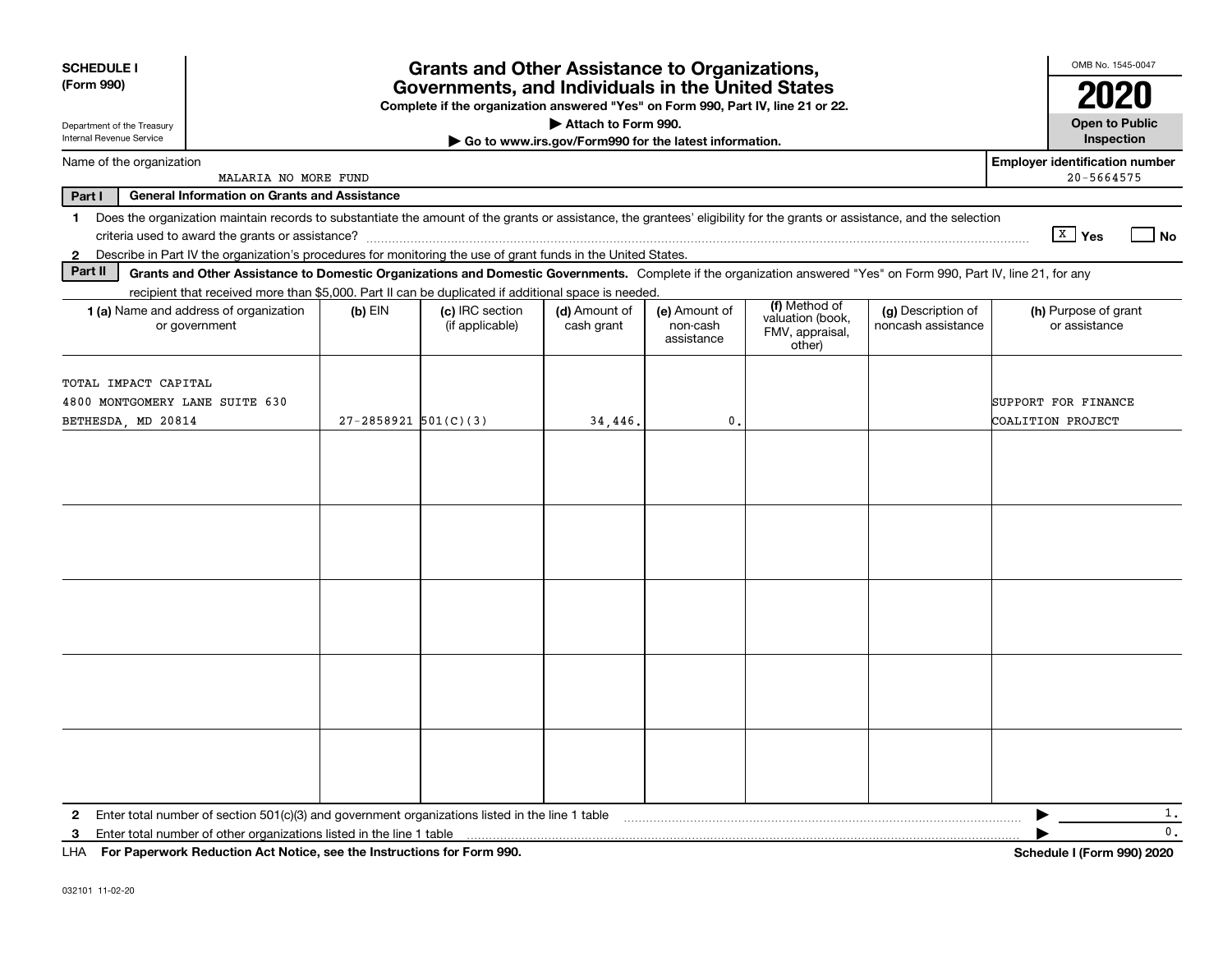**SCHEDULE I (Form 990)**

Department of the Treasury
Internal Revenue Service

# Grants and Other Assistance to Organizations, Governments, and Individuals in the United States

**Complete if the organization answered "Yes" on Form 990, Part IV, line 21 or 22.**
**▶ Attach to Form 990.**
**▶ Go to www.irs.gov/Form990 for the latest information.**

OMB No. 1545-0047

**2020**

**Open to Public Inspection**

Name of the organization: MALARIA NO MORE FUND

**Employer identification number** 20-5664575

**Part I — General Information on Grants and Assistance**

1. Does the organization maintain records to substantiate the amount of the grants or assistance, the grantees' eligibility for the grants or assistance, and the selection criteria used to award the grants or assistance? [X] Yes [ ] No
2. Describe in Part IV the organization's procedures for monitoring the use of grant funds in the United States.

**Part II — Grants and Other Assistance to Domestic Organizations and Domestic Governments.** Complete if the organization answered "Yes" on Form 990, Part IV, line 21, for any recipient that received more than $5,000. Part II can be duplicated if additional space is needed.

| 1 (a) Name and address of organization or government | (b) EIN | (c) IRC section (if applicable) | (d) Amount of cash grant | (e) Amount of non-cash assistance | (f) Method of valuation (book, FMV, appraisal, other) | (g) Description of noncash assistance | (h) Purpose of grant or assistance |
|---|---|---|---|---|---|---|---|
| TOTAL IMPACT CAPITAL<br>4800 MONTGOMERY LANE SUITE 630<br>BETHESDA, MD 20814 | 27-2858921 | 501(C)(3) | 34,446. | 0. | | | SUPPORT FOR FINANCE COALITION PROJECT |
| | | | | | | | |
| | | | | | | | |
| | | | | | | | |
| | | | | | | | |
| | | | | | | | |

2. Enter total number of section 501(c)(3) and government organizations listed in the line 1 table ▶ 1.
3. Enter total number of other organizations listed in the line 1 table ▶ 0.

LHA **For Paperwork Reduction Act Notice, see the Instructions for Form 990.** **Schedule I (Form 990) 2020**

032101 11-02-20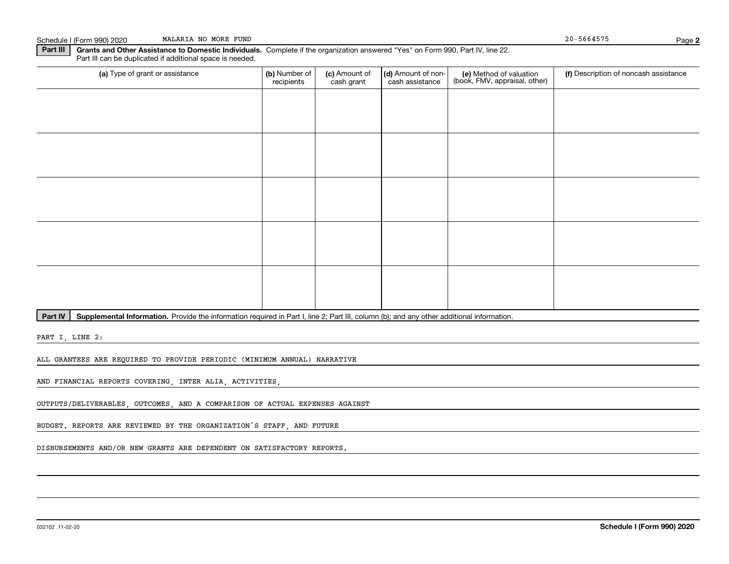Schedule I (Form 990) 2020 MALARIA NO MORE FUND 20-5664575

**Part III** **Grants and Other Assistance to Domestic Individuals.** Complete if the organization answered "Yes" on Form 990, Part IV, line 22. Part III can be duplicated if additional space is needed.

| (a) Type of grant or assistance | (b) Number of recipients | (c) Amount of cash grant | (d) Amount of non-cash assistance | (e) Method of valuation (book, FMV, appraisal, other) | (f) Description of noncash assistance |
|---|---|---|---|---|---|
| | | | | | |
| | | | | | |
| | | | | | |
| | | | | | |
| | | | | | |

**Part IV** **Supplemental Information.** Provide the information required in Part I, line 2; Part III, column (b); and any other additional information.

PART I, LINE 2:

ALL GRANTEES ARE REQUIRED TO PROVIDE PERIODIC (MINIMUM ANNUAL) NARRATIVE AND FINANCIAL REPORTS COVERING, INTER ALIA, ACTIVITIES, OUTPUTS/DELIVERABLES, OUTCOMES, AND A COMPARISON OF ACTUAL EXPENSES AGAINST BUDGET. REPORTS ARE REVIEWED BY THE ORGANIZATION'S STAFF, AND FUTURE DISBURSEMENTS AND/OR NEW GRANTS ARE DEPENDENT ON SATISFACTORY REPORTS.

032102 11-02-20 **Schedule I (Form 990) 2020**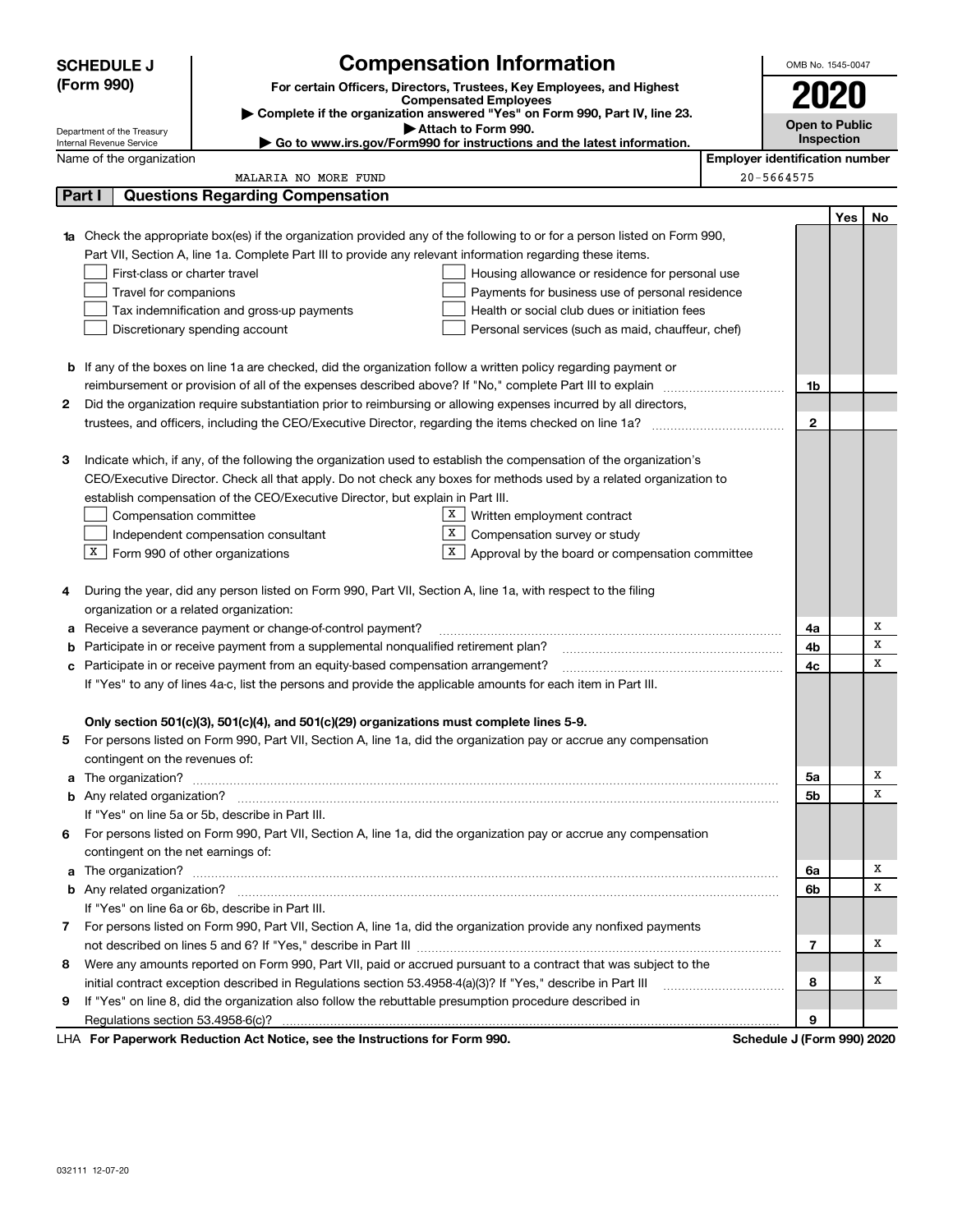**SCHEDULE J (Form 990)**

Department of the Treasury
Internal Revenue Service

# Compensation Information

**For certain Officers, Directors, Trustees, Key Employees, and Highest Compensated Employees**

▶ Complete if the organization answered "Yes" on Form 990, Part IV, line 23.

▶ Attach to Form 990.

▶ Go to www.irs.gov/Form990 for instructions and the latest information.

OMB No. 1545-0047

**2020**

**Open to Public Inspection**

Name of the organization: MALARIA NO MORE FUND

Employer identification number: 20-5664575

## Part I Questions Regarding Compensation

| | | | Yes | No |
|---|---|---|---|---|
| **1a** | Check the appropriate box(es) if the organization provided any of the following to or for a person listed on Form 990, Part VII, Section A, line 1a. Complete Part III to provide any relevant information regarding these items.<br>☐ First-class or charter travel ☐ Housing allowance or residence for personal use<br>☐ Travel for companions ☐ Payments for business use of personal residence<br>☐ Tax indemnification and gross-up payments ☐ Health or social club dues or initiation fees<br>☐ Discretionary spending account ☐ Personal services (such as maid, chauffeur, chef) | | | |
| **b** | If any of the boxes on line 1a are checked, did the organization follow a written policy regarding payment or reimbursement or provision of all of the expenses described above? If "No," complete Part III to explain | 1b | | |
| **2** | Did the organization require substantiation prior to reimbursing or allowing expenses incurred by all directors, trustees, and officers, including the CEO/Executive Director, regarding the items checked on line 1a? | 2 | | |
| **3** | Indicate which, if any, of the following the organization used to establish the compensation of the organization's CEO/Executive Director. Check all that apply. Do not check any boxes for methods used by a related organization to establish compensation of the CEO/Executive Director, but explain in Part III.<br>☐ Compensation committee ☒ Written employment contract<br>☐ Independent compensation consultant ☒ Compensation survey or study<br>☒ Form 990 of other organizations ☒ Approval by the board or compensation committee | | | |
| **4** | During the year, did any person listed on Form 990, Part VII, Section A, line 1a, with respect to the filing organization or a related organization: | | | |
| **a** | Receive a severance payment or change-of-control payment? | 4a | | X |
| **b** | Participate in or receive payment from a supplemental nonqualified retirement plan? | 4b | | X |
| **c** | Participate in or receive payment from an equity-based compensation arrangement? | 4c | | X |
| | If "Yes" to any of lines 4a-c, list the persons and provide the applicable amounts for each item in Part III. | | | |
| | **Only section 501(c)(3), 501(c)(4), and 501(c)(29) organizations must complete lines 5-9.** | | | |
| **5** | For persons listed on Form 990, Part VII, Section A, line 1a, did the organization pay or accrue any compensation contingent on the revenues of: | | | |
| **a** | The organization? | 5a | | X |
| **b** | Any related organization? | 5b | | X |
| | If "Yes" on line 5a or 5b, describe in Part III. | | | |
| **6** | For persons listed on Form 990, Part VII, Section A, line 1a, did the organization pay or accrue any compensation contingent on the net earnings of: | | | |
| **a** | The organization? | 6a | | X |
| **b** | Any related organization? | 6b | | X |
| | If "Yes" on line 6a or 6b, describe in Part III. | | | |
| **7** | For persons listed on Form 990, Part VII, Section A, line 1a, did the organization provide any nonfixed payments not described on lines 5 and 6? If "Yes," describe in Part III | 7 | | X |
| **8** | Were any amounts reported on Form 990, Part VII, paid or accrued pursuant to a contract that was subject to the initial contract exception described in Regulations section 53.4958-4(a)(3)? If "Yes," describe in Part III | 8 | | X |
| **9** | If "Yes" on line 8, did the organization also follow the rebuttable presumption procedure described in Regulations section 53.4958-6(c)? | 9 | | |

LHA **For Paperwork Reduction Act Notice, see the Instructions for Form 990.** **Schedule J (Form 990) 2020**

032111 12-07-20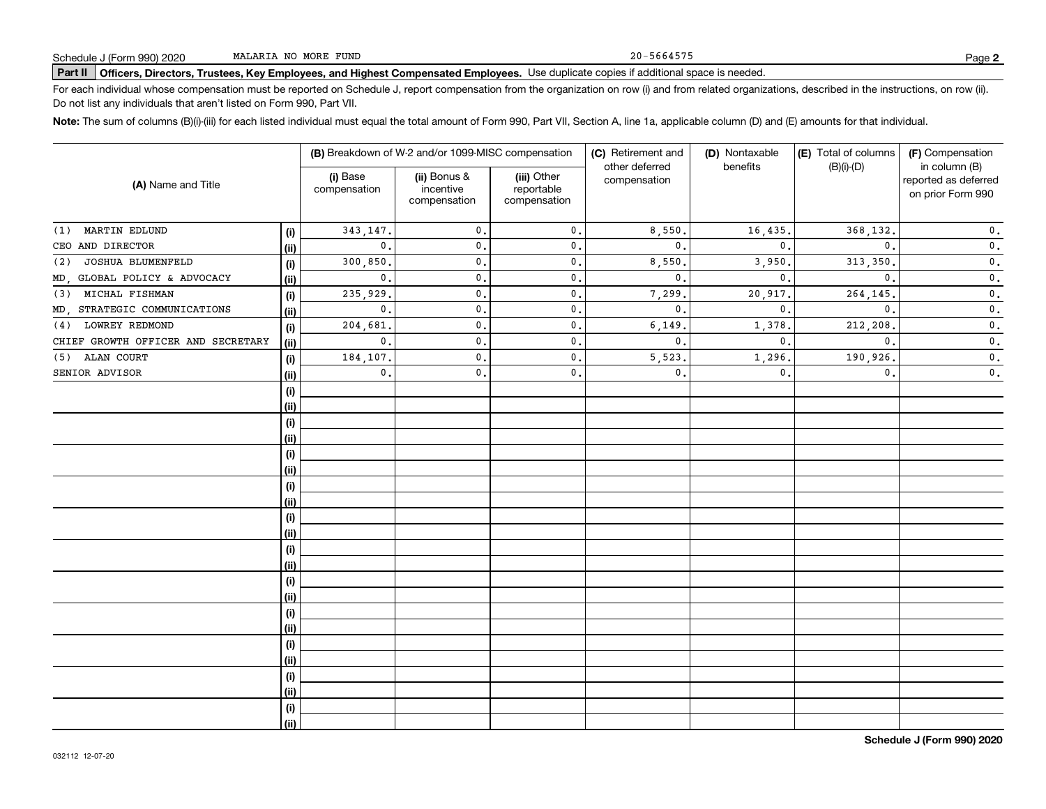Schedule J (Form 990) 2020 MALARIA NO MORE FUND 20-5664575 Page **2**

**Part II** **Officers, Directors, Trustees, Key Employees, and Highest Compensated Employees.** Use duplicate copies if additional space is needed.

For each individual whose compensation must be reported on Schedule J, report compensation from the organization on row (i) and from related organizations, described in the instructions, on row (ii). Do not list any individuals that aren't listed on Form 990, Part VII.

**Note:** The sum of columns (B)(i)-(iii) for each listed individual must equal the total amount of Form 990, Part VII, Section A, line 1a, applicable column (D) and (E) amounts for that individual.

| (A) Name and Title | | (B) Breakdown of W-2 and/or 1099-MISC compensation | | | (C) Retirement and other deferred compensation | (D) Nontaxable benefits | (E) Total of columns (B)(i)-(D) | (F) Compensation in column (B) reported as deferred on prior Form 990 |
|---|---|---|---|---|---|---|---|---|
| | | (i) Base compensation | (ii) Bonus & incentive compensation | (iii) Other reportable compensation | | | | |
| (1) MARTIN EDLUND | (i) | 343,147. | 0. | 0. | 8,550. | 16,435. | 368,132. | 0. |
| CEO AND DIRECTOR | (ii) | 0. | 0. | 0. | 0. | 0. | 0. | 0. |
| (2) JOSHUA BLUMENFELD | (i) | 300,850. | 0. | 0. | 8,550. | 3,950. | 313,350. | 0. |
| MD, GLOBAL POLICY & ADVOCACY | (ii) | 0. | 0. | 0. | 0. | 0. | 0. | 0. |
| (3) MICHAL FISHMAN | (i) | 235,929. | 0. | 0. | 7,299. | 20,917. | 264,145. | 0. |
| MD, STRATEGIC COMMUNICATIONS | (ii) | 0. | 0. | 0. | 0. | 0. | 0. | 0. |
| (4) LOWREY REDMOND | (i) | 204,681. | 0. | 0. | 6,149. | 1,378. | 212,208. | 0. |
| CHIEF GROWTH OFFICER AND SECRETARY | (ii) | 0. | 0. | 0. | 0. | 0. | 0. | 0. |
| (5) ALAN COURT | (i) | 184,107. | 0. | 0. | 5,523. | 1,296. | 190,926. | 0. |
| SENIOR ADVISOR | (ii) | 0. | 0. | 0. | 0. | 0. | 0. | 0. |

Schedule J (Form 990) 2020

032112 12-07-20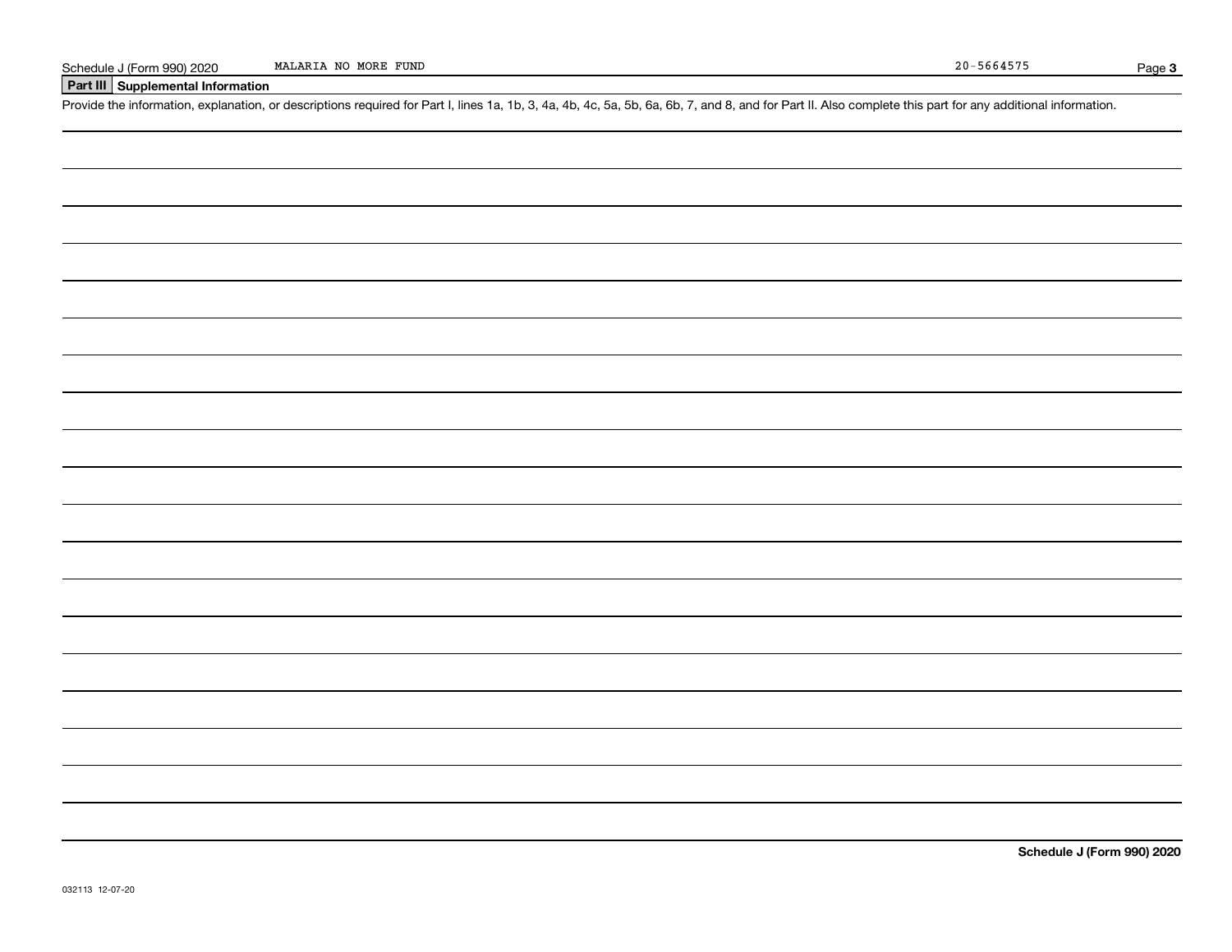## Part III Supplemental Information

Provide the information, explanation, or descriptions required for Part I, lines 1a, 1b, 3, 4a, 4b, 4c, 5a, 5b, 6a, 6b, 7, and 8, and for Part II. Also complete this part for any additional information.

MALARIA NO MORE FUND

20-5664575

Schedule J (Form 990) 2020

032113 12-07-20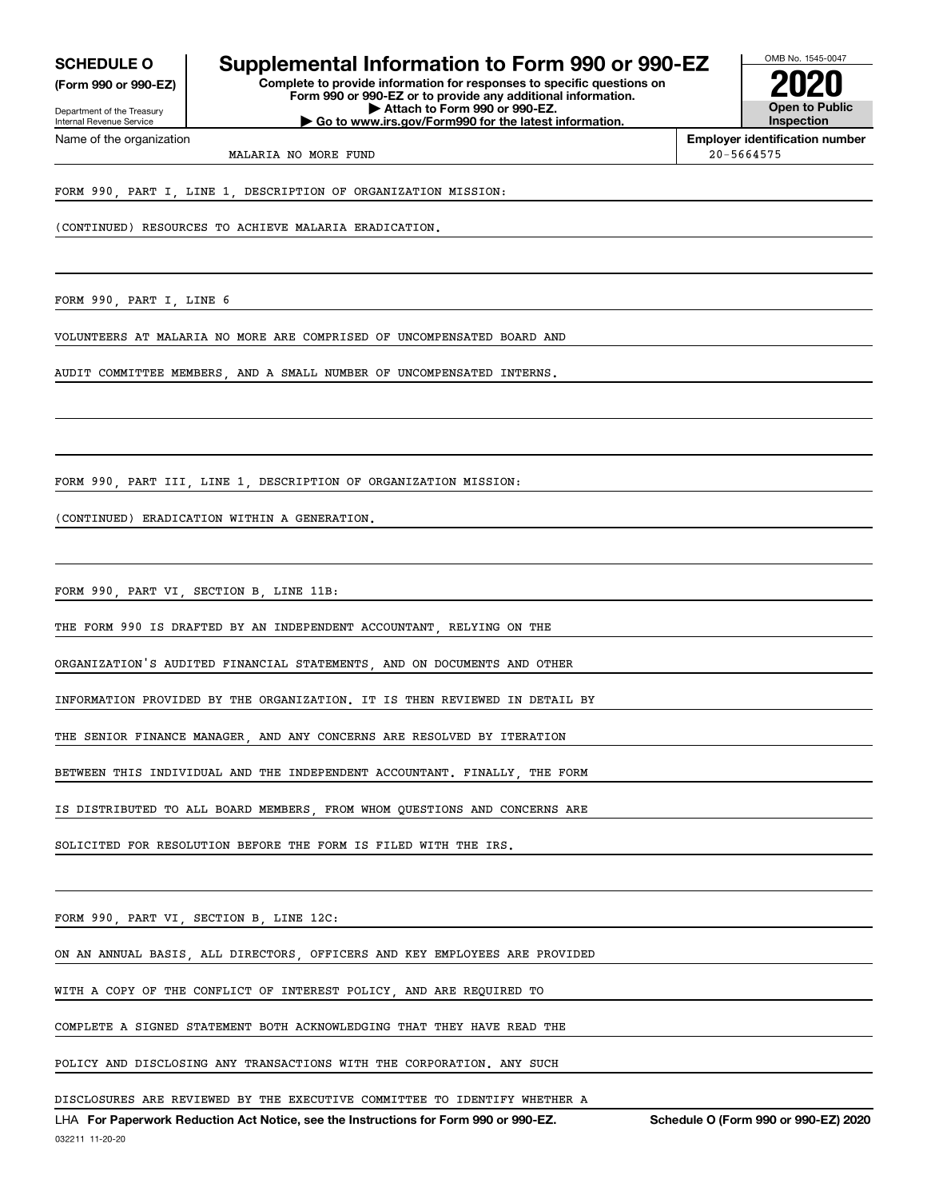**SCHEDULE O**
**(Form 990 or 990-EZ)**

Department of the Treasury
Internal Revenue Service

# Supplemental Information to Form 990 or 990-EZ

**Complete to provide information for responses to specific questions on Form 990 or 990-EZ or to provide any additional information.**
**▶ Attach to Form 990 or 990-EZ.**
**▶ Go to www.irs.gov/Form990 for the latest information.**

OMB No. 1545-0047

**2020**

**Open to Public Inspection**

Name of the organization: MALARIA NO MORE FUND

**Employer identification number:** 20-5664575

FORM 990, PART I, LINE 1, DESCRIPTION OF ORGANIZATION MISSION:

(CONTINUED) RESOURCES TO ACHIEVE MALARIA ERADICATION.

FORM 990, PART I, LINE 6

VOLUNTEERS AT MALARIA NO MORE ARE COMPRISED OF UNCOMPENSATED BOARD AND AUDIT COMMITTEE MEMBERS, AND A SMALL NUMBER OF UNCOMPENSATED INTERNS.

FORM 990, PART III, LINE 1, DESCRIPTION OF ORGANIZATION MISSION:

(CONTINUED) ERADICATION WITHIN A GENERATION.

FORM 990, PART VI, SECTION B, LINE 11B:

THE FORM 990 IS DRAFTED BY AN INDEPENDENT ACCOUNTANT, RELYING ON THE ORGANIZATION'S AUDITED FINANCIAL STATEMENTS, AND ON DOCUMENTS AND OTHER INFORMATION PROVIDED BY THE ORGANIZATION. IT IS THEN REVIEWED IN DETAIL BY THE SENIOR FINANCE MANAGER, AND ANY CONCERNS ARE RESOLVED BY ITERATION BETWEEN THIS INDIVIDUAL AND THE INDEPENDENT ACCOUNTANT. FINALLY, THE FORM IS DISTRIBUTED TO ALL BOARD MEMBERS, FROM WHOM QUESTIONS AND CONCERNS ARE SOLICITED FOR RESOLUTION BEFORE THE FORM IS FILED WITH THE IRS.

FORM 990, PART VI, SECTION B, LINE 12C:

ON AN ANNUAL BASIS, ALL DIRECTORS, OFFICERS AND KEY EMPLOYEES ARE PROVIDED WITH A COPY OF THE CONFLICT OF INTEREST POLICY, AND ARE REQUIRED TO COMPLETE A SIGNED STATEMENT BOTH ACKNOWLEDGING THAT THEY HAVE READ THE POLICY AND DISCLOSING ANY TRANSACTIONS WITH THE CORPORATION. ANY SUCH DISCLOSURES ARE REVIEWED BY THE EXECUTIVE COMMITTEE TO IDENTIFY WHETHER A

LHA **For Paperwork Reduction Act Notice, see the Instructions for Form 990 or 990-EZ.** **Schedule O (Form 990 or 990-EZ) 2020**

032211 11-20-20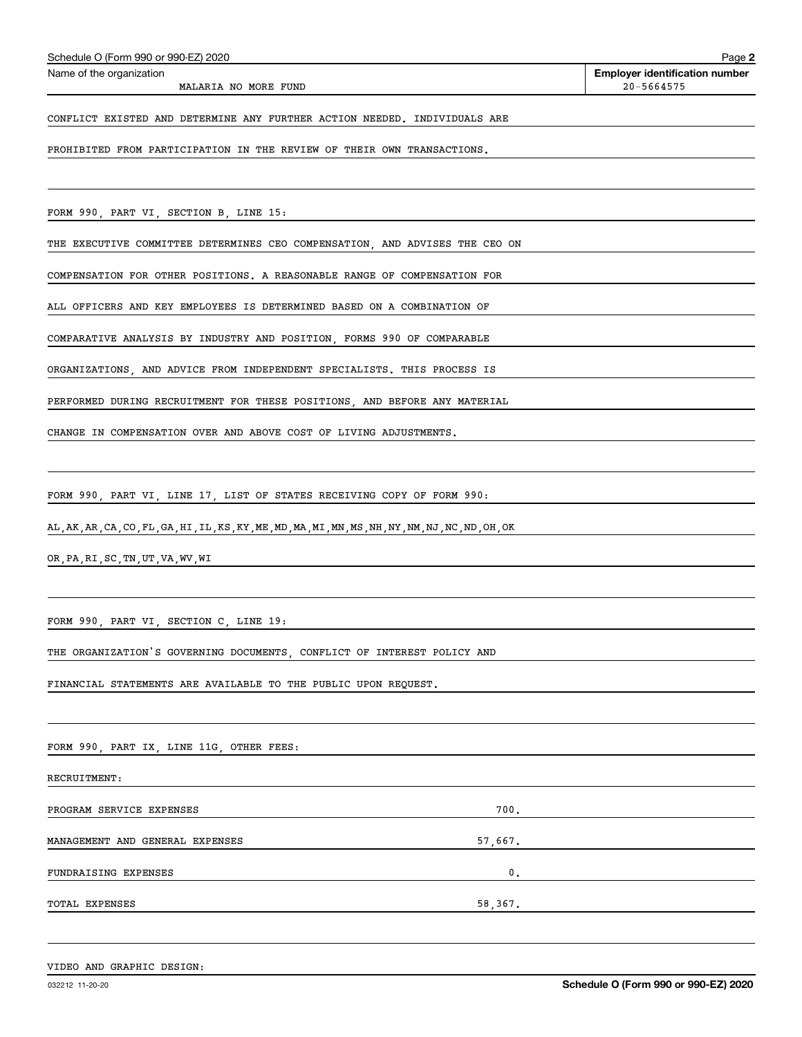Name of the organization: MALARIA NO MORE FUND

Employer identification number: 20-5664575

CONFLICT EXISTED AND DETERMINE ANY FURTHER ACTION NEEDED. INDIVIDUALS ARE PROHIBITED FROM PARTICIPATION IN THE REVIEW OF THEIR OWN TRANSACTIONS.

FORM 990, PART VI, SECTION B, LINE 15:

THE EXECUTIVE COMMITTEE DETERMINES CEO COMPENSATION, AND ADVISES THE CEO ON COMPENSATION FOR OTHER POSITIONS. A REASONABLE RANGE OF COMPENSATION FOR ALL OFFICERS AND KEY EMPLOYEES IS DETERMINED BASED ON A COMBINATION OF COMPARATIVE ANALYSIS BY INDUSTRY AND POSITION, FORMS 990 OF COMPARABLE ORGANIZATIONS, AND ADVICE FROM INDEPENDENT SPECIALISTS. THIS PROCESS IS PERFORMED DURING RECRUITMENT FOR THESE POSITIONS, AND BEFORE ANY MATERIAL CHANGE IN COMPENSATION OVER AND ABOVE COST OF LIVING ADJUSTMENTS.

FORM 990, PART VI, LINE 17, LIST OF STATES RECEIVING COPY OF FORM 990:

AL,AK,AR,CA,CO,FL,GA,HI,IL,KS,KY,ME,MD,MA,MI,MN,MS,NH,NY,NM,NJ,NC,ND,OH,OK OR,PA,RI,SC,TN,UT,VA,WV,WI

FORM 990, PART VI, SECTION C, LINE 19:

THE ORGANIZATION'S GOVERNING DOCUMENTS, CONFLICT OF INTEREST POLICY AND FINANCIAL STATEMENTS ARE AVAILABLE TO THE PUBLIC UPON REQUEST.

FORM 990, PART IX, LINE 11G, OTHER FEES:

RECRUITMENT:

| | |
|---|---|
| PROGRAM SERVICE EXPENSES | 700. |
| MANAGEMENT AND GENERAL EXPENSES | 57,667. |
| FUNDRAISING EXPENSES | 0. |
| TOTAL EXPENSES | 58,367. |

VIDEO AND GRAPHIC DESIGN: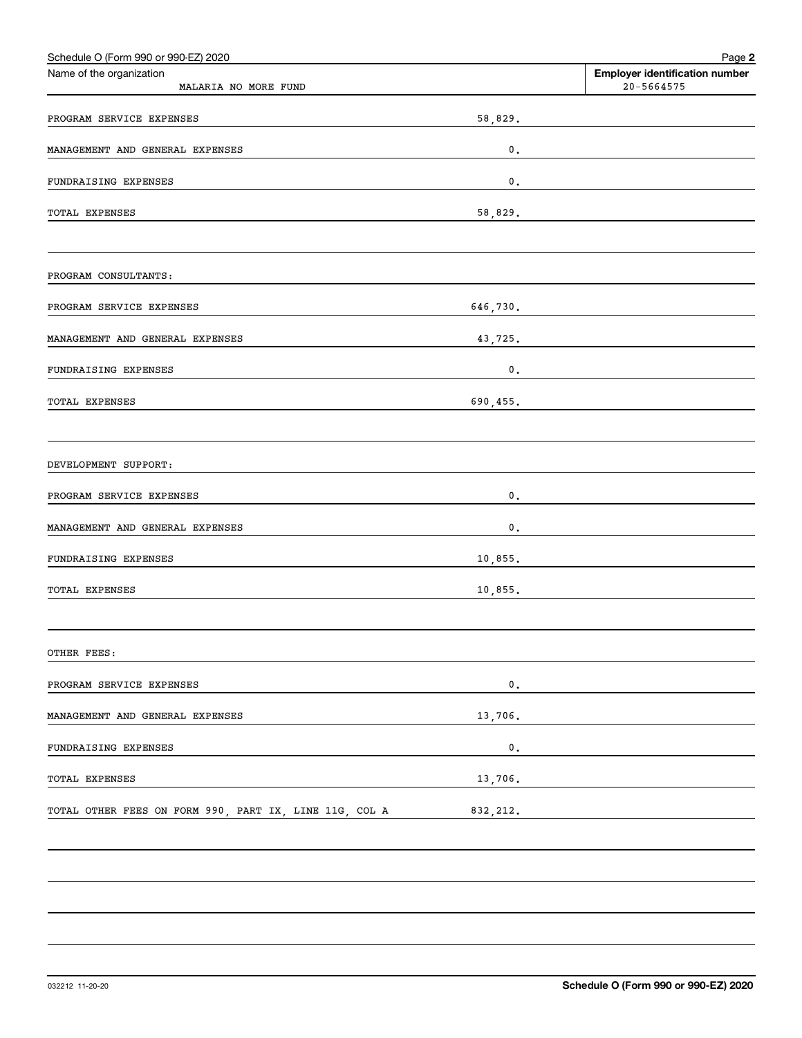Schedule O (Form 990 or 990-EZ) 2020

| Name of the organization | Employer identification number |
|---|---|
| MALARIA NO MORE FUND | 20-5664575 |

| | |
|---|---|
| PROGRAM SERVICE EXPENSES | 58,829. |
| MANAGEMENT AND GENERAL EXPENSES | 0. |
| FUNDRAISING EXPENSES | 0. |
| TOTAL EXPENSES | 58,829. |
| | |
| PROGRAM CONSULTANTS: | |
| PROGRAM SERVICE EXPENSES | 646,730. |
| MANAGEMENT AND GENERAL EXPENSES | 43,725. |
| FUNDRAISING EXPENSES | 0. |
| TOTAL EXPENSES | 690,455. |
| | |
| DEVELOPMENT SUPPORT: | |
| PROGRAM SERVICE EXPENSES | 0. |
| MANAGEMENT AND GENERAL EXPENSES | 0. |
| FUNDRAISING EXPENSES | 10,855. |
| TOTAL EXPENSES | 10,855. |
| | |
| OTHER FEES: | |
| PROGRAM SERVICE EXPENSES | 0. |
| MANAGEMENT AND GENERAL EXPENSES | 13,706. |
| FUNDRAISING EXPENSES | 0. |
| TOTAL EXPENSES | 13,706. |
| TOTAL OTHER FEES ON FORM 990, PART IX, LINE 11G, COL A | 832,212. |

032212 11-20-20

**Schedule O (Form 990 or 990-EZ) 2020**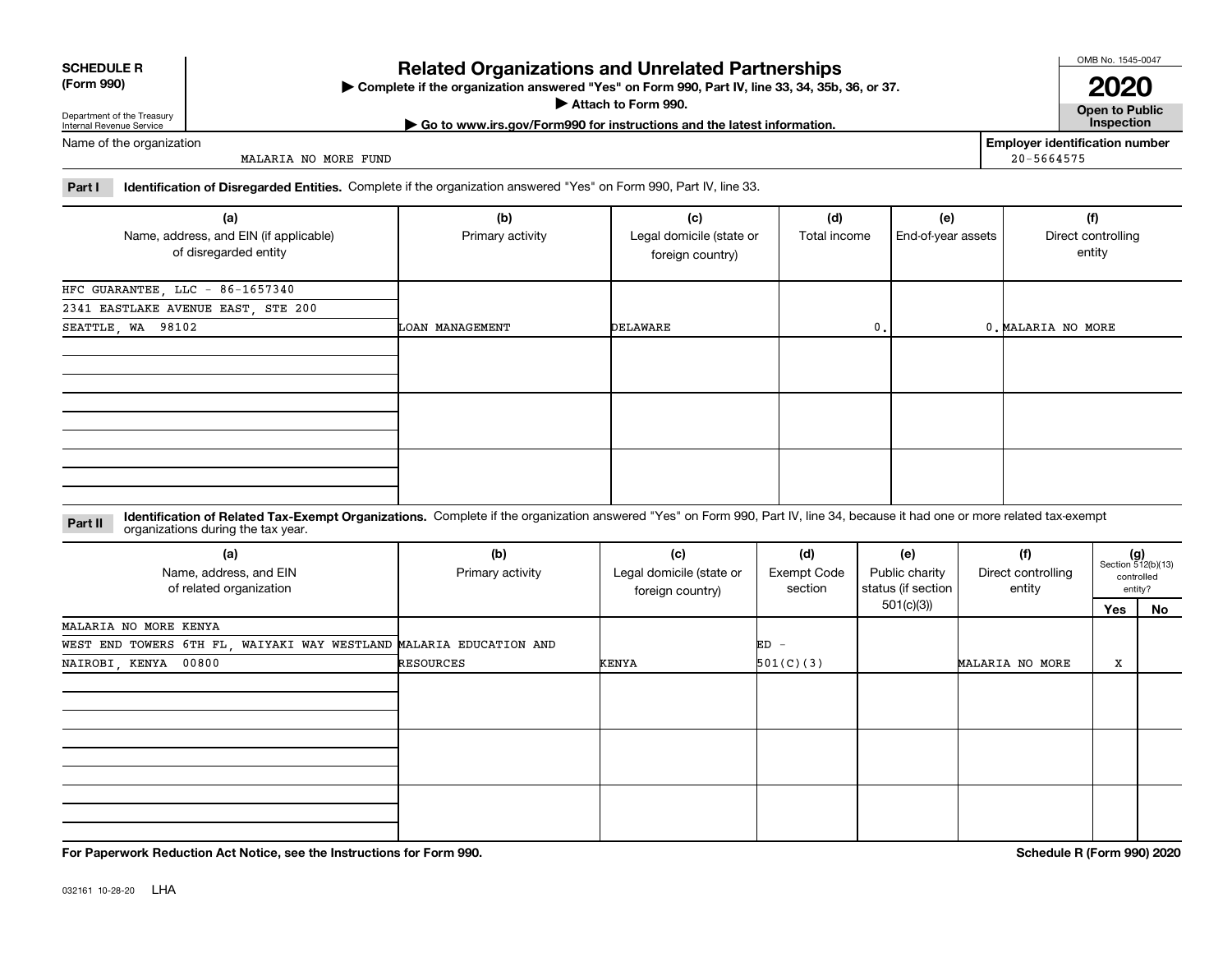**SCHEDULE R (Form 990)**

Department of the Treasury
Internal Revenue Service

# Related Organizations and Unrelated Partnerships

▶ Complete if the organization answered "Yes" on Form 990, Part IV, line 33, 34, 35b, 36, or 37.
▶ Attach to Form 990.
▶ Go to www.irs.gov/Form990 for instructions and the latest information.

OMB No. 1545-0047

**2020**

**Open to Public Inspection**

Name of the organization: MALARIA NO MORE FUND

Employer identification number: 20-5664575

**Part I Identification of Disregarded Entities.** Complete if the organization answered "Yes" on Form 990, Part IV, line 33.

| (a) Name, address, and EIN (if applicable) of disregarded entity | (b) Primary activity | (c) Legal domicile (state or foreign country) | (d) Total income | (e) End-of-year assets | (f) Direct controlling entity |
|---|---|---|---|---|---|
| HFC GUARANTEE, LLC - 86-1657340<br>2341 EASTLAKE AVENUE EAST, STE 200<br>SEATTLE, WA 98102 | LOAN MANAGEMENT | DELAWARE | 0. | 0. | MALARIA NO MORE |
| | | | | | |
| | | | | | |
| | | | | | |

**Part II Identification of Related Tax-Exempt Organizations.** Complete if the organization answered "Yes" on Form 990, Part IV, line 34, because it had one or more related tax-exempt organizations during the tax year.

| (a) Name, address, and EIN of related organization | (b) Primary activity | (c) Legal domicile (state or foreign country) | (d) Exempt Code section | (e) Public charity status (if section 501(c)(3)) | (f) Direct controlling entity | (g) Section 512(b)(13) controlled entity? Yes | No |
|---|---|---|---|---|---|---|---|
| MALARIA NO MORE KENYA<br>WEST END TOWERS 6TH FL, WAIYAKI WAY WESTLAND<br>NAIROBI, KENYA 00800 | MALARIA EDUCATION AND RESOURCES | KENYA | ED - 501(C)(3) | | MALARIA NO MORE | X | |
| | | | | | | | |
| | | | | | | | |
| | | | | | | | |

**For Paperwork Reduction Act Notice, see the Instructions for Form 990.**

**Schedule R (Form 990) 2020**

032161 10-28-20 LHA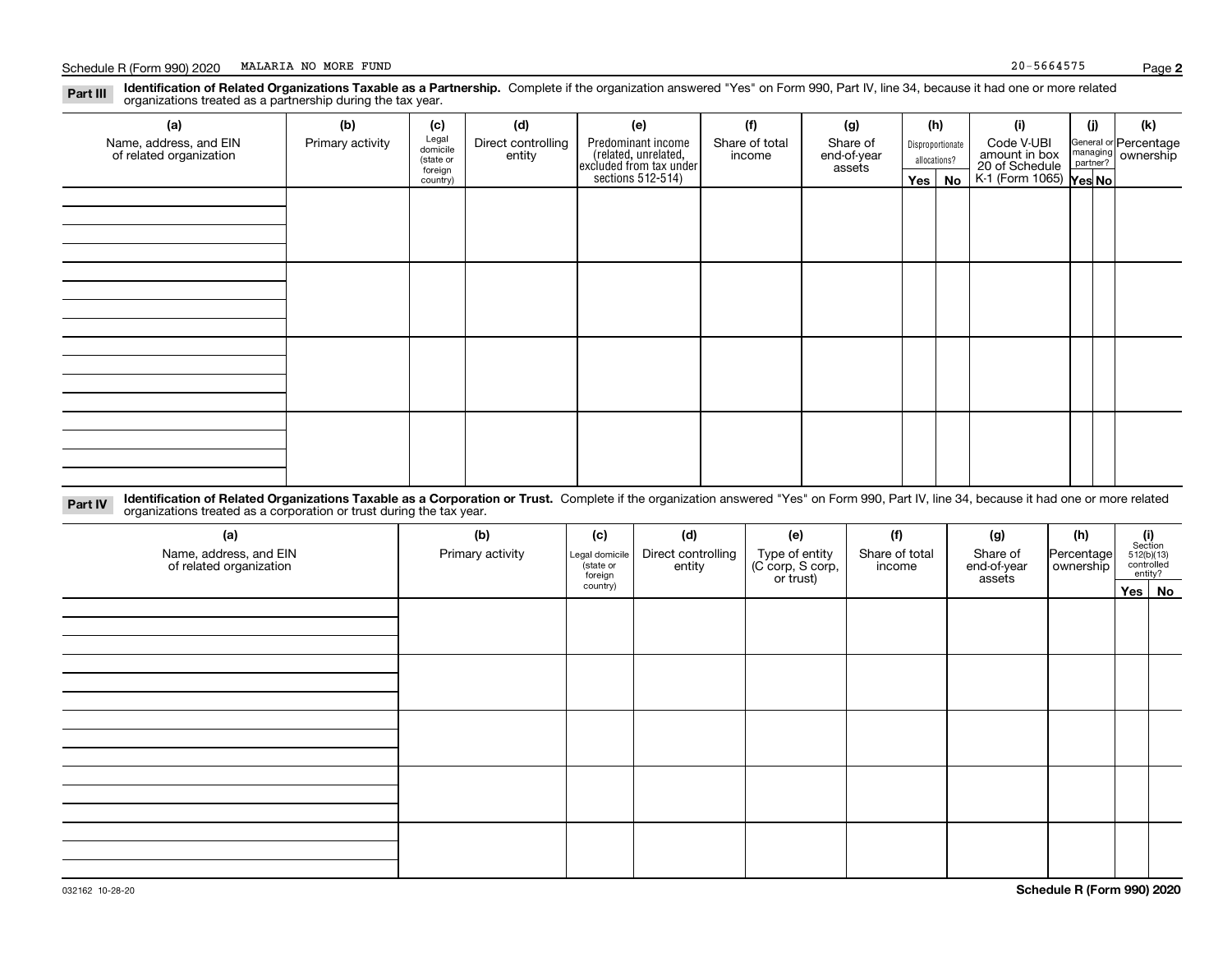Schedule R (Form 990) 2020 MALARIA NO MORE FUND 20-5664575

**Part III** **Identification of Related Organizations Taxable as a Partnership.** Complete if the organization answered "Yes" on Form 990, Part IV, line 34, because it had one or more related organizations treated as a partnership during the tax year.

| (a) Name, address, and EIN of related organization | (b) Primary activity | (c) Legal domicile (state or foreign country) | (d) Direct controlling entity | (e) Predominant income (related, unrelated, excluded from tax under sections 512-514) | (f) Share of total income | (g) Share of end-of-year assets | (h) Disproportionate allocations? Yes | No | (i) Code V-UBI amount in box 20 of Schedule K-1 (Form 1065) | (j) General or managing partner? Yes | No | (k) Percentage ownership |
|---|---|---|---|---|---|---|---|---|---|---|---|---|
| | | | | | | | | | | | | |
| | | | | | | | | | | | | |
| | | | | | | | | | | | | |
| | | | | | | | | | | | | |

**Part IV** **Identification of Related Organizations Taxable as a Corporation or Trust.** Complete if the organization answered "Yes" on Form 990, Part IV, line 34, because it had one or more related organizations treated as a corporation or trust during the tax year.

| (a) Name, address, and EIN of related organization | (b) Primary activity | (c) Legal domicile (state or foreign country) | (d) Direct controlling entity | (e) Type of entity (C corp, S corp, or trust) | (f) Share of total income | (g) Share of end-of-year assets | (h) Percentage ownership | (i) Section 512(b)(13) controlled entity? Yes | No |
|---|---|---|---|---|---|---|---|---|---|
| | | | | | | | | | |
| | | | | | | | | | |
| | | | | | | | | | |
| | | | | | | | | | |
| | | | | | | | | | |

032162 10-28-20 **Schedule R (Form 990) 2020**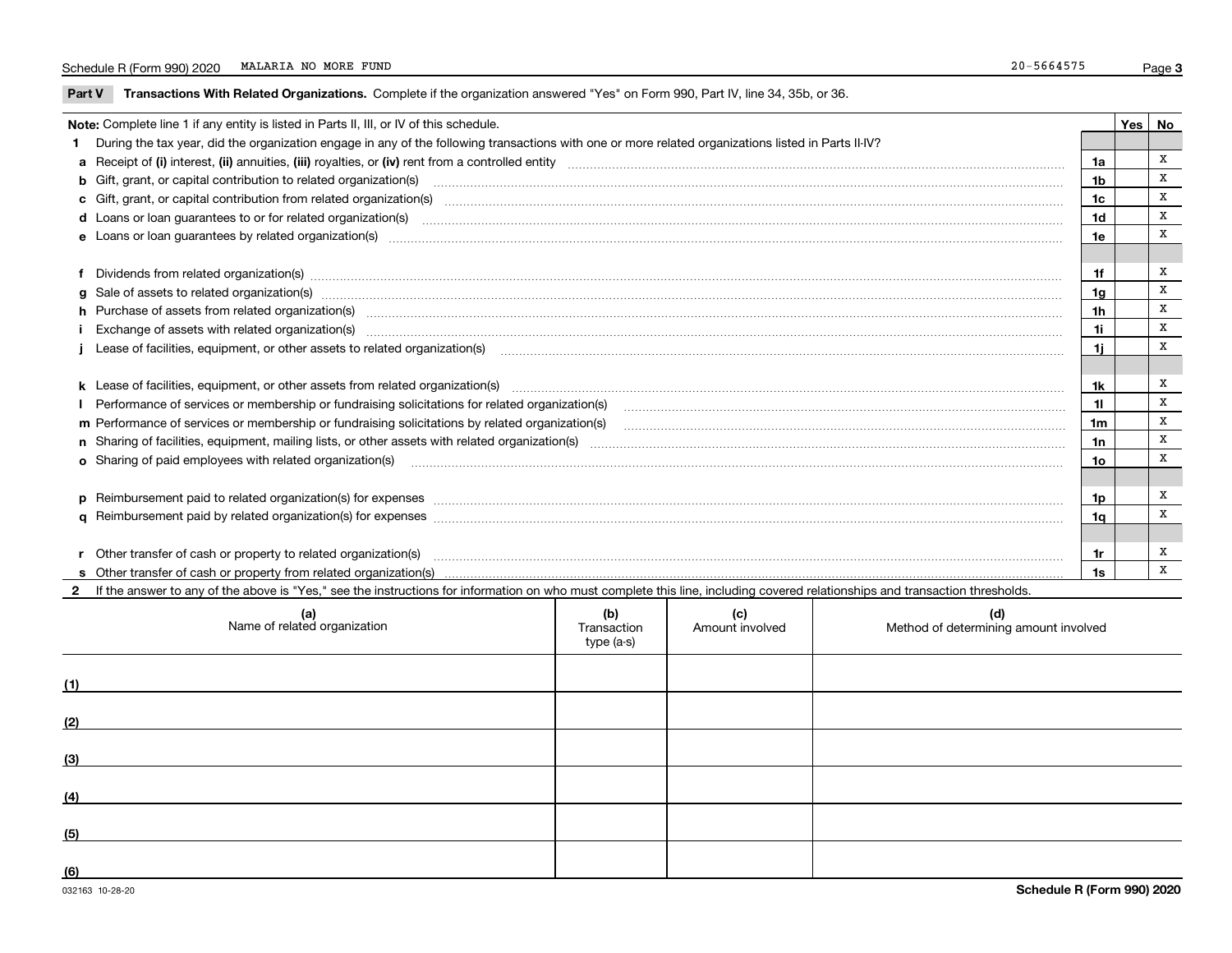Schedule R (Form 990) 2020 MALARIA NO MORE FUND 20-5664575

## Part V Transactions With Related Organizations. Complete if the organization answered "Yes" on Form 990, Part IV, line 34, 35b, or 36.

| Note: Complete line 1 if any entity is listed in Parts II, III, or IV of this schedule. | | Yes | No |
|---|---|---|---|
| 1 During the tax year, did the organization engage in any of the following transactions with one or more related organizations listed in Parts II-IV? | | | |
| a Receipt of (i) interest, (ii) annuities, (iii) royalties, or (iv) rent from a controlled entity | 1a | | X |
| b Gift, grant, or capital contribution to related organization(s) | 1b | | X |
| c Gift, grant, or capital contribution from related organization(s) | 1c | | X |
| d Loans or loan guarantees to or for related organization(s) | 1d | | X |
| e Loans or loan guarantees by related organization(s) | 1e | | X |
| f Dividends from related organization(s) | 1f | | X |
| g Sale of assets to related organization(s) | 1g | | X |
| h Purchase of assets from related organization(s) | 1h | | X |
| i Exchange of assets with related organization(s) | 1i | | X |
| j Lease of facilities, equipment, or other assets to related organization(s) | 1j | | X |
| k Lease of facilities, equipment, or other assets from related organization(s) | 1k | | X |
| l Performance of services or membership or fundraising solicitations for related organization(s) | 1l | | X |
| m Performance of services or membership or fundraising solicitations by related organization(s) | 1m | | X |
| n Sharing of facilities, equipment, mailing lists, or other assets with related organization(s) | 1n | | X |
| o Sharing of paid employees with related organization(s) | 1o | | X |
| p Reimbursement paid to related organization(s) for expenses | 1p | | X |
| q Reimbursement paid by related organization(s) for expenses | 1q | | X |
| r Other transfer of cash or property to related organization(s) | 1r | | X |
| s Other transfer of cash or property from related organization(s) | 1s | | X |

2 If the answer to any of the above is "Yes," see the instructions for information on who must complete this line, including covered relationships and transaction thresholds.

| | (a) Name of related organization | (b) Transaction type (a-s) | (c) Amount involved | (d) Method of determining amount involved |
|---|---|---|---|---|
| (1) | | | | |
| (2) | | | | |
| (3) | | | | |
| (4) | | | | |
| (5) | | | | |
| (6) | | | | |

032163 10-28-20 **Schedule R (Form 990) 2020**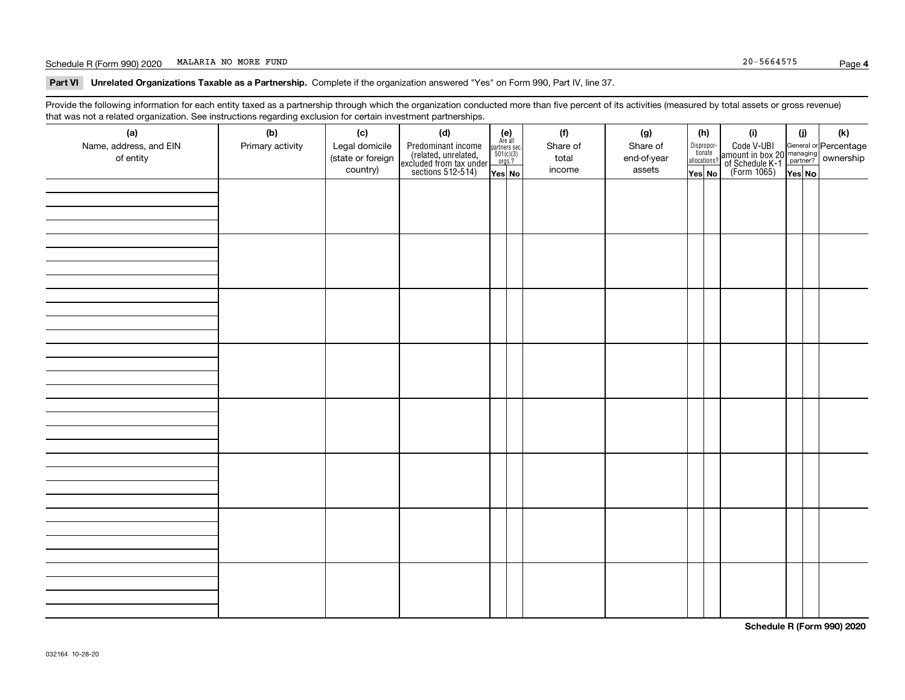## Part VI Unrelated Organizations Taxable as a Partnership. 

Complete if the organization answered "Yes" on Form 990, Part IV, line 37.

Provide the following information for each entity taxed as a partnership through which the organization conducted more than five percent of its activities (measured by total assets or gross revenue) that was not a related organization. See instructions regarding exclusion for certain investment partnerships.

| (a) Name, address, and EIN of entity | (b) Primary activity | (c) Legal domicile (state or foreign country) | (d) Predominant income (related, unrelated, excluded from tax under sections 512-514) | (e) Are all partners sec. 501(c)(3) orgs.? Yes | (e) No | (f) Share of total income | (g) Share of end-of-year assets | (h) Dispropor-tionate allocations? Yes | (h) No | (i) Code V-UBI amount in box 20 of Schedule K-1 (Form 1065) | (j) General or managing partner? Yes | (j) No | (k) Percentage ownership |
|---|---|---|---|---|---|---|---|---|---|---|---|---|---|
| | | | | | | | | | | | | | |
| | | | | | | | | | | | | | |
| | | | | | | | | | | | | | |
| | | | | | | | | | | | | | |
| | | | | | | | | | | | | | |
| | | | | | | | | | | | | | |
| | | | | | | | | | | | | | |
| | | | | | | | | | | | | | |

032164 10-28-20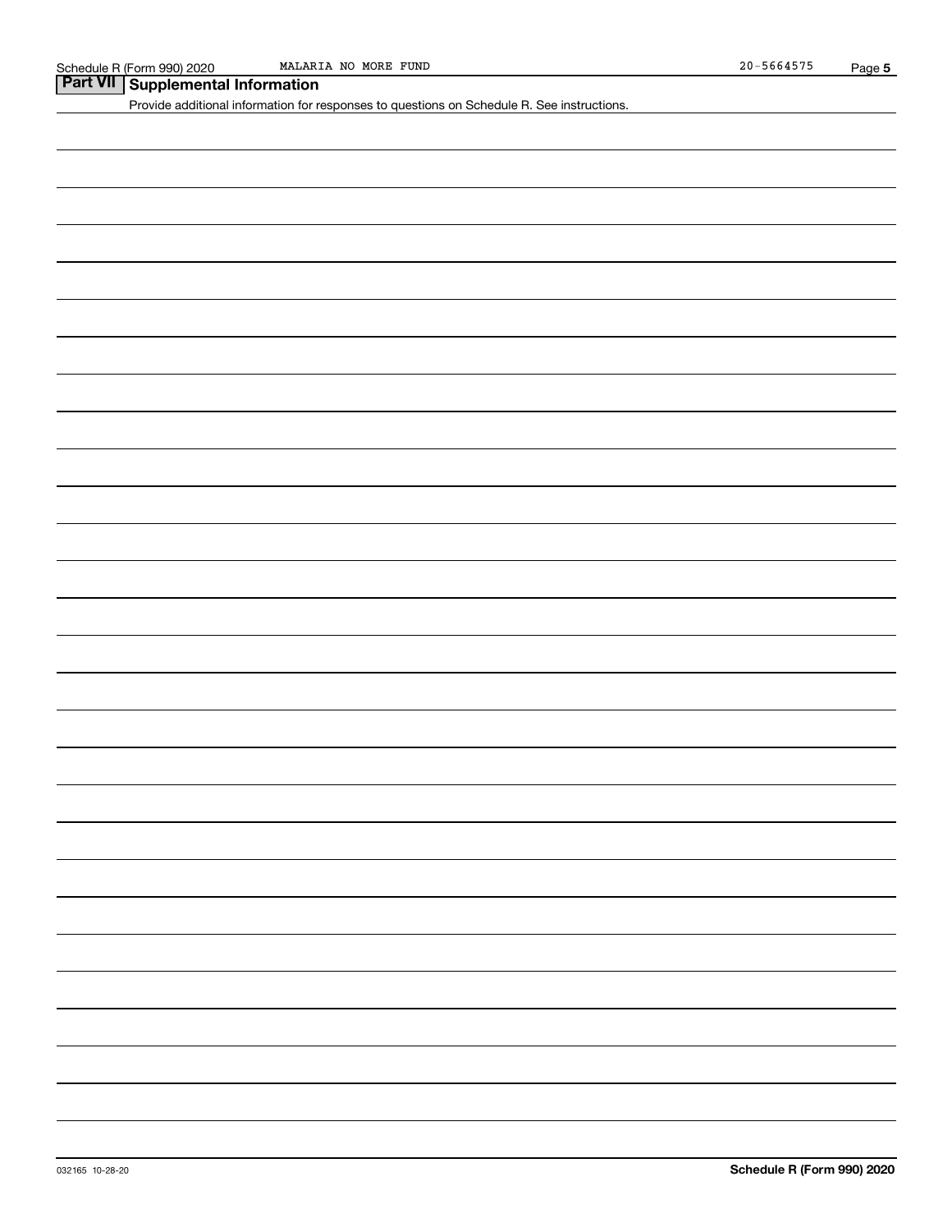Schedule R (Form 990) 2020 MALARIA NO MORE FUND 20-5664575

## Part VII Supplemental Information

Provide additional information for responses to questions on Schedule R. See instructions.